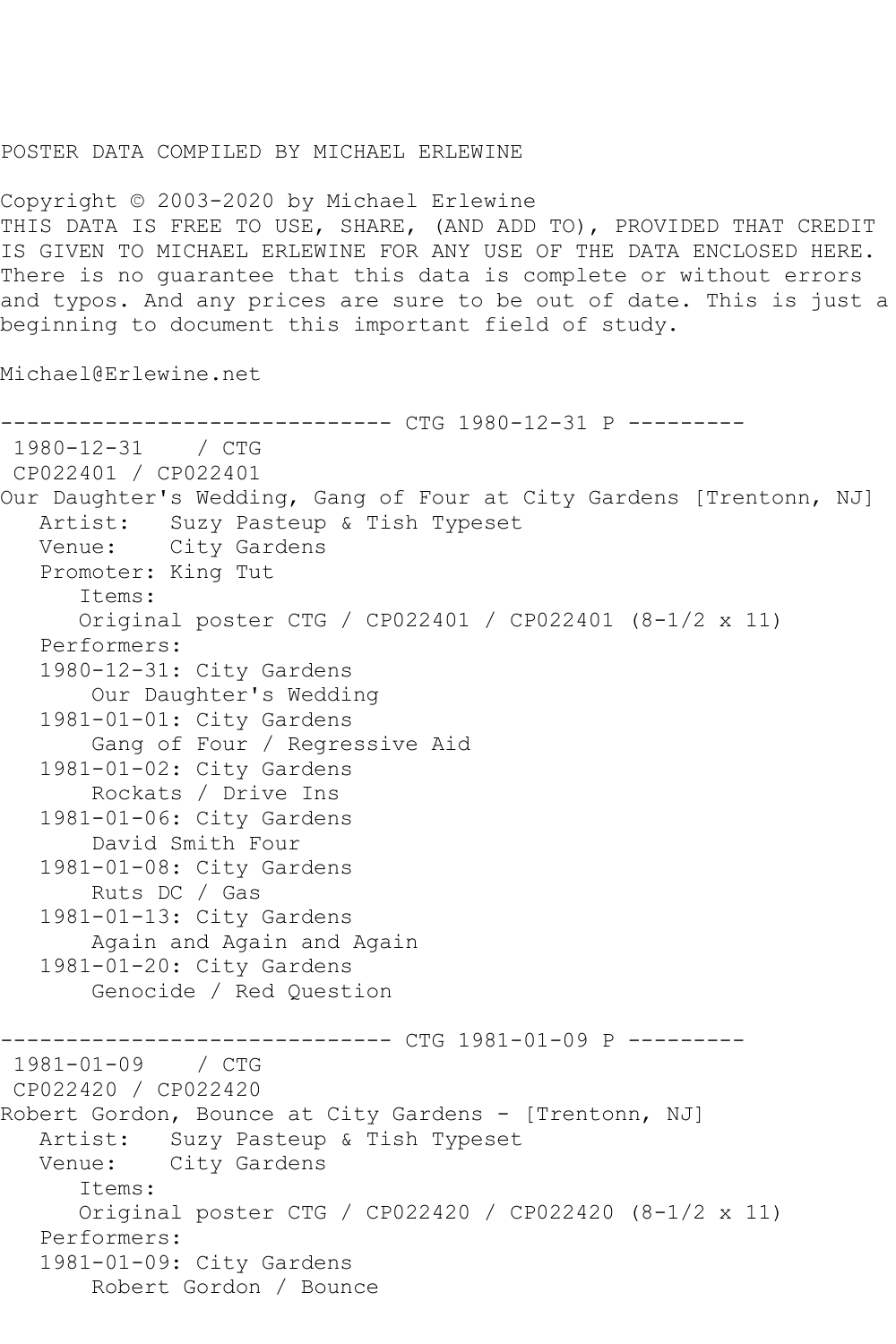POSTER DATA COMPILED BY MICHAEL ERLEWINE

Copyright © 2003-2020 by Michael Erlewine
THIS DATA IS FREE TO USE, SHARE, (AND ADD TO), PROVIDED THAT CREDIT IS GIVEN TO MICHAEL ERLEWINE FOR ANY USE OF THE DATA ENCLOSED HERE. There is no guarantee that this data is complete or without errors and typos. And any prices are sure to be out of date. This is just a beginning to document this important field of study.

Michael@Erlewine.net

------------------------------ CTG 1980-12-31 P ---------

```
 1980-12-31    / CTG
 CP022401 / CP022401
Our Daughter's Wedding, Gang of Four at City Gardens [Trentonn, NJ]
   Artist:   Suzy Pasteup & Tish Typeset
   Venue:    City Gardens
   Promoter: King Tut
      Items:
      Original poster CTG / CP022401 / CP022401 (8-1/2 x 11)
   Performers:
   1980-12-31: City Gardens
       Our Daughter's Wedding
   1981-01-01: City Gardens
       Gang of Four / Regressive Aid
   1981-01-02: City Gardens
       Rockats / Drive Ins
   1981-01-06: City Gardens
       David Smith Four
   1981-01-08: City Gardens
       Ruts DC / Gas
   1981-01-13: City Gardens
       Again and Again and Again
   1981-01-20: City Gardens
       Genocide / Red Question
```

------------------------------ CTG 1981-01-09 P ---------

```
 1981-01-09    / CTG
 CP022420 / CP022420
Robert Gordon, Bounce at City Gardens - [Trentonn, NJ]
   Artist:   Suzy Pasteup & Tish Typeset
   Venue:    City Gardens
      Items:
      Original poster CTG / CP022420 / CP022420 (8-1/2 x 11)
   Performers:
   1981-01-09: City Gardens
       Robert Gordon / Bounce
```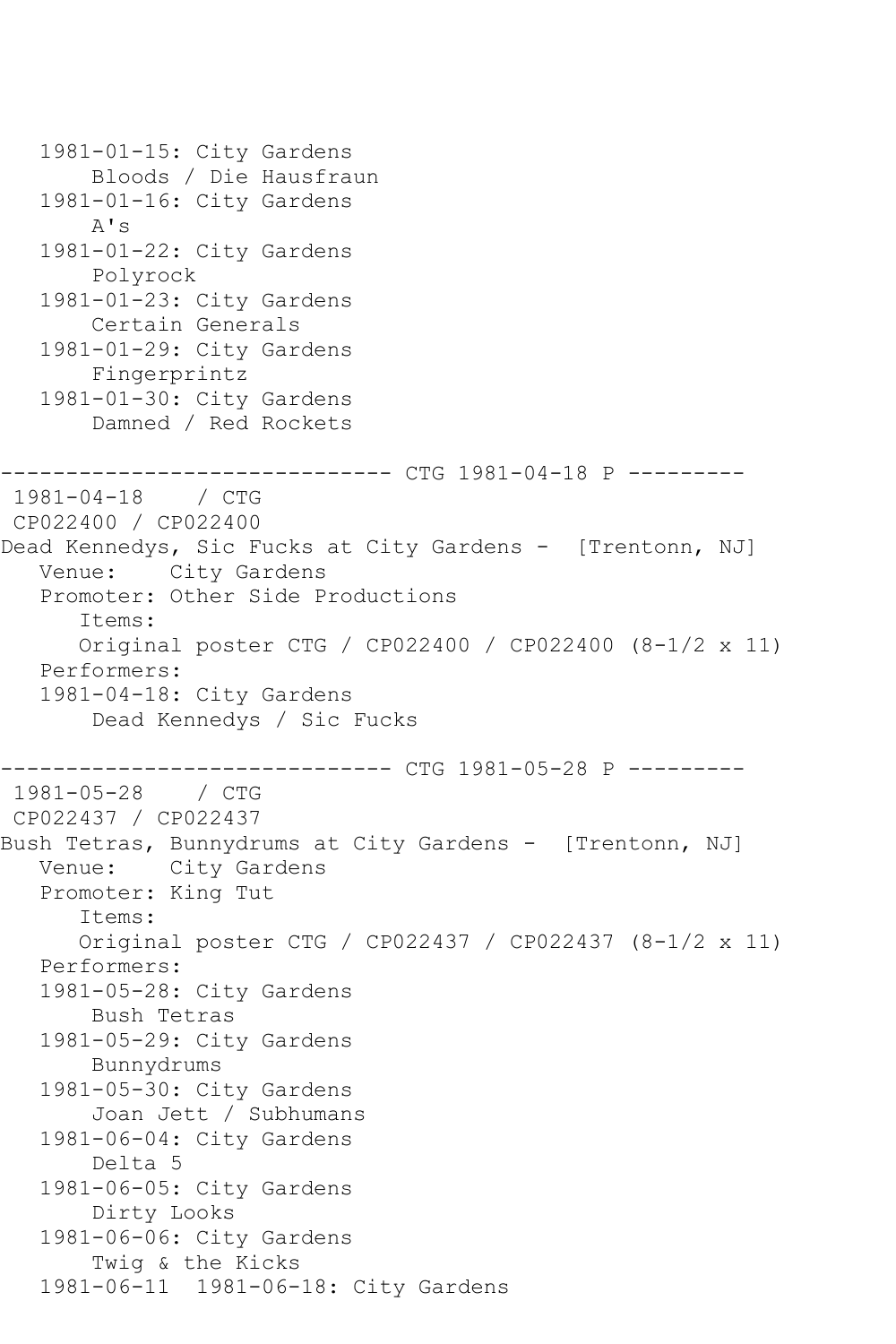```
   1981-01-15: City Gardens
       Bloods / Die Hausfraun
   1981-01-16: City Gardens
       A's
   1981-01-22: City Gardens
       Polyrock
   1981-01-23: City Gardens
       Certain Generals
   1981-01-29: City Gardens
       Fingerprintz
   1981-01-30: City Gardens
       Damned / Red Rockets

------------------------------ CTG 1981-04-18 P ---------
 1981-04-18    / CTG
 CP022400 / CP022400
Dead Kennedys, Sic Fucks at City Gardens -  [Trentonn, NJ]
   Venue:    City Gardens
   Promoter: Other Side Productions
      Items:
      Original poster CTG / CP022400 / CP022400 (8-1/2 x 11)
   Performers:
   1981-04-18: City Gardens
       Dead Kennedys / Sic Fucks

------------------------------ CTG 1981-05-28 P ---------
 1981-05-28    / CTG
 CP022437 / CP022437
Bush Tetras, Bunnydrums at City Gardens -  [Trentonn, NJ]
   Venue:    City Gardens
   Promoter: King Tut
      Items:
      Original poster CTG / CP022437 / CP022437 (8-1/2 x 11)
   Performers:
   1981-05-28: City Gardens
       Bush Tetras
   1981-05-29: City Gardens
       Bunnydrums
   1981-05-30: City Gardens
       Joan Jett / Subhumans
   1981-06-04: City Gardens
       Delta 5
   1981-06-05: City Gardens
       Dirty Looks
   1981-06-06: City Gardens
       Twig & the Kicks
   1981-06-11  1981-06-18: City Gardens
```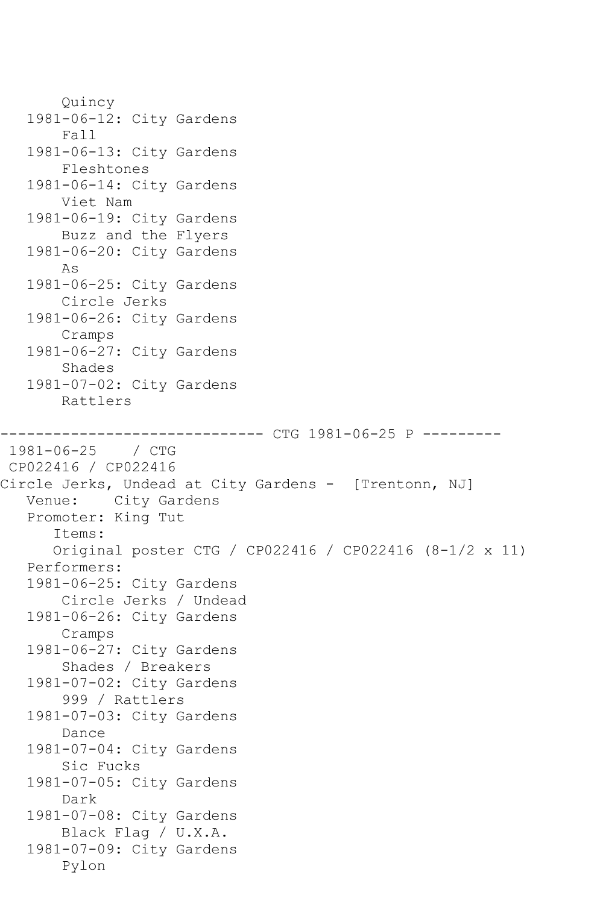```
      Quincy
   1981-06-12: City Gardens
       Fall
   1981-06-13: City Gardens
       Fleshtones
   1981-06-14: City Gardens
       Viet Nam
   1981-06-19: City Gardens
       Buzz and the Flyers
   1981-06-20: City Gardens
       As
   1981-06-25: City Gardens
       Circle Jerks
   1981-06-26: City Gardens
       Cramps
   1981-06-27: City Gardens
       Shades
   1981-07-02: City Gardens
       Rattlers

------------------------------ CTG 1981-06-25 P ---------
 1981-06-25    / CTG
 CP022416 / CP022416
Circle Jerks, Undead at City Gardens -  [Trentonn, NJ]
   Venue:    City Gardens
   Promoter: King Tut
      Items:
      Original poster CTG / CP022416 / CP022416 (8-1/2 x 11)
   Performers:
   1981-06-25: City Gardens
       Circle Jerks / Undead
   1981-06-26: City Gardens
       Cramps
   1981-06-27: City Gardens
       Shades / Breakers
   1981-07-02: City Gardens
       999 / Rattlers
   1981-07-03: City Gardens
       Dance
   1981-07-04: City Gardens
       Sic Fucks
   1981-07-05: City Gardens
       Dark
   1981-07-08: City Gardens
       Black Flag / U.X.A.
   1981-07-09: City Gardens
       Pylon
```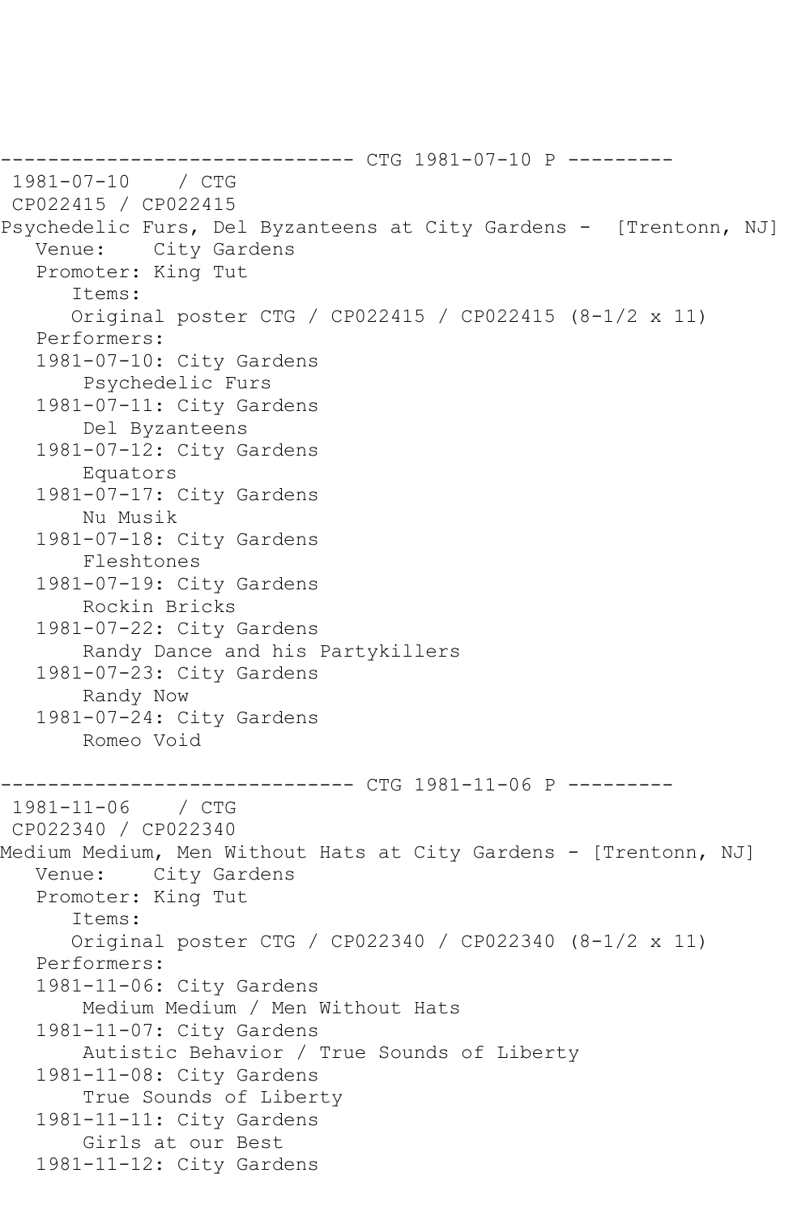```
------------------------------ CTG 1981-07-10 P ---------
 1981-07-10    / CTG
 CP022415 / CP022415
Psychedelic Furs, Del Byzanteens at City Gardens -  [Trentonn, NJ]
   Venue:    City Gardens
   Promoter: King Tut
      Items:
      Original poster CTG / CP022415 / CP022415 (8-1/2 x 11)
   Performers:
   1981-07-10: City Gardens
       Psychedelic Furs
   1981-07-11: City Gardens
       Del Byzanteens
   1981-07-12: City Gardens
       Equators
   1981-07-17: City Gardens
       Nu Musik
   1981-07-18: City Gardens
       Fleshtones
   1981-07-19: City Gardens
       Rockin Bricks
   1981-07-22: City Gardens
       Randy Dance and his Partykillers
   1981-07-23: City Gardens
       Randy Now
   1981-07-24: City Gardens
       Romeo Void

------------------------------ CTG 1981-11-06 P ---------
 1981-11-06    / CTG
 CP022340 / CP022340
Medium Medium, Men Without Hats at City Gardens - [Trentonn, NJ]
   Venue:    City Gardens
   Promoter: King Tut
      Items:
      Original poster CTG / CP022340 / CP022340 (8-1/2 x 11)
   Performers:
   1981-11-06: City Gardens
       Medium Medium / Men Without Hats
   1981-11-07: City Gardens
       Autistic Behavior / True Sounds of Liberty
   1981-11-08: City Gardens
       True Sounds of Liberty
   1981-11-11: City Gardens
       Girls at our Best
   1981-11-12: City Gardens
```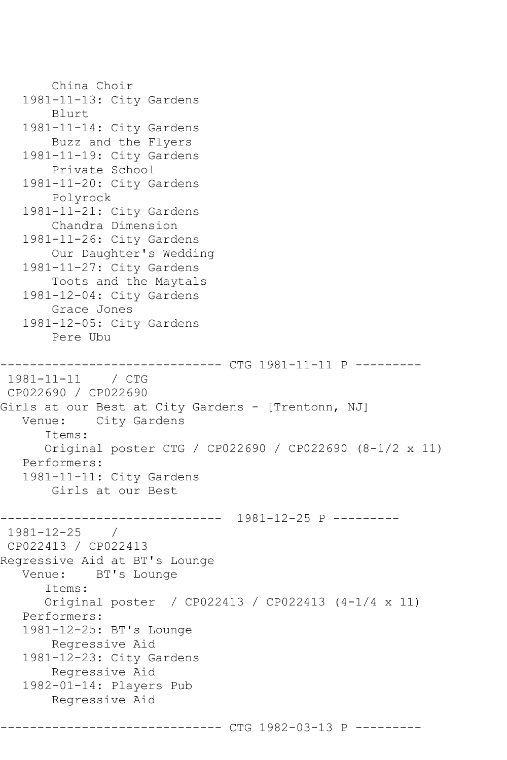China Choir
   1981-11-13: City Gardens
       Blurt
   1981-11-14: City Gardens
       Buzz and the Flyers
   1981-11-19: City Gardens
       Private School
   1981-11-20: City Gardens
       Polyrock
   1981-11-21: City Gardens
       Chandra Dimension
   1981-11-26: City Gardens
       Our Daughter's Wedding
   1981-11-27: City Gardens
       Toots and the Maytals
   1981-12-04: City Gardens
       Grace Jones
   1981-12-05: City Gardens
       Pere Ubu

------------------------------ CTG 1981-11-11 P ---------

1981-11-11    / CTG
CP022690 / CP022690
Girls at our Best at City Gardens - [Trentonn, NJ]
   Venue:    City Gardens
      Items:
      Original poster CTG / CP022690 / CP022690 (8-1/2 x 11)
   Performers:
   1981-11-11: City Gardens
       Girls at our Best

------------------------------  1981-12-25 P ---------

1981-12-25    /
CP022413 / CP022413
Regressive Aid at BT's Lounge
   Venue:    BT's Lounge
      Items:
      Original poster  / CP022413 / CP022413 (4-1/4 x 11)
   Performers:
   1981-12-25: BT's Lounge
       Regressive Aid
   1981-12-23: City Gardens
       Regressive Aid
   1982-01-14: Players Pub
       Regressive Aid

------------------------------ CTG 1982-03-13 P ---------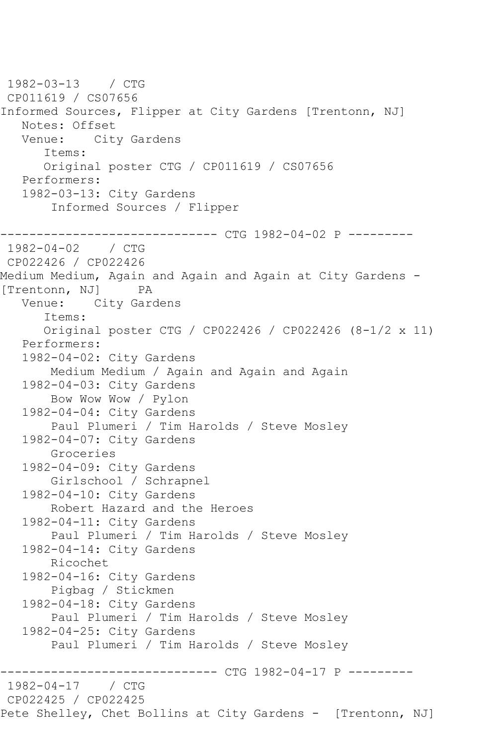1982-03-13 / CTG
CP011619 / CS07656
Informed Sources, Flipper at City Gardens [Trentonn, NJ]
Notes: Offset
Venue: City Gardens
Items:
Original poster CTG / CP011619 / CS07656
Performers:
1982-03-13: City Gardens
Informed Sources / Flipper

------------------------------ CTG 1982-04-02 P ---------
1982-04-02 / CTG
CP022426 / CP022426
Medium Medium, Again and Again and Again at City Gardens - [Trentonn, NJ] PA
Venue: City Gardens
Items:
Original poster CTG / CP022426 / CP022426 (8-1/2 x 11)
Performers:
1982-04-02: City Gardens
Medium Medium / Again and Again and Again
1982-04-03: City Gardens
Bow Wow Wow / Pylon
1982-04-04: City Gardens
Paul Plumeri / Tim Harolds / Steve Mosley
1982-04-07: City Gardens
Groceries
1982-04-09: City Gardens
Girlschool / Schrapnel
1982-04-10: City Gardens
Robert Hazard and the Heroes
1982-04-11: City Gardens
Paul Plumeri / Tim Harolds / Steve Mosley
1982-04-14: City Gardens
Ricochet
1982-04-16: City Gardens
Pigbag / Stickmen
1982-04-18: City Gardens
Paul Plumeri / Tim Harolds / Steve Mosley
1982-04-25: City Gardens
Paul Plumeri / Tim Harolds / Steve Mosley

------------------------------ CTG 1982-04-17 P ---------
1982-04-17 / CTG
CP022425 / CP022425
Pete Shelley, Chet Bollins at City Gardens - [Trentonn, NJ]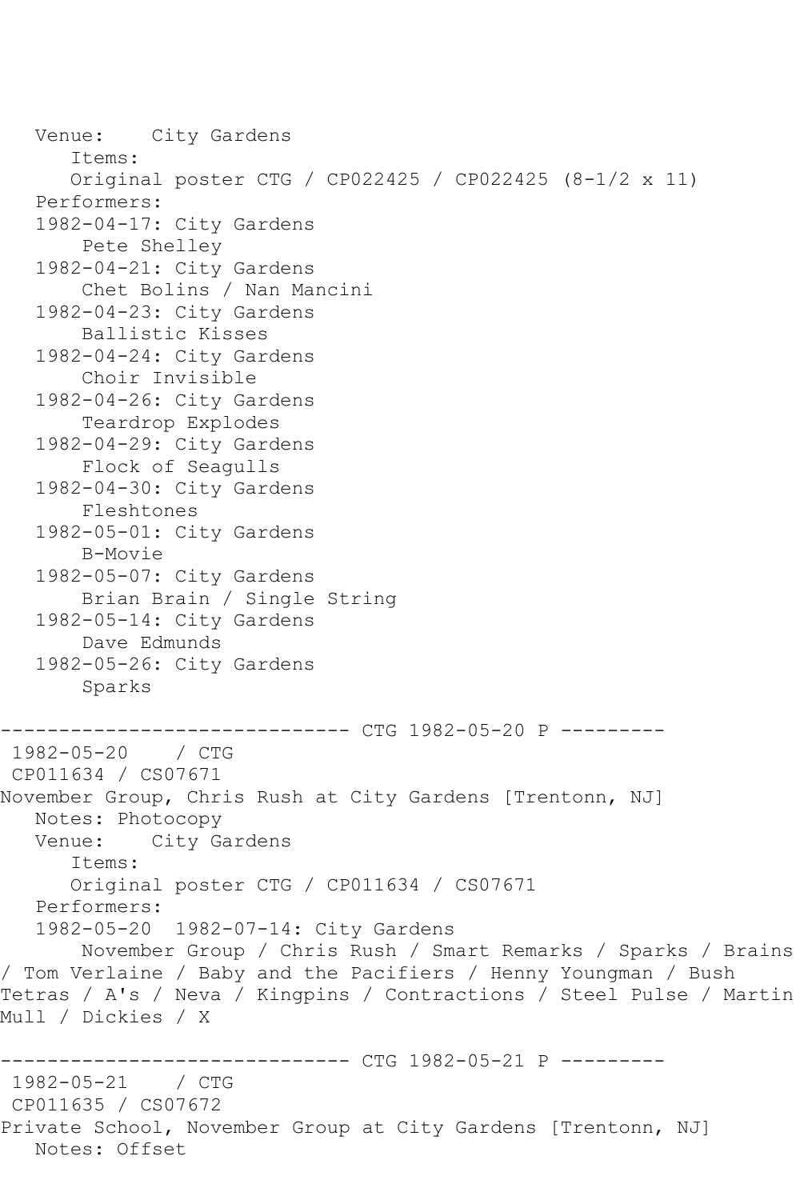Venue: City Gardens
Items:
Original poster CTG / CP022425 / CP022425 (8-1/2 x 11)
Performers:
1982-04-17: City Gardens
Pete Shelley
1982-04-21: City Gardens
Chet Bolins / Nan Mancini
1982-04-23: City Gardens
Ballistic Kisses
1982-04-24: City Gardens
Choir Invisible
1982-04-26: City Gardens
Teardrop Explodes
1982-04-29: City Gardens
Flock of Seagulls
1982-04-30: City Gardens
Fleshtones
1982-05-01: City Gardens
B-Movie
1982-05-07: City Gardens
Brian Brain / Single String
1982-05-14: City Gardens
Dave Edmunds
1982-05-26: City Gardens
Sparks

------------------------------ CTG 1982-05-20 P ---------

1982-05-20 / CTG
CP011634 / CS07671
November Group, Chris Rush at City Gardens [Trentonn, NJ]
Notes: Photocopy
Venue: City Gardens
Items:
Original poster CTG / CP011634 / CS07671
Performers:
1982-05-20 1982-07-14: City Gardens
November Group / Chris Rush / Smart Remarks / Sparks / Brains / Tom Verlaine / Baby and the Pacifiers / Henny Youngman / Bush Tetras / A's / Neva / Kingpins / Contractions / Steel Pulse / Martin Mull / Dickies / X

------------------------------ CTG 1982-05-21 P ---------

1982-05-21 / CTG
CP011635 / CS07672
Private School, November Group at City Gardens [Trentonn, NJ]
Notes: Offset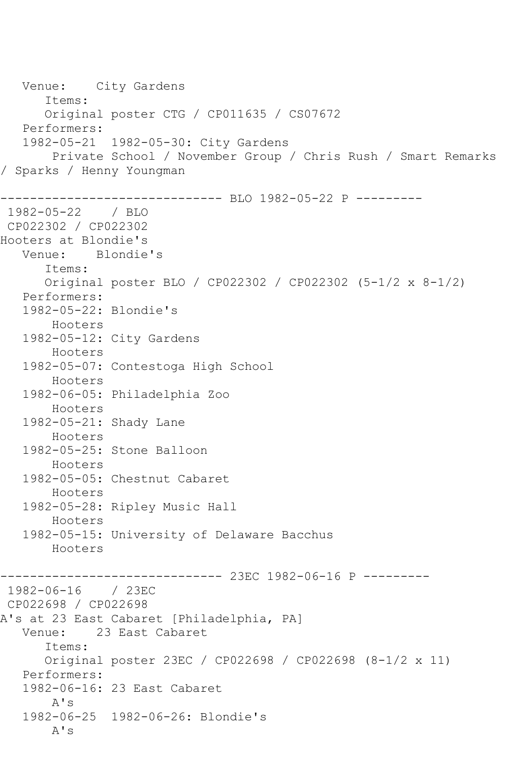```
   Venue:    City Gardens
      Items:
      Original poster CTG / CP011635 / CS07672
   Performers:
   1982-05-21  1982-05-30: City Gardens
       Private School / November Group / Chris Rush / Smart Remarks
/ Sparks / Henny Youngman

------------------------------ BLO 1982-05-22 P ---------
 1982-05-22    / BLO
 CP022302 / CP022302
Hooters at Blondie's
   Venue:    Blondie's
      Items:
      Original poster BLO / CP022302 / CP022302 (5-1/2 x 8-1/2)
   Performers:
   1982-05-22: Blondie's
       Hooters
   1982-05-12: City Gardens
       Hooters
   1982-05-07: Contestoga High School
       Hooters
   1982-06-05: Philadelphia Zoo
       Hooters
   1982-05-21: Shady Lane
       Hooters
   1982-05-25: Stone Balloon
       Hooters
   1982-05-05: Chestnut Cabaret
       Hooters
   1982-05-28: Ripley Music Hall
       Hooters
   1982-05-15: University of Delaware Bacchus
       Hooters

------------------------------ 23EC 1982-06-16 P ---------
 1982-06-16    / 23EC
 CP022698 / CP022698
A's at 23 East Cabaret [Philadelphia, PA]
   Venue:    23 East Cabaret
      Items:
      Original poster 23EC / CP022698 / CP022698 (8-1/2 x 11)
   Performers:
   1982-06-16: 23 East Cabaret
       A's
   1982-06-25  1982-06-26: Blondie's
       A's
```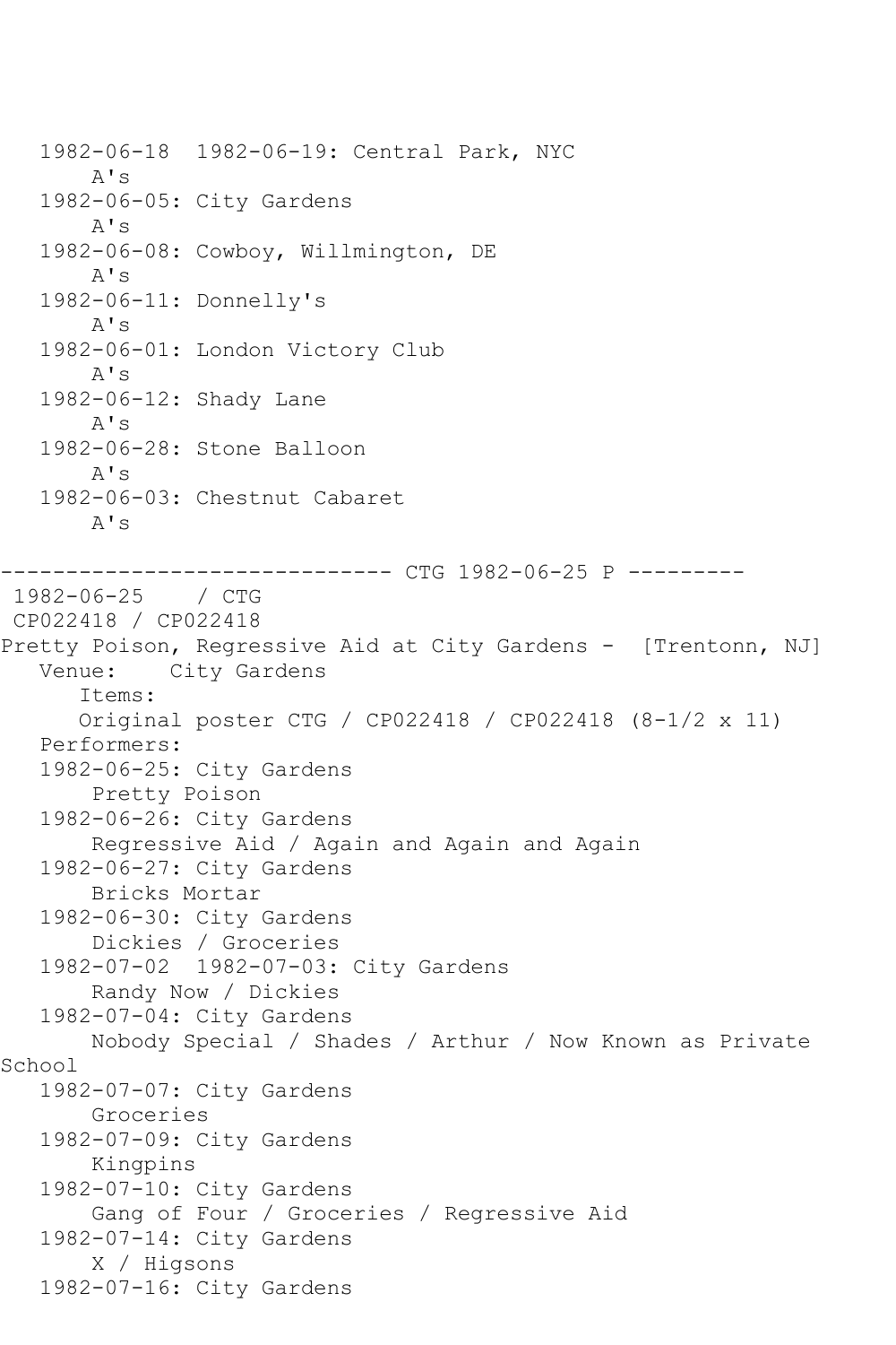```
   1982-06-18  1982-06-19: Central Park, NYC
       A's
   1982-06-05: City Gardens
       A's
   1982-06-08: Cowboy, Willmington, DE
       A's
   1982-06-11: Donnelly's
       A's
   1982-06-01: London Victory Club
       A's
   1982-06-12: Shady Lane
       A's
   1982-06-28: Stone Balloon
       A's
   1982-06-03: Chestnut Cabaret
       A's

------------------------------ CTG 1982-06-25 P ---------
 1982-06-25    / CTG
 CP022418 / CP022418
Pretty Poison, Regressive Aid at City Gardens -  [Trentonn, NJ]
   Venue:    City Gardens
      Items:
      Original poster CTG / CP022418 / CP022418 (8-1/2 x 11)
   Performers:
   1982-06-25: City Gardens
       Pretty Poison
   1982-06-26: City Gardens
       Regressive Aid / Again and Again and Again
   1982-06-27: City Gardens
       Bricks Mortar
   1982-06-30: City Gardens
       Dickies / Groceries
   1982-07-02  1982-07-03: City Gardens
       Randy Now / Dickies
   1982-07-04: City Gardens
       Nobody Special / Shades / Arthur / Now Known as Private
School
   1982-07-07: City Gardens
       Groceries
   1982-07-09: City Gardens
       Kingpins
   1982-07-10: City Gardens
       Gang of Four / Groceries / Regressive Aid
   1982-07-14: City Gardens
       X / Higsons
   1982-07-16: City Gardens
```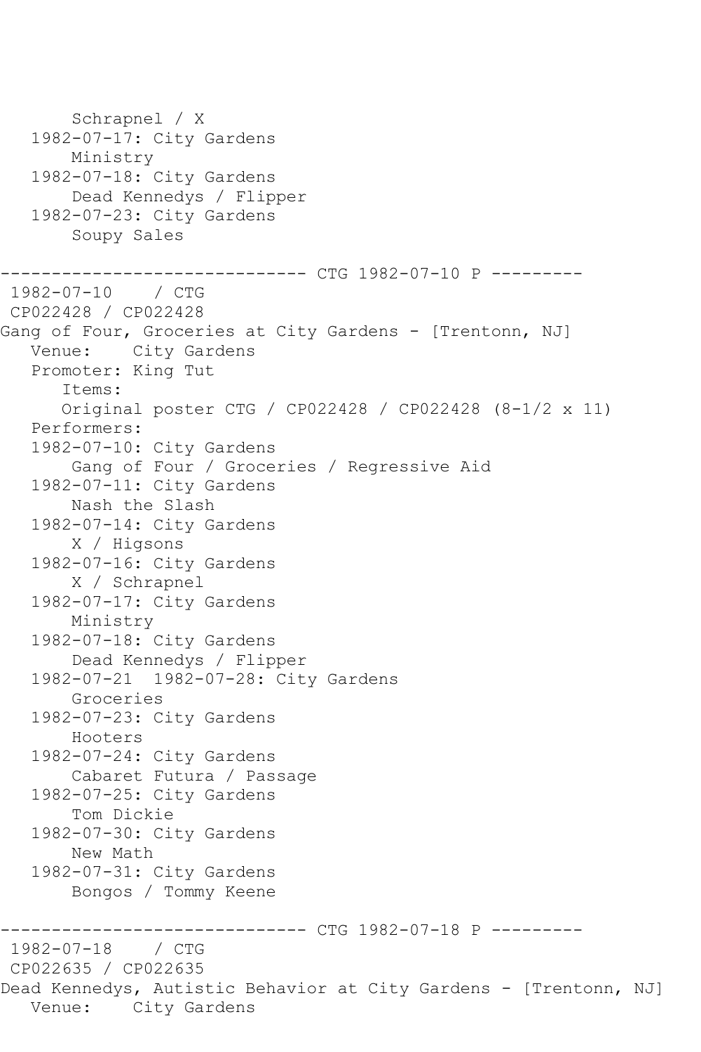```
       Schrapnel / X
   1982-07-17: City Gardens
       Ministry
   1982-07-18: City Gardens
       Dead Kennedys / Flipper
   1982-07-23: City Gardens
       Soupy Sales

------------------------------ CTG 1982-07-10 P ---------
 1982-07-10    / CTG
 CP022428 / CP022428
Gang of Four, Groceries at City Gardens - [Trentonn, NJ]
   Venue:    City Gardens
   Promoter: King Tut
      Items:
      Original poster CTG / CP022428 / CP022428 (8-1/2 x 11)
   Performers:
   1982-07-10: City Gardens
       Gang of Four / Groceries / Regressive Aid
   1982-07-11: City Gardens
       Nash the Slash
   1982-07-14: City Gardens
       X / Higsons
   1982-07-16: City Gardens
       X / Schrapnel
   1982-07-17: City Gardens
       Ministry
   1982-07-18: City Gardens
       Dead Kennedys / Flipper
   1982-07-21  1982-07-28: City Gardens
       Groceries
   1982-07-23: City Gardens
       Hooters
   1982-07-24: City Gardens
       Cabaret Futura / Passage
   1982-07-25: City Gardens
       Tom Dickie
   1982-07-30: City Gardens
       New Math
   1982-07-31: City Gardens
       Bongos / Tommy Keene

------------------------------ CTG 1982-07-18 P ---------
 1982-07-18    / CTG
 CP022635 / CP022635
Dead Kennedys, Autistic Behavior at City Gardens - [Trentonn, NJ]
   Venue:    City Gardens
```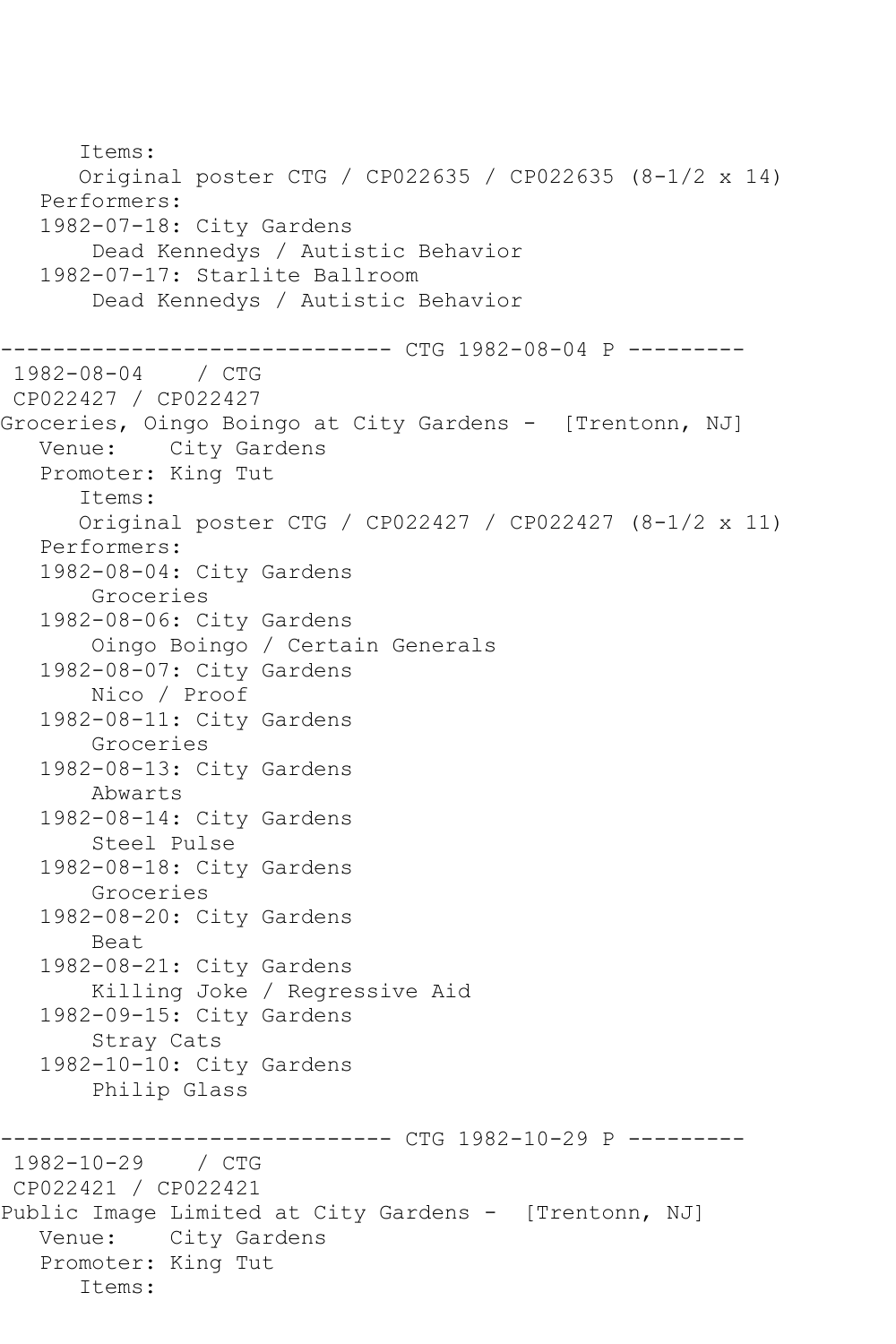```
      Items:
      Original poster CTG / CP022635 / CP022635 (8-1/2 x 14)
   Performers:
   1982-07-18: City Gardens
       Dead Kennedys / Autistic Behavior
   1982-07-17: Starlite Ballroom
       Dead Kennedys / Autistic Behavior

------------------------------ CTG 1982-08-04 P ---------
 1982-08-04    / CTG
 CP022427 / CP022427
Groceries, Oingo Boingo at City Gardens -  [Trentonn, NJ]
   Venue:    City Gardens
   Promoter: King Tut
      Items:
      Original poster CTG / CP022427 / CP022427 (8-1/2 x 11)
   Performers:
   1982-08-04: City Gardens
       Groceries
   1982-08-06: City Gardens
       Oingo Boingo / Certain Generals
   1982-08-07: City Gardens
       Nico / Proof
   1982-08-11: City Gardens
       Groceries
   1982-08-13: City Gardens
       Abwarts
   1982-08-14: City Gardens
       Steel Pulse
   1982-08-18: City Gardens
       Groceries
   1982-08-20: City Gardens
       Beat
   1982-08-21: City Gardens
       Killing Joke / Regressive Aid
   1982-09-15: City Gardens
       Stray Cats
   1982-10-10: City Gardens
       Philip Glass

------------------------------ CTG 1982-10-29 P ---------
 1982-10-29    / CTG
 CP022421 / CP022421
Public Image Limited at City Gardens -  [Trentonn, NJ]
   Venue:    City Gardens
   Promoter: King Tut
      Items:
```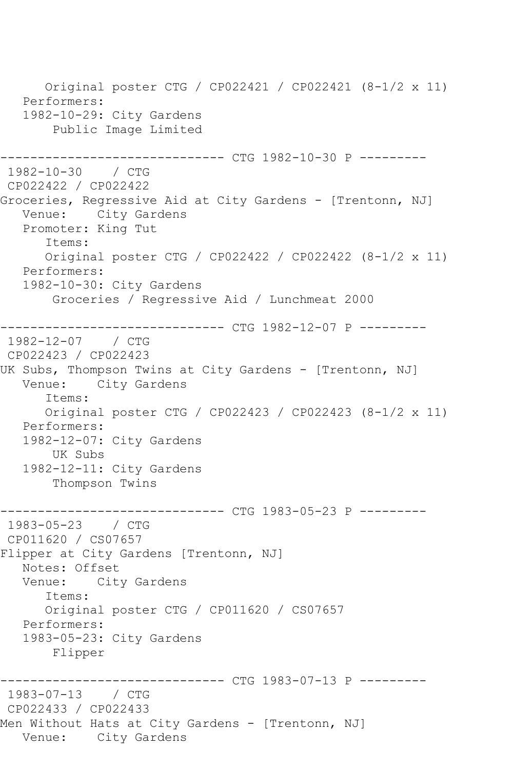```
      Original poster CTG / CP022421 / CP022421 (8-1/2 x 11)
   Performers:
   1982-10-29: City Gardens
       Public Image Limited

------------------------------ CTG 1982-10-30 P ---------
 1982-10-30    / CTG
 CP022422 / CP022422
Groceries, Regressive Aid at City Gardens - [Trentonn, NJ]
   Venue:    City Gardens
   Promoter: King Tut
      Items:
      Original poster CTG / CP022422 / CP022422 (8-1/2 x 11)
   Performers:
   1982-10-30: City Gardens
       Groceries / Regressive Aid / Lunchmeat 2000

------------------------------ CTG 1982-12-07 P ---------
 1982-12-07    / CTG
 CP022423 / CP022423
UK Subs, Thompson Twins at City Gardens - [Trentonn, NJ]
   Venue:    City Gardens
      Items:
      Original poster CTG / CP022423 / CP022423 (8-1/2 x 11)
   Performers:
   1982-12-07: City Gardens
       UK Subs
   1982-12-11: City Gardens
       Thompson Twins

------------------------------ CTG 1983-05-23 P ---------
 1983-05-23    / CTG
 CP011620 / CS07657
Flipper at City Gardens [Trentonn, NJ]
   Notes: Offset
   Venue:    City Gardens
      Items:
      Original poster CTG / CP011620 / CS07657
   Performers:
   1983-05-23: City Gardens
       Flipper

------------------------------ CTG 1983-07-13 P ---------
 1983-07-13    / CTG
 CP022433 / CP022433
Men Without Hats at City Gardens - [Trentonn, NJ]
   Venue:    City Gardens
```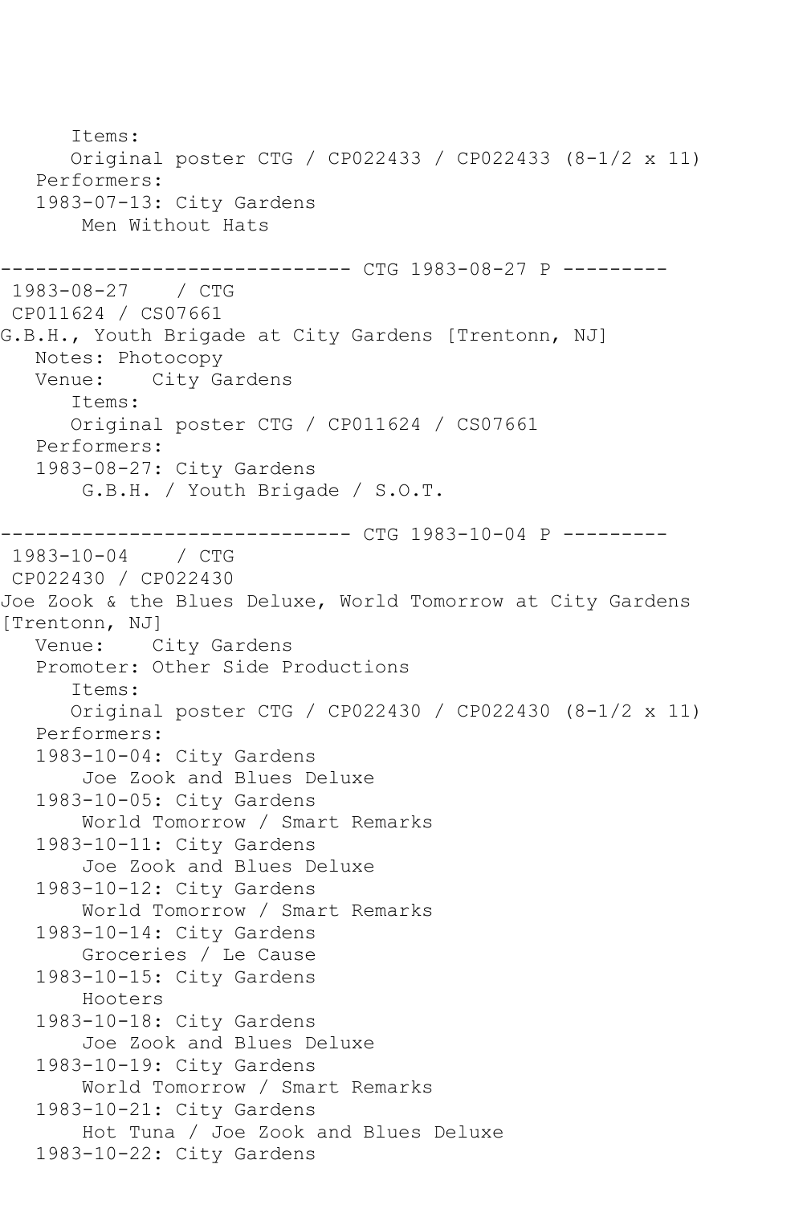```
      Items:
      Original poster CTG / CP022433 / CP022433 (8-1/2 x 11)
   Performers:
   1983-07-13: City Gardens
       Men Without Hats

------------------------------ CTG 1983-08-27 P ---------
 1983-08-27    / CTG
 CP011624 / CS07661
G.B.H., Youth Brigade at City Gardens [Trentonn, NJ]
   Notes: Photocopy
   Venue:    City Gardens
      Items:
      Original poster CTG / CP011624 / CS07661
   Performers:
   1983-08-27: City Gardens
       G.B.H. / Youth Brigade / S.O.T.

------------------------------ CTG 1983-10-04 P ---------
 1983-10-04    / CTG
 CP022430 / CP022430
Joe Zook & the Blues Deluxe, World Tomorrow at City Gardens
[Trentonn, NJ]
   Venue:    City Gardens
   Promoter: Other Side Productions
      Items:
      Original poster CTG / CP022430 / CP022430 (8-1/2 x 11)
   Performers:
   1983-10-04: City Gardens
       Joe Zook and Blues Deluxe
   1983-10-05: City Gardens
       World Tomorrow / Smart Remarks
   1983-10-11: City Gardens
       Joe Zook and Blues Deluxe
   1983-10-12: City Gardens
       World Tomorrow / Smart Remarks
   1983-10-14: City Gardens
       Groceries / Le Cause
   1983-10-15: City Gardens
       Hooters
   1983-10-18: City Gardens
       Joe Zook and Blues Deluxe
   1983-10-19: City Gardens
       World Tomorrow / Smart Remarks
   1983-10-21: City Gardens
       Hot Tuna / Joe Zook and Blues Deluxe
   1983-10-22: City Gardens
```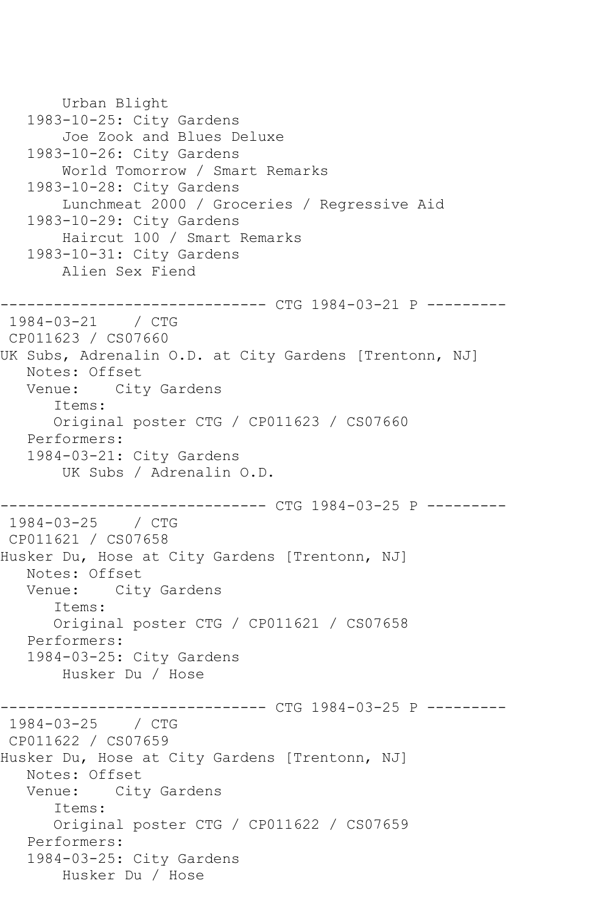```
       Urban Blight
   1983-10-25: City Gardens
       Joe Zook and Blues Deluxe
   1983-10-26: City Gardens
       World Tomorrow / Smart Remarks
   1983-10-28: City Gardens
       Lunchmeat 2000 / Groceries / Regressive Aid
   1983-10-29: City Gardens
       Haircut 100 / Smart Remarks
   1983-10-31: City Gardens
       Alien Sex Fiend

------------------------------ CTG 1984-03-21 P ---------
 1984-03-21    / CTG
 CP011623 / CS07660
UK Subs, Adrenalin O.D. at City Gardens [Trentonn, NJ]
   Notes: Offset
   Venue:    City Gardens
      Items:
      Original poster CTG / CP011623 / CS07660
   Performers:
   1984-03-21: City Gardens
       UK Subs / Adrenalin O.D.

------------------------------ CTG 1984-03-25 P ---------
 1984-03-25    / CTG
 CP011621 / CS07658
Husker Du, Hose at City Gardens [Trentonn, NJ]
   Notes: Offset
   Venue:    City Gardens
      Items:
      Original poster CTG / CP011621 / CS07658
   Performers:
   1984-03-25: City Gardens
       Husker Du / Hose

------------------------------ CTG 1984-03-25 P ---------
 1984-03-25    / CTG
 CP011622 / CS07659
Husker Du, Hose at City Gardens [Trentonn, NJ]
   Notes: Offset
   Venue:    City Gardens
      Items:
      Original poster CTG / CP011622 / CS07659
   Performers:
   1984-03-25: City Gardens
       Husker Du / Hose
```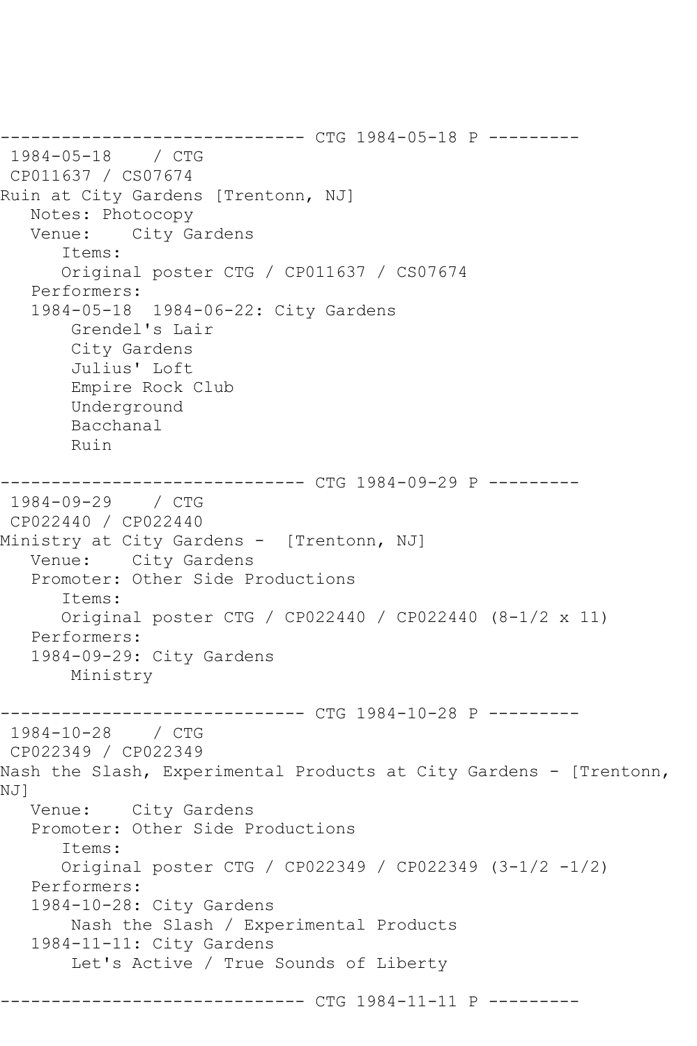```
------------------------------ CTG 1984-05-18 P ---------
 1984-05-18    / CTG
 CP011637 / CS07674
Ruin at City Gardens [Trentonn, NJ]
   Notes: Photocopy
   Venue:    City Gardens
      Items:
      Original poster CTG / CP011637 / CS07674
   Performers:
   1984-05-18  1984-06-22: City Gardens
       Grendel's Lair
       City Gardens
       Julius' Loft
       Empire Rock Club
       Underground
       Bacchanal
       Ruin

------------------------------ CTG 1984-09-29 P ---------
 1984-09-29    / CTG
 CP022440 / CP022440
Ministry at City Gardens -  [Trentonn, NJ]
   Venue:    City Gardens
   Promoter: Other Side Productions
      Items:
      Original poster CTG / CP022440 / CP022440 (8-1/2 x 11)
   Performers:
   1984-09-29: City Gardens
       Ministry

------------------------------ CTG 1984-10-28 P ---------
 1984-10-28    / CTG
 CP022349 / CP022349
Nash the Slash, Experimental Products at City Gardens - [Trentonn,
NJ]
   Venue:    City Gardens
   Promoter: Other Side Productions
      Items:
      Original poster CTG / CP022349 / CP022349 (3-1/2 -1/2)
   Performers:
   1984-10-28: City Gardens
       Nash the Slash / Experimental Products
   1984-11-11: City Gardens
       Let's Active / True Sounds of Liberty

------------------------------ CTG 1984-11-11 P ---------
```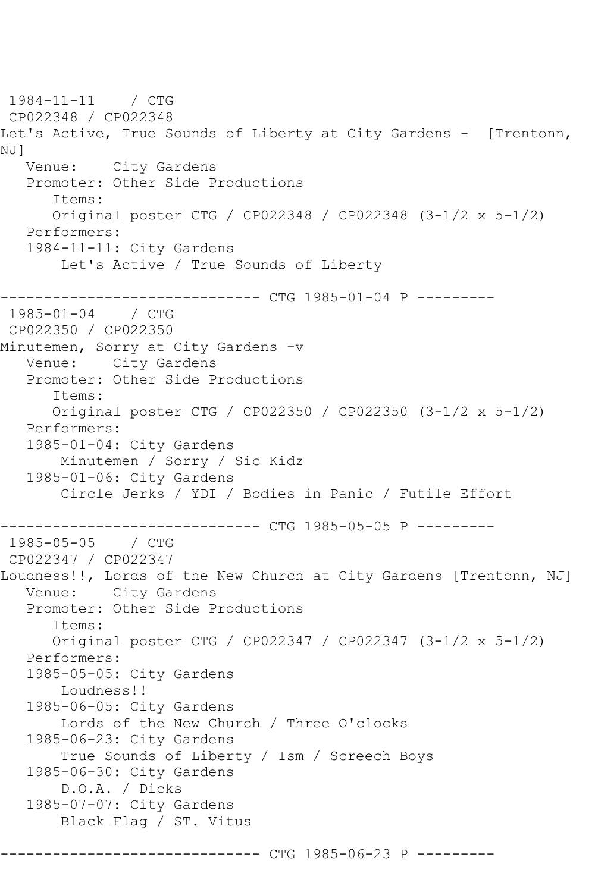1984-11-11 / CTG
CP022348 / CP022348
Let's Active, True Sounds of Liberty at City Gardens - [Trentonn, NJ]
Venue: City Gardens
Promoter: Other Side Productions
Items:
Original poster CTG / CP022348 / CP022348 (3-1/2 x 5-1/2)
Performers:
1984-11-11: City Gardens
Let's Active / True Sounds of Liberty

------------------------------ CTG 1985-01-04 P ---------
1985-01-04 / CTG
CP022350 / CP022350
Minutemen, Sorry at City Gardens -v
Venue: City Gardens
Promoter: Other Side Productions
Items:
Original poster CTG / CP022350 / CP022350 (3-1/2 x 5-1/2)
Performers:
1985-01-04: City Gardens
Minutemen / Sorry / Sic Kidz
1985-01-06: City Gardens
Circle Jerks / YDI / Bodies in Panic / Futile Effort

------------------------------ CTG 1985-05-05 P ---------
1985-05-05 / CTG
CP022347 / CP022347
Loudness!!, Lords of the New Church at City Gardens [Trentonn, NJ]
Venue: City Gardens
Promoter: Other Side Productions
Items:
Original poster CTG / CP022347 / CP022347 (3-1/2 x 5-1/2)
Performers:
1985-05-05: City Gardens
Loudness!!
1985-06-05: City Gardens
Lords of the New Church / Three O'clocks
1985-06-23: City Gardens
True Sounds of Liberty / Ism / Screech Boys
1985-06-30: City Gardens
D.O.A. / Dicks
1985-07-07: City Gardens
Black Flag / ST. Vitus

------------------------------ CTG 1985-06-23 P ---------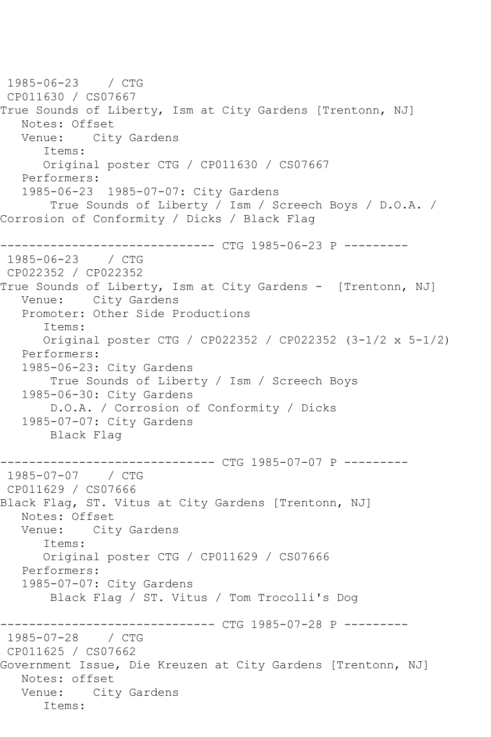1985-06-23    / CTG
 CP011630 / CS07667
True Sounds of Liberty, Ism at City Gardens [Trentonn, NJ]
   Notes: Offset
   Venue:    City Gardens
      Items:
      Original poster CTG / CP011630 / CS07667
   Performers:
   1985-06-23  1985-07-07: City Gardens
       True Sounds of Liberty / Ism / Screech Boys / D.O.A. /
Corrosion of Conformity / Dicks / Black Flag

------------------------------ CTG 1985-06-23 P ---------
 1985-06-23    / CTG
 CP022352 / CP022352
True Sounds of Liberty, Ism at City Gardens -  [Trentonn, NJ]
   Venue:    City Gardens
   Promoter: Other Side Productions
      Items:
      Original poster CTG / CP022352 / CP022352 (3-1/2 x 5-1/2)
   Performers:
   1985-06-23: City Gardens
       True Sounds of Liberty / Ism / Screech Boys
   1985-06-30: City Gardens
       D.O.A. / Corrosion of Conformity / Dicks
   1985-07-07: City Gardens
       Black Flag

------------------------------ CTG 1985-07-07 P ---------
 1985-07-07    / CTG
 CP011629 / CS07666
Black Flag, ST. Vitus at City Gardens [Trentonn, NJ]
   Notes: Offset
   Venue:    City Gardens
      Items:
      Original poster CTG / CP011629 / CS07666
   Performers:
   1985-07-07: City Gardens
       Black Flag / ST. Vitus / Tom Trocolli's Dog

------------------------------ CTG 1985-07-28 P ---------
 1985-07-28    / CTG
 CP011625 / CS07662
Government Issue, Die Kreuzen at City Gardens [Trentonn, NJ]
   Notes: offset
   Venue:    City Gardens
      Items: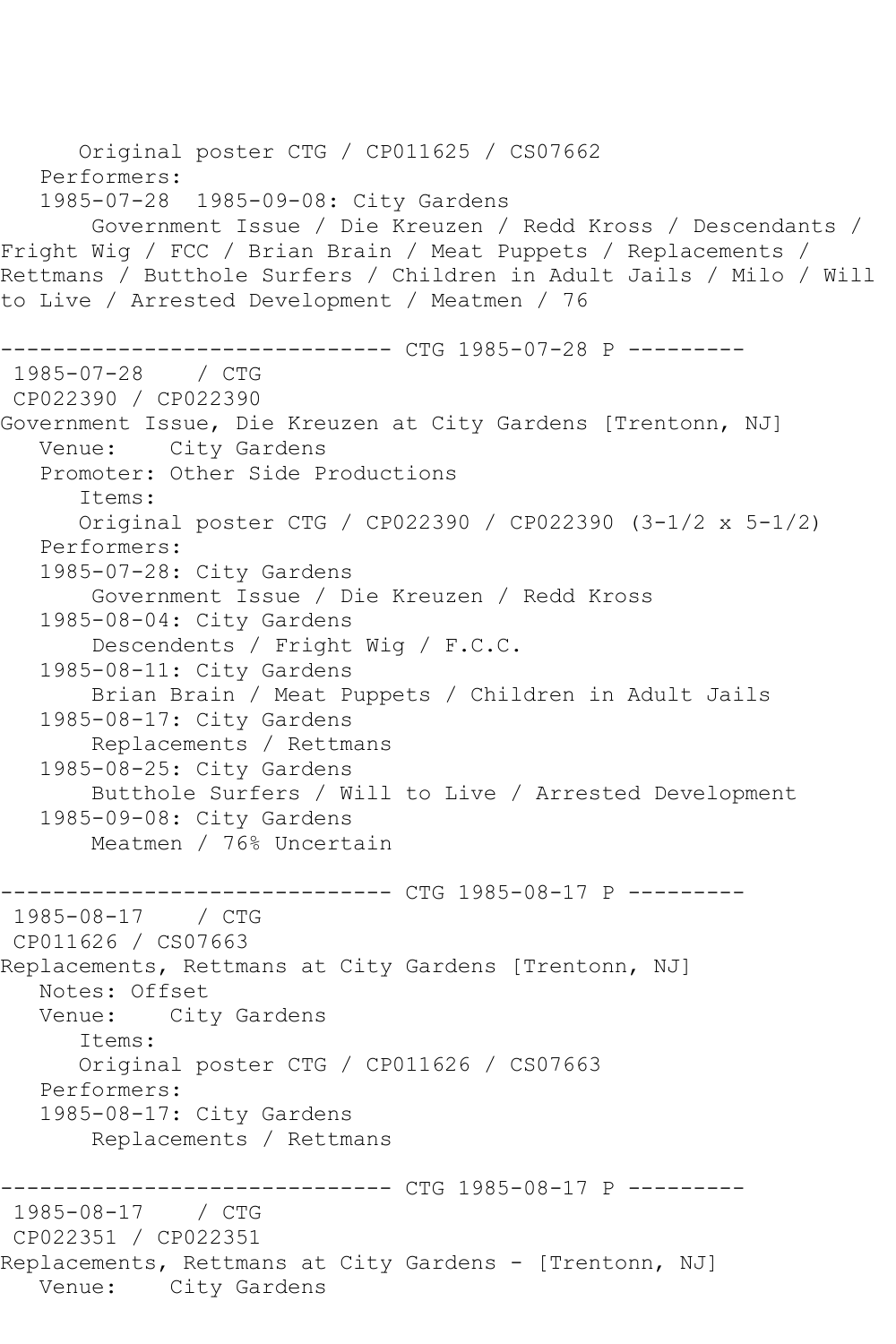Original poster CTG / CP011625 / CS07662

Performers:

1985-07-28 1985-09-08: City Gardens

Government Issue / Die Kreuzen / Redd Kross / Descendants / Fright Wig / FCC / Brian Brain / Meat Puppets / Replacements / Rettmans / Butthole Surfers / Children in Adult Jails / Milo / Will to Live / Arrested Development / Meatmen / 76

------------------------------ CTG 1985-07-28 P ---------

1985-07-28 / CTG

CP022390 / CP022390

Government Issue, Die Kreuzen at City Gardens [Trentonn, NJ]

Venue: City Gardens

Promoter: Other Side Productions

Items:

Original poster CTG / CP022390 / CP022390 (3-1/2 x 5-1/2)

Performers:

1985-07-28: City Gardens

Government Issue / Die Kreuzen / Redd Kross

1985-08-04: City Gardens

Descendents / Fright Wig / F.C.C.

1985-08-11: City Gardens

Brian Brain / Meat Puppets / Children in Adult Jails

1985-08-17: City Gardens

Replacements / Rettmans

1985-08-25: City Gardens

Butthole Surfers / Will to Live / Arrested Development

1985-09-08: City Gardens

Meatmen / 76% Uncertain

------------------------------ CTG 1985-08-17 P ---------

1985-08-17 / CTG

CP011626 / CS07663

Replacements, Rettmans at City Gardens [Trentonn, NJ]

Notes: Offset

Venue: City Gardens

Items:

Original poster CTG / CP011626 / CS07663

Performers:

1985-08-17: City Gardens

Replacements / Rettmans

------------------------------ CTG 1985-08-17 P ---------

1985-08-17 / CTG

CP022351 / CP022351

Replacements, Rettmans at City Gardens - [Trentonn, NJ]

Venue: City Gardens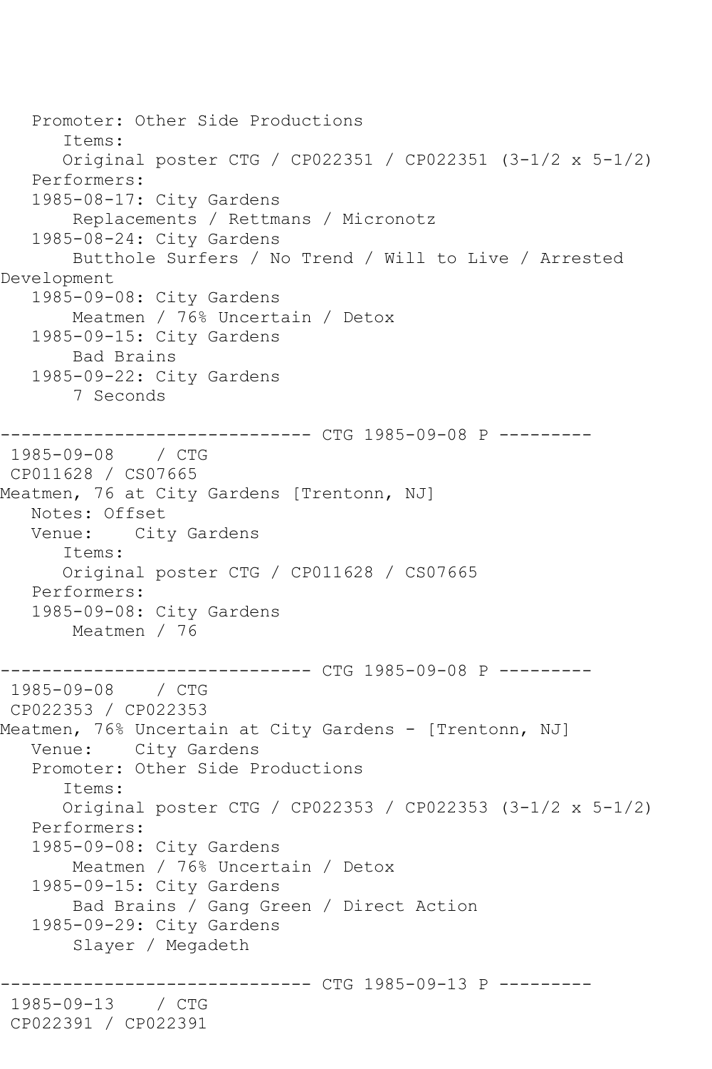Promoter: Other Side Productions
      Items:
      Original poster CTG / CP022351 / CP022351 (3-1/2 x 5-1/2)
   Performers:
   1985-08-17: City Gardens
       Replacements / Rettmans / Micronotz
   1985-08-24: City Gardens
       Butthole Surfers / No Trend / Will to Live / Arrested Development
   1985-09-08: City Gardens
       Meatmen / 76% Uncertain / Detox
   1985-09-15: City Gardens
       Bad Brains
   1985-09-22: City Gardens
       7 Seconds

------------------------------ CTG 1985-09-08 P ---------
1985-09-08    / CTG
CP011628 / CS07665
Meatmen, 76 at City Gardens [Trentonn, NJ]
   Notes: Offset
   Venue:    City Gardens
      Items:
      Original poster CTG / CP011628 / CS07665
   Performers:
   1985-09-08: City Gardens
       Meatmen / 76

------------------------------ CTG 1985-09-08 P ---------
1985-09-08    / CTG
CP022353 / CP022353
Meatmen, 76% Uncertain at City Gardens - [Trentonn, NJ]
   Venue:    City Gardens
   Promoter: Other Side Productions
      Items:
      Original poster CTG / CP022353 / CP022353 (3-1/2 x 5-1/2)
   Performers:
   1985-09-08: City Gardens
       Meatmen / 76% Uncertain / Detox
   1985-09-15: City Gardens
       Bad Brains / Gang Green / Direct Action
   1985-09-29: City Gardens
       Slayer / Megadeth

------------------------------ CTG 1985-09-13 P ---------
1985-09-13    / CTG
CP022391 / CP022391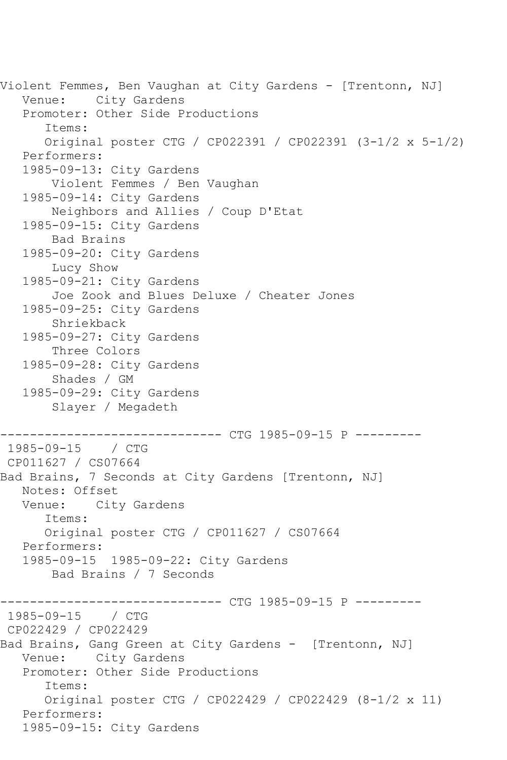```
Violent Femmes, Ben Vaughan at City Gardens - [Trentonn, NJ]
   Venue:    City Gardens
   Promoter: Other Side Productions
      Items:
      Original poster CTG / CP022391 / CP022391 (3-1/2 x 5-1/2)
   Performers:
   1985-09-13: City Gardens
       Violent Femmes / Ben Vaughan
   1985-09-14: City Gardens
       Neighbors and Allies / Coup D'Etat
   1985-09-15: City Gardens
       Bad Brains
   1985-09-20: City Gardens
       Lucy Show
   1985-09-21: City Gardens
       Joe Zook and Blues Deluxe / Cheater Jones
   1985-09-25: City Gardens
       Shriekback
   1985-09-27: City Gardens
       Three Colors
   1985-09-28: City Gardens
       Shades / GM
   1985-09-29: City Gardens
       Slayer / Megadeth

------------------------------ CTG 1985-09-15 P ---------
 1985-09-15    / CTG
 CP011627 / CS07664
Bad Brains, 7 Seconds at City Gardens [Trentonn, NJ]
   Notes: Offset
   Venue:    City Gardens
      Items:
      Original poster CTG / CP011627 / CS07664
   Performers:
   1985-09-15  1985-09-22: City Gardens
       Bad Brains / 7 Seconds

------------------------------ CTG 1985-09-15 P ---------
 1985-09-15    / CTG
 CP022429 / CP022429
Bad Brains, Gang Green at City Gardens -  [Trentonn, NJ]
   Venue:    City Gardens
   Promoter: Other Side Productions
      Items:
      Original poster CTG / CP022429 / CP022429 (8-1/2 x 11)
   Performers:
   1985-09-15: City Gardens
```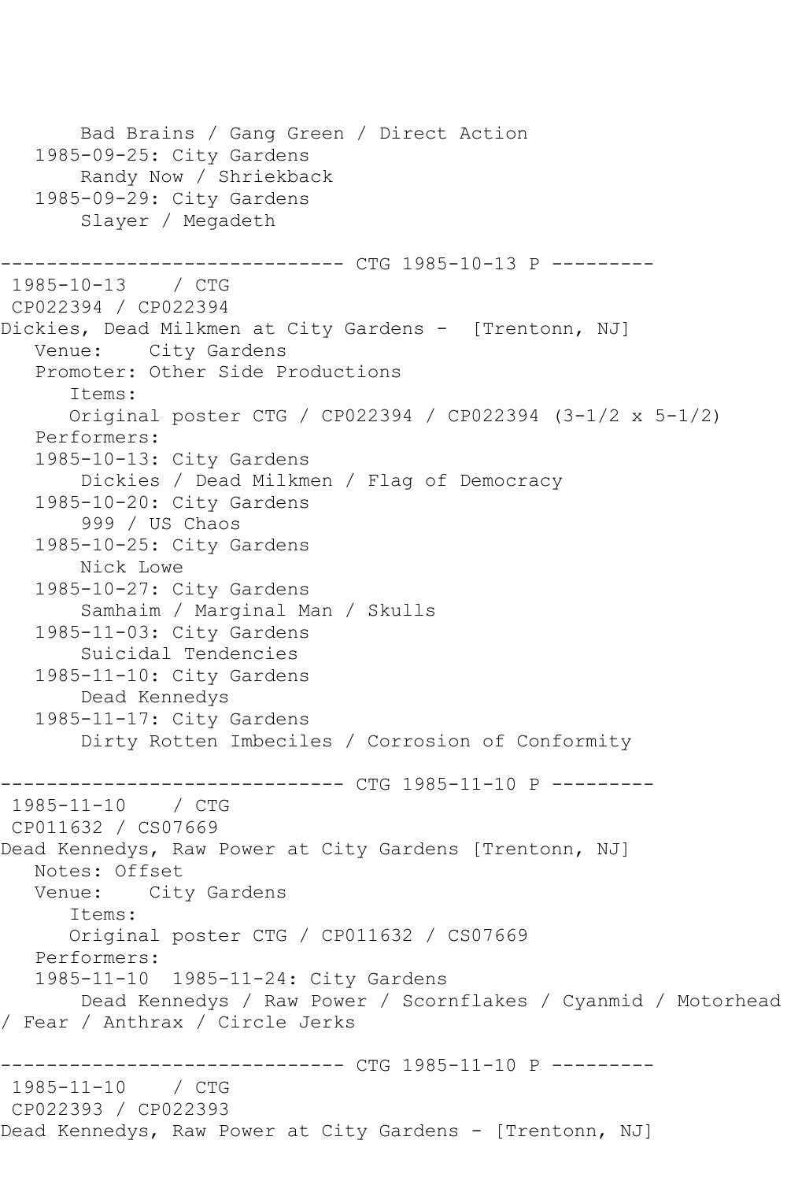```
       Bad Brains / Gang Green / Direct Action
   1985-09-25: City Gardens
       Randy Now / Shriekback
   1985-09-29: City Gardens
       Slayer / Megadeth

------------------------------ CTG 1985-10-13 P ---------
 1985-10-13    / CTG
 CP022394 / CP022394
Dickies, Dead Milkmen at City Gardens -  [Trentonn, NJ]
   Venue:    City Gardens
   Promoter: Other Side Productions
      Items:
      Original poster CTG / CP022394 / CP022394 (3-1/2 x 5-1/2)
   Performers:
   1985-10-13: City Gardens
       Dickies / Dead Milkmen / Flag of Democracy
   1985-10-20: City Gardens
       999 / US Chaos
   1985-10-25: City Gardens
       Nick Lowe
   1985-10-27: City Gardens
       Samhaim / Marginal Man / Skulls
   1985-11-03: City Gardens
       Suicidal Tendencies
   1985-11-10: City Gardens
       Dead Kennedys
   1985-11-17: City Gardens
       Dirty Rotten Imbeciles / Corrosion of Conformity

------------------------------ CTG 1985-11-10 P ---------
 1985-11-10    / CTG
 CP011632 / CS07669
Dead Kennedys, Raw Power at City Gardens [Trentonn, NJ]
   Notes: Offset
   Venue:    City Gardens
      Items:
      Original poster CTG / CP011632 / CS07669
   Performers:
   1985-11-10  1985-11-24: City Gardens
       Dead Kennedys / Raw Power / Scornflakes / Cyanmid / Motorhead
/ Fear / Anthrax / Circle Jerks

------------------------------ CTG 1985-11-10 P ---------
 1985-11-10    / CTG
 CP022393 / CP022393
Dead Kennedys, Raw Power at City Gardens - [Trentonn, NJ]
```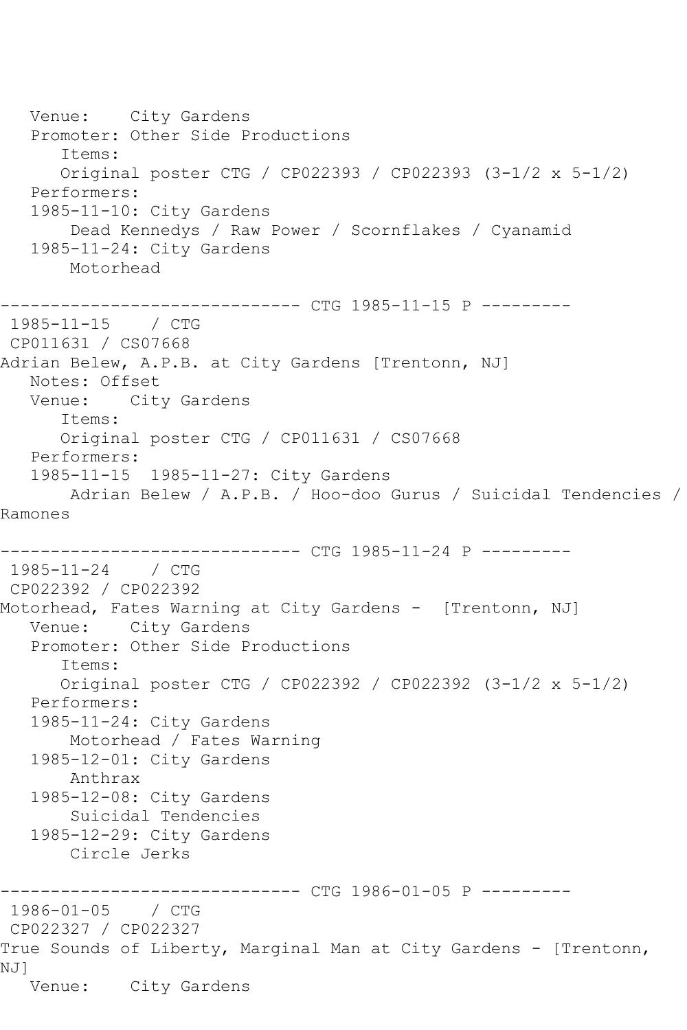```
   Venue:    City Gardens
   Promoter: Other Side Productions
      Items:
      Original poster CTG / CP022393 / CP022393 (3-1/2 x 5-1/2)
   Performers:
   1985-11-10: City Gardens
       Dead Kennedys / Raw Power / Scornflakes / Cyanamid
   1985-11-24: City Gardens
       Motorhead

------------------------------ CTG 1985-11-15 P ---------
 1985-11-15    / CTG
 CP011631 / CS07668
Adrian Belew, A.P.B. at City Gardens [Trentonn, NJ]
   Notes: Offset
   Venue:    City Gardens
      Items:
      Original poster CTG / CP011631 / CS07668
   Performers:
   1985-11-15  1985-11-27: City Gardens
       Adrian Belew / A.P.B. / Hoo-doo Gurus / Suicidal Tendencies /
Ramones

------------------------------ CTG 1985-11-24 P ---------
 1985-11-24    / CTG
 CP022392 / CP022392
Motorhead, Fates Warning at City Gardens -  [Trentonn, NJ]
   Venue:    City Gardens
   Promoter: Other Side Productions
      Items:
      Original poster CTG / CP022392 / CP022392 (3-1/2 x 5-1/2)
   Performers:
   1985-11-24: City Gardens
       Motorhead / Fates Warning
   1985-12-01: City Gardens
       Anthrax
   1985-12-08: City Gardens
       Suicidal Tendencies
   1985-12-29: City Gardens
       Circle Jerks

------------------------------ CTG 1986-01-05 P ---------
 1986-01-05    / CTG
 CP022327 / CP022327
True Sounds of Liberty, Marginal Man at City Gardens - [Trentonn,
NJ]
   Venue:    City Gardens
```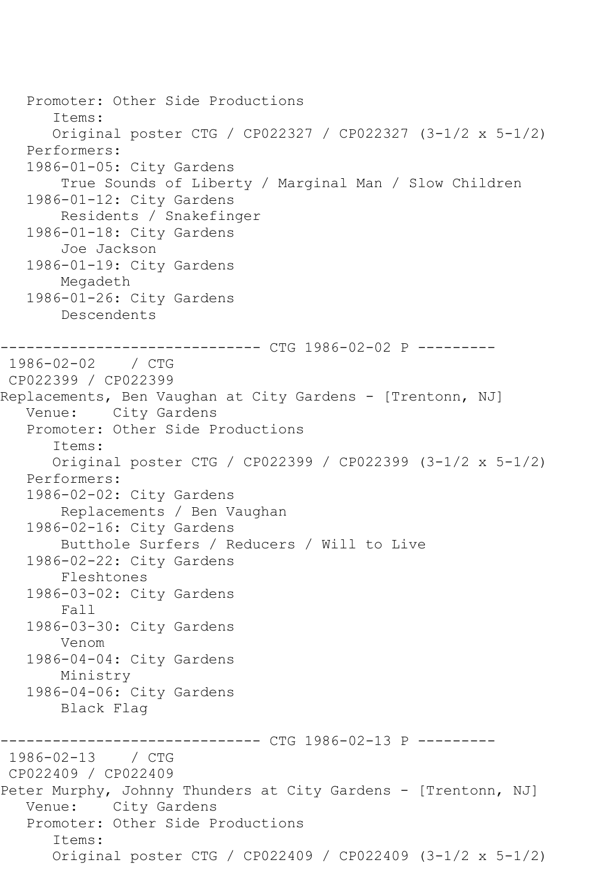```
   Promoter: Other Side Productions
      Items:
      Original poster CTG / CP022327 / CP022327 (3-1/2 x 5-1/2)
   Performers:
   1986-01-05: City Gardens
       True Sounds of Liberty / Marginal Man / Slow Children
   1986-01-12: City Gardens
       Residents / Snakefinger
   1986-01-18: City Gardens
       Joe Jackson
   1986-01-19: City Gardens
       Megadeth
   1986-01-26: City Gardens
       Descendents

------------------------------ CTG 1986-02-02 P ---------
 1986-02-02    / CTG
 CP022399 / CP022399
Replacements, Ben Vaughan at City Gardens - [Trentonn, NJ]
   Venue:    City Gardens
   Promoter: Other Side Productions
      Items:
      Original poster CTG / CP022399 / CP022399 (3-1/2 x 5-1/2)
   Performers:
   1986-02-02: City Gardens
       Replacements / Ben Vaughan
   1986-02-16: City Gardens
       Butthole Surfers / Reducers / Will to Live
   1986-02-22: City Gardens
       Fleshtones
   1986-03-02: City Gardens
       Fall
   1986-03-30: City Gardens
       Venom
   1986-04-04: City Gardens
       Ministry
   1986-04-06: City Gardens
       Black Flag

------------------------------ CTG 1986-02-13 P ---------
 1986-02-13    / CTG
 CP022409 / CP022409
Peter Murphy, Johnny Thunders at City Gardens - [Trentonn, NJ]
   Venue:    City Gardens
   Promoter: Other Side Productions
      Items:
      Original poster CTG / CP022409 / CP022409 (3-1/2 x 5-1/2)
```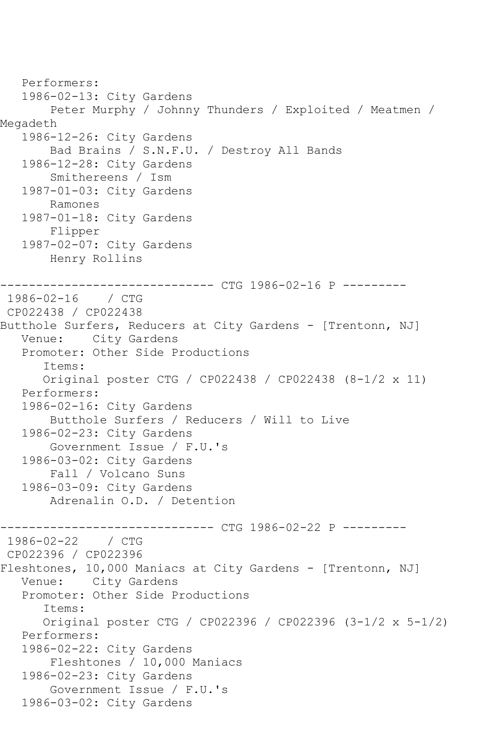```
   Performers:
   1986-02-13: City Gardens
       Peter Murphy / Johnny Thunders / Exploited / Meatmen / 
Megadeth
   1986-12-26: City Gardens
       Bad Brains / S.N.F.U. / Destroy All Bands
   1986-12-28: City Gardens
       Smithereens / Ism
   1987-01-03: City Gardens
       Ramones
   1987-01-18: City Gardens
       Flipper
   1987-02-07: City Gardens
       Henry Rollins

------------------------------ CTG 1986-02-16 P ---------
 1986-02-16    / CTG
 CP022438 / CP022438
Butthole Surfers, Reducers at City Gardens - [Trentonn, NJ]
   Venue:    City Gardens
   Promoter: Other Side Productions
      Items:
      Original poster CTG / CP022438 / CP022438 (8-1/2 x 11)
   Performers:
   1986-02-16: City Gardens
       Butthole Surfers / Reducers / Will to Live
   1986-02-23: City Gardens
       Government Issue / F.U.'s
   1986-03-02: City Gardens
       Fall / Volcano Suns
   1986-03-09: City Gardens
       Adrenalin O.D. / Detention

------------------------------ CTG 1986-02-22 P ---------
 1986-02-22    / CTG
 CP022396 / CP022396
Fleshtones, 10,000 Maniacs at City Gardens - [Trentonn, NJ]
   Venue:    City Gardens
   Promoter: Other Side Productions
      Items:
      Original poster CTG / CP022396 / CP022396 (3-1/2 x 5-1/2)
   Performers:
   1986-02-22: City Gardens
       Fleshtones / 10,000 Maniacs
   1986-02-23: City Gardens
       Government Issue / F.U.'s
   1986-03-02: City Gardens
```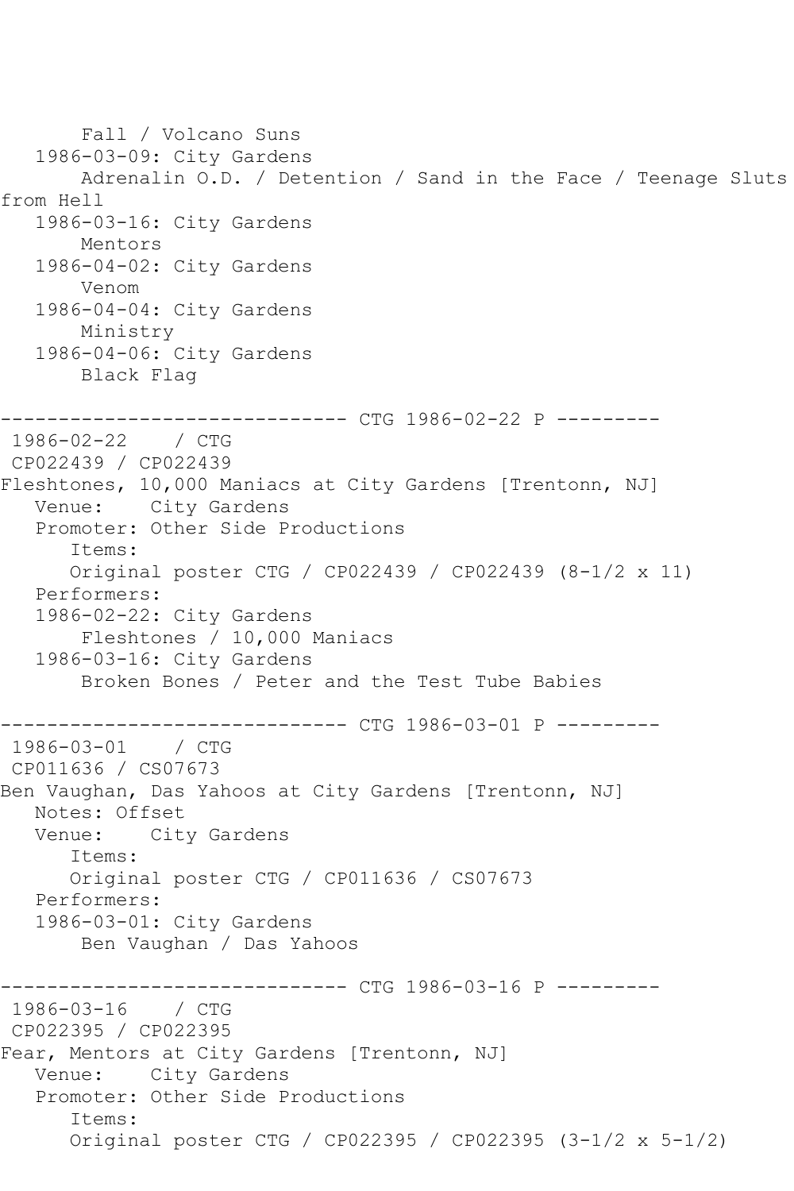```
       Fall / Volcano Suns
   1986-03-09: City Gardens
       Adrenalin O.D. / Detention / Sand in the Face / Teenage Sluts
from Hell
   1986-03-16: City Gardens
       Mentors
   1986-04-02: City Gardens
       Venom
   1986-04-04: City Gardens
       Ministry
   1986-04-06: City Gardens
       Black Flag

------------------------------ CTG 1986-02-22 P ---------
 1986-02-22    / CTG
 CP022439 / CP022439
Fleshtones, 10,000 Maniacs at City Gardens [Trentonn, NJ]
   Venue:    City Gardens
   Promoter: Other Side Productions
      Items:
      Original poster CTG / CP022439 / CP022439 (8-1/2 x 11)
   Performers:
   1986-02-22: City Gardens
       Fleshtones / 10,000 Maniacs
   1986-03-16: City Gardens
       Broken Bones / Peter and the Test Tube Babies

------------------------------ CTG 1986-03-01 P ---------
 1986-03-01    / CTG
 CP011636 / CS07673
Ben Vaughan, Das Yahoos at City Gardens [Trentonn, NJ]
   Notes: Offset
   Venue:    City Gardens
      Items:
      Original poster CTG / CP011636 / CS07673
   Performers:
   1986-03-01: City Gardens
       Ben Vaughan / Das Yahoos

------------------------------ CTG 1986-03-16 P ---------
 1986-03-16    / CTG
 CP022395 / CP022395
Fear, Mentors at City Gardens [Trentonn, NJ]
   Venue:    City Gardens
   Promoter: Other Side Productions
      Items:
      Original poster CTG / CP022395 / CP022395 (3-1/2 x 5-1/2)
```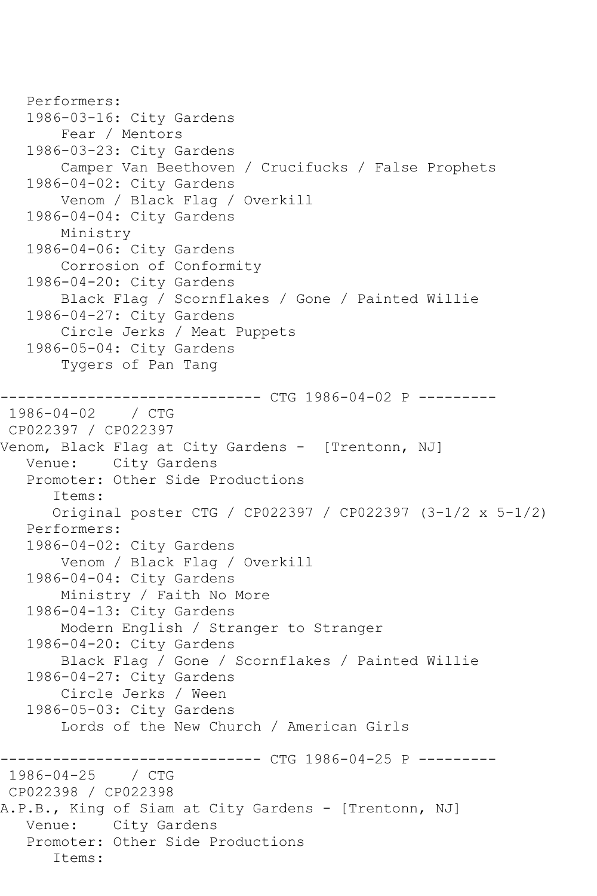```
   Performers:
   1986-03-16: City Gardens
       Fear / Mentors
   1986-03-23: City Gardens
       Camper Van Beethoven / Crucifucks / False Prophets
   1986-04-02: City Gardens
       Venom / Black Flag / Overkill
   1986-04-04: City Gardens
       Ministry
   1986-04-06: City Gardens
       Corrosion of Conformity
   1986-04-20: City Gardens
       Black Flag / Scornflakes / Gone / Painted Willie
   1986-04-27: City Gardens
       Circle Jerks / Meat Puppets
   1986-05-04: City Gardens
       Tygers of Pan Tang

------------------------------ CTG 1986-04-02 P ---------
 1986-04-02    / CTG
 CP022397 / CP022397
Venom, Black Flag at City Gardens -  [Trentonn, NJ]
   Venue:    City Gardens
   Promoter: Other Side Productions
      Items:
      Original poster CTG / CP022397 / CP022397 (3-1/2 x 5-1/2)
   Performers:
   1986-04-02: City Gardens
       Venom / Black Flag / Overkill
   1986-04-04: City Gardens
       Ministry / Faith No More
   1986-04-13: City Gardens
       Modern English / Stranger to Stranger
   1986-04-20: City Gardens
       Black Flag / Gone / Scornflakes / Painted Willie
   1986-04-27: City Gardens
       Circle Jerks / Ween
   1986-05-03: City Gardens
       Lords of the New Church / American Girls

------------------------------ CTG 1986-04-25 P ---------
 1986-04-25    / CTG
 CP022398 / CP022398
A.P.B., King of Siam at City Gardens - [Trentonn, NJ]
   Venue:    City Gardens
   Promoter: Other Side Productions
      Items:
```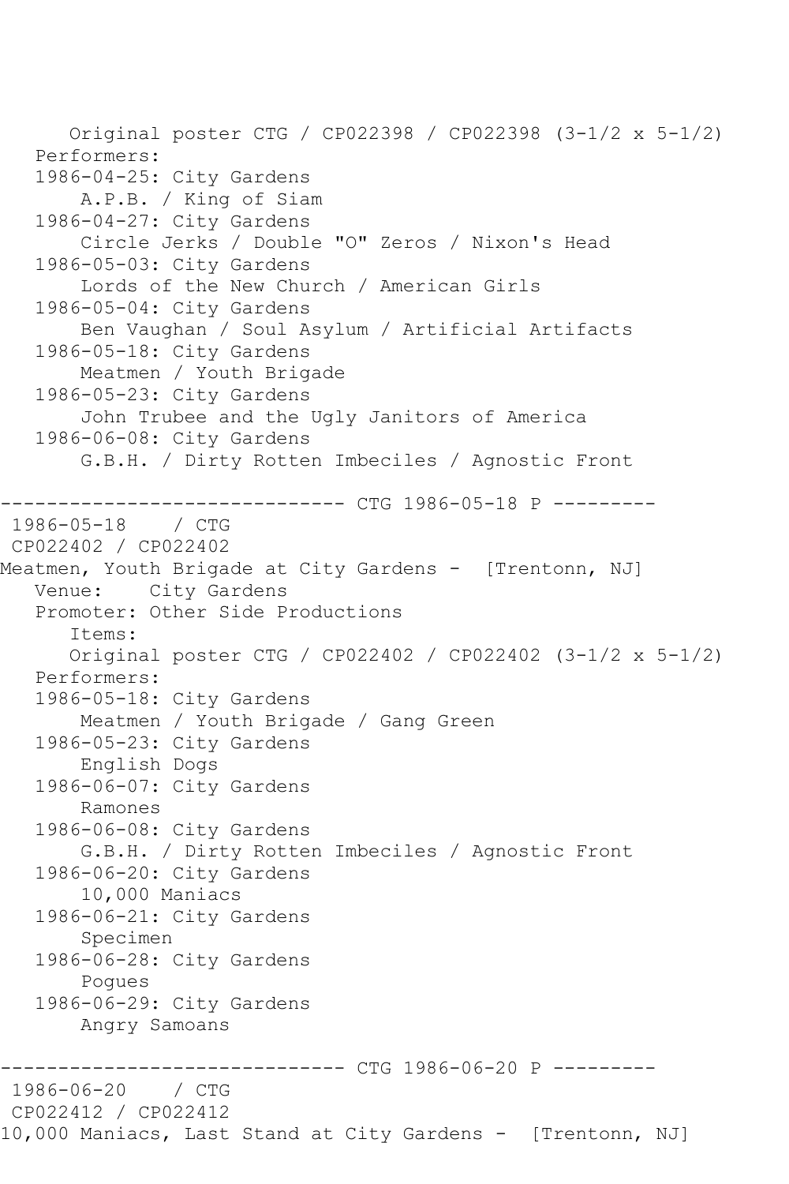```
      Original poster CTG / CP022398 / CP022398 (3-1/2 x 5-1/2)
   Performers:
   1986-04-25: City Gardens
       A.P.B. / King of Siam
   1986-04-27: City Gardens
       Circle Jerks / Double "O" Zeros / Nixon's Head
   1986-05-03: City Gardens
       Lords of the New Church / American Girls
   1986-05-04: City Gardens
       Ben Vaughan / Soul Asylum / Artificial Artifacts
   1986-05-18: City Gardens
       Meatmen / Youth Brigade
   1986-05-23: City Gardens
       John Trubee and the Ugly Janitors of America
   1986-06-08: City Gardens
       G.B.H. / Dirty Rotten Imbeciles / Agnostic Front

------------------------------ CTG 1986-05-18 P ---------
 1986-05-18    / CTG
 CP022402 / CP022402
Meatmen, Youth Brigade at City Gardens -  [Trentonn, NJ]
   Venue:    City Gardens
   Promoter: Other Side Productions
      Items:
      Original poster CTG / CP022402 / CP022402 (3-1/2 x 5-1/2)
   Performers:
   1986-05-18: City Gardens
       Meatmen / Youth Brigade / Gang Green
   1986-05-23: City Gardens
       English Dogs
   1986-06-07: City Gardens
       Ramones
   1986-06-08: City Gardens
       G.B.H. / Dirty Rotten Imbeciles / Agnostic Front
   1986-06-20: City Gardens
       10,000 Maniacs
   1986-06-21: City Gardens
       Specimen
   1986-06-28: City Gardens
       Pogues
   1986-06-29: City Gardens
       Angry Samoans

------------------------------ CTG 1986-06-20 P ---------
 1986-06-20    / CTG
 CP022412 / CP022412
10,000 Maniacs, Last Stand at City Gardens -  [Trentonn, NJ]
```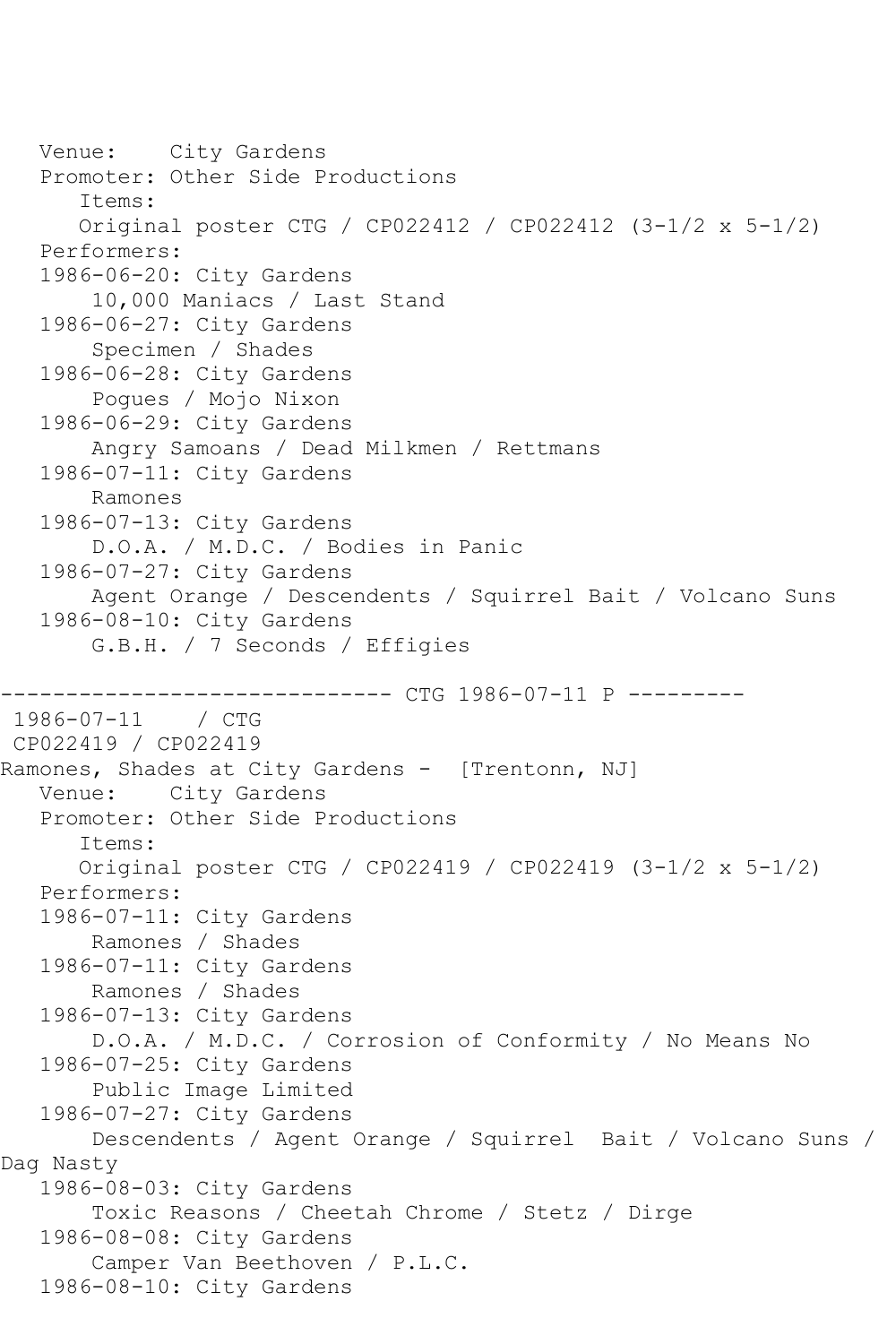Venue: City Gardens
Promoter: Other Side Productions
Items:
Original poster CTG / CP022412 / CP022412 (3-1/2 x 5-1/2)
Performers:
1986-06-20: City Gardens
10,000 Maniacs / Last Stand
1986-06-27: City Gardens
Specimen / Shades
1986-06-28: City Gardens
Pogues / Mojo Nixon
1986-06-29: City Gardens
Angry Samoans / Dead Milkmen / Rettmans
1986-07-11: City Gardens
Ramones
1986-07-13: City Gardens
D.O.A. / M.D.C. / Bodies in Panic
1986-07-27: City Gardens
Agent Orange / Descendents / Squirrel Bait / Volcano Suns
1986-08-10: City Gardens
G.B.H. / 7 Seconds / Effigies

------------------------------ CTG 1986-07-11 P ---------

1986-07-11 / CTG
CP022419 / CP022419
Ramones, Shades at City Gardens - [Trentonn, NJ]
Venue: City Gardens
Promoter: Other Side Productions
Items:
Original poster CTG / CP022419 / CP022419 (3-1/2 x 5-1/2)
Performers:
1986-07-11: City Gardens
Ramones / Shades
1986-07-11: City Gardens
Ramones / Shades
1986-07-13: City Gardens
D.O.A. / M.D.C. / Corrosion of Conformity / No Means No
1986-07-25: City Gardens
Public Image Limited
1986-07-27: City Gardens
Descendents / Agent Orange / Squirrel Bait / Volcano Suns / Dag Nasty
1986-08-03: City Gardens
Toxic Reasons / Cheetah Chrome / Stetz / Dirge
1986-08-08: City Gardens
Camper Van Beethoven / P.L.C.
1986-08-10: City Gardens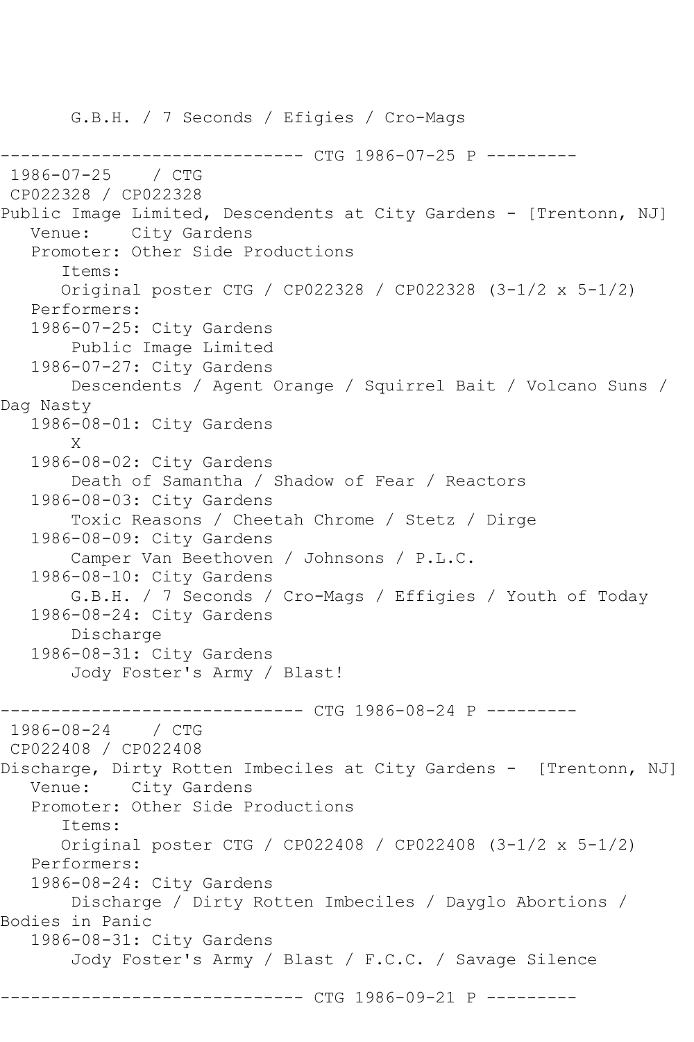G.B.H. / 7 Seconds / Efigies / Cro-Mags

------------------------------ CTG 1986-07-25 P ---------

1986-07-25 / CTG
CP022328 / CP022328
Public Image Limited, Descendents at City Gardens - [Trentonn, NJ]
Venue: City Gardens
Promoter: Other Side Productions
Items:
Original poster CTG / CP022328 / CP022328 (3-1/2 x 5-1/2)
Performers:
1986-07-25: City Gardens
Public Image Limited
1986-07-27: City Gardens
Descendents / Agent Orange / Squirrel Bait / Volcano Suns / Dag Nasty
1986-08-01: City Gardens
X
1986-08-02: City Gardens
Death of Samantha / Shadow of Fear / Reactors
1986-08-03: City Gardens
Toxic Reasons / Cheetah Chrome / Stetz / Dirge
1986-08-09: City Gardens
Camper Van Beethoven / Johnsons / P.L.C.
1986-08-10: City Gardens
G.B.H. / 7 Seconds / Cro-Mags / Effigies / Youth of Today
1986-08-24: City Gardens
Discharge
1986-08-31: City Gardens
Jody Foster's Army / Blast!

------------------------------ CTG 1986-08-24 P ---------

1986-08-24 / CTG
CP022408 / CP022408
Discharge, Dirty Rotten Imbeciles at City Gardens - [Trentonn, NJ]
Venue: City Gardens
Promoter: Other Side Productions
Items:
Original poster CTG / CP022408 / CP022408 (3-1/2 x 5-1/2)
Performers:
1986-08-24: City Gardens
Discharge / Dirty Rotten Imbeciles / Dayglo Abortions / Bodies in Panic
1986-08-31: City Gardens
Jody Foster's Army / Blast / F.C.C. / Savage Silence

------------------------------ CTG 1986-09-21 P ---------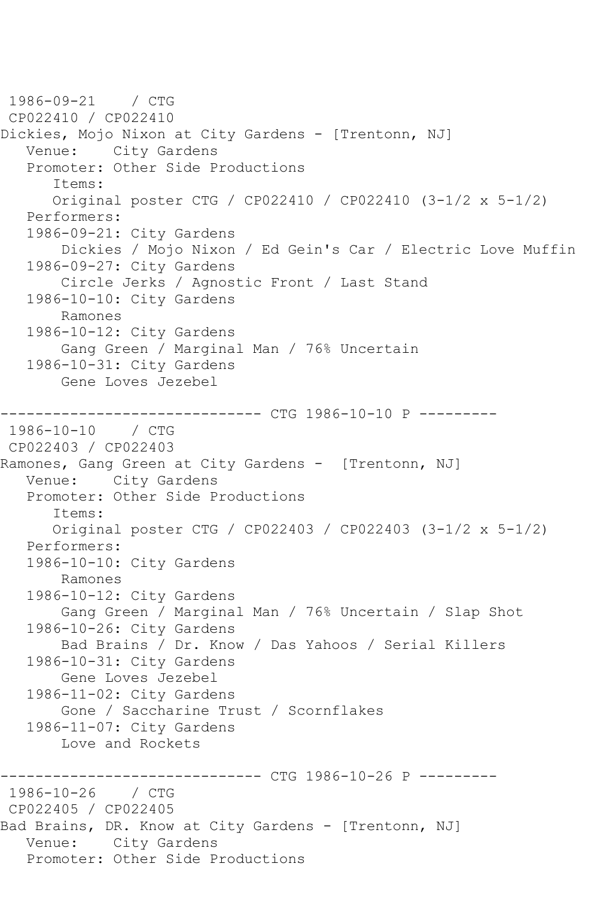```
 1986-09-21    / CTG
 CP022410 / CP022410
Dickies, Mojo Nixon at City Gardens - [Trentonn, NJ]
   Venue:    City Gardens
   Promoter: Other Side Productions
      Items:
      Original poster CTG / CP022410 / CP022410 (3-1/2 x 5-1/2)
   Performers:
   1986-09-21: City Gardens
       Dickies / Mojo Nixon / Ed Gein's Car / Electric Love Muffin
   1986-09-27: City Gardens
       Circle Jerks / Agnostic Front / Last Stand
   1986-10-10: City Gardens
       Ramones
   1986-10-12: City Gardens
       Gang Green / Marginal Man / 76% Uncertain
   1986-10-31: City Gardens
       Gene Loves Jezebel

------------------------------ CTG 1986-10-10 P ---------
 1986-10-10    / CTG
 CP022403 / CP022403
Ramones, Gang Green at City Gardens -  [Trentonn, NJ]
   Venue:    City Gardens
   Promoter: Other Side Productions
      Items:
      Original poster CTG / CP022403 / CP022403 (3-1/2 x 5-1/2)
   Performers:
   1986-10-10: City Gardens
       Ramones
   1986-10-12: City Gardens
       Gang Green / Marginal Man / 76% Uncertain / Slap Shot
   1986-10-26: City Gardens
       Bad Brains / Dr. Know / Das Yahoos / Serial Killers
   1986-10-31: City Gardens
       Gene Loves Jezebel
   1986-11-02: City Gardens
       Gone / Saccharine Trust / Scornflakes
   1986-11-07: City Gardens
       Love and Rockets

------------------------------ CTG 1986-10-26 P ---------
 1986-10-26    / CTG
 CP022405 / CP022405
Bad Brains, DR. Know at City Gardens - [Trentonn, NJ]
   Venue:    City Gardens
   Promoter: Other Side Productions
```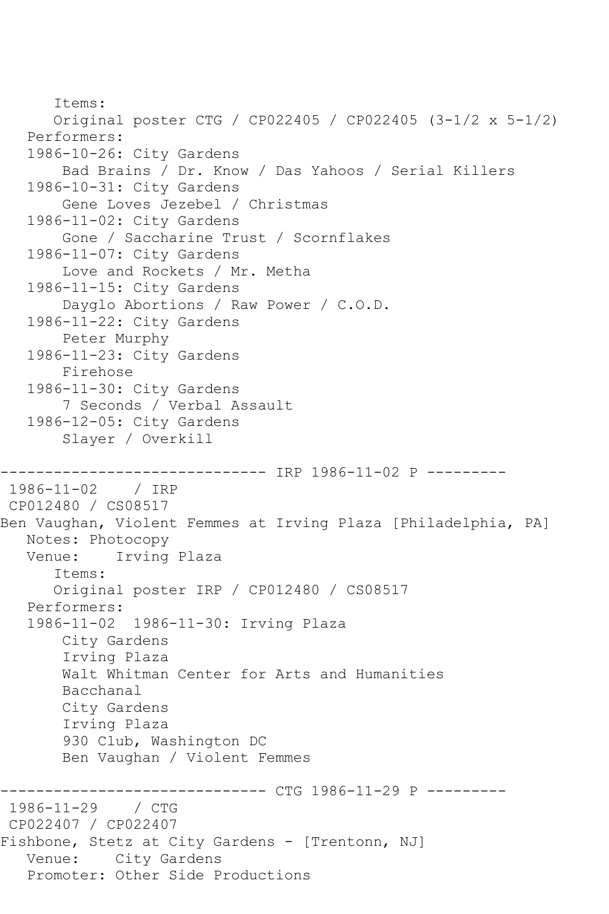```
      Items:
      Original poster CTG / CP022405 / CP022405 (3-1/2 x 5-1/2)
   Performers:
   1986-10-26: City Gardens
       Bad Brains / Dr. Know / Das Yahoos / Serial Killers
   1986-10-31: City Gardens
       Gene Loves Jezebel / Christmas
   1986-11-02: City Gardens
       Gone / Saccharine Trust / Scornflakes
   1986-11-07: City Gardens
       Love and Rockets / Mr. Metha
   1986-11-15: City Gardens
       Dayglo Abortions / Raw Power / C.O.D.
   1986-11-22: City Gardens
       Peter Murphy
   1986-11-23: City Gardens
       Firehose
   1986-11-30: City Gardens
       7 Seconds / Verbal Assault
   1986-12-05: City Gardens
       Slayer / Overkill

------------------------------ IRP 1986-11-02 P ---------
 1986-11-02    / IRP
 CP012480 / CS08517
Ben Vaughan, Violent Femmes at Irving Plaza [Philadelphia, PA]
   Notes: Photocopy
   Venue:    Irving Plaza
      Items:
      Original poster IRP / CP012480 / CS08517
   Performers:
   1986-11-02  1986-11-30: Irving Plaza
       City Gardens
       Irving Plaza
       Walt Whitman Center for Arts and Humanities
       Bacchanal
       City Gardens
       Irving Plaza
       930 Club, Washington DC
       Ben Vaughan / Violent Femmes

------------------------------ CTG 1986-11-29 P ---------
 1986-11-29    / CTG
 CP022407 / CP022407
Fishbone, Stetz at City Gardens - [Trentonn, NJ]
   Venue:    City Gardens
   Promoter: Other Side Productions
```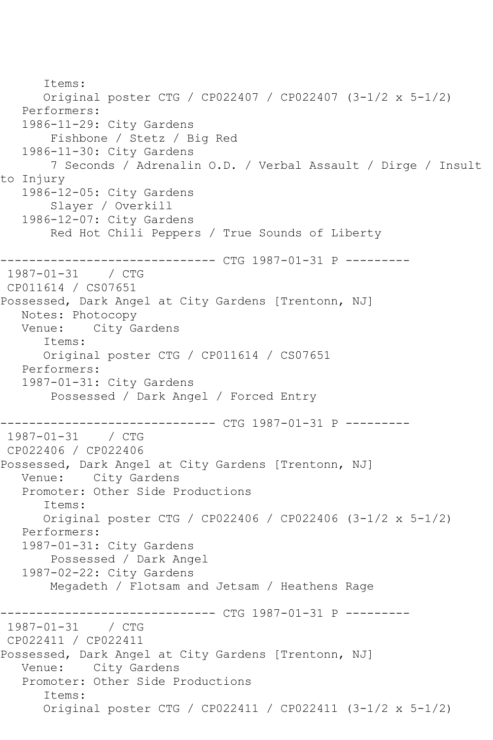```
      Items:
      Original poster CTG / CP022407 / CP022407 (3-1/2 x 5-1/2)
   Performers:
   1986-11-29: City Gardens
       Fishbone / Stetz / Big Red
   1986-11-30: City Gardens
       7 Seconds / Adrenalin O.D. / Verbal Assault / Dirge / Insult
to Injury
   1986-12-05: City Gardens
       Slayer / Overkill
   1986-12-07: City Gardens
       Red Hot Chili Peppers / True Sounds of Liberty

------------------------------ CTG 1987-01-31 P ---------
 1987-01-31    / CTG
 CP011614 / CS07651
Possessed, Dark Angel at City Gardens [Trentonn, NJ]
   Notes: Photocopy
   Venue:    City Gardens
      Items:
      Original poster CTG / CP011614 / CS07651
   Performers:
   1987-01-31: City Gardens
       Possessed / Dark Angel / Forced Entry

------------------------------ CTG 1987-01-31 P ---------
 1987-01-31    / CTG
 CP022406 / CP022406
Possessed, Dark Angel at City Gardens [Trentonn, NJ]
   Venue:    City Gardens
   Promoter: Other Side Productions
      Items:
      Original poster CTG / CP022406 / CP022406 (3-1/2 x 5-1/2)
   Performers:
   1987-01-31: City Gardens
       Possessed / Dark Angel
   1987-02-22: City Gardens
       Megadeth / Flotsam and Jetsam / Heathens Rage

------------------------------ CTG 1987-01-31 P ---------
 1987-01-31    / CTG
 CP022411 / CP022411
Possessed, Dark Angel at City Gardens [Trentonn, NJ]
   Venue:    City Gardens
   Promoter: Other Side Productions
      Items:
      Original poster CTG / CP022411 / CP022411 (3-1/2 x 5-1/2)
```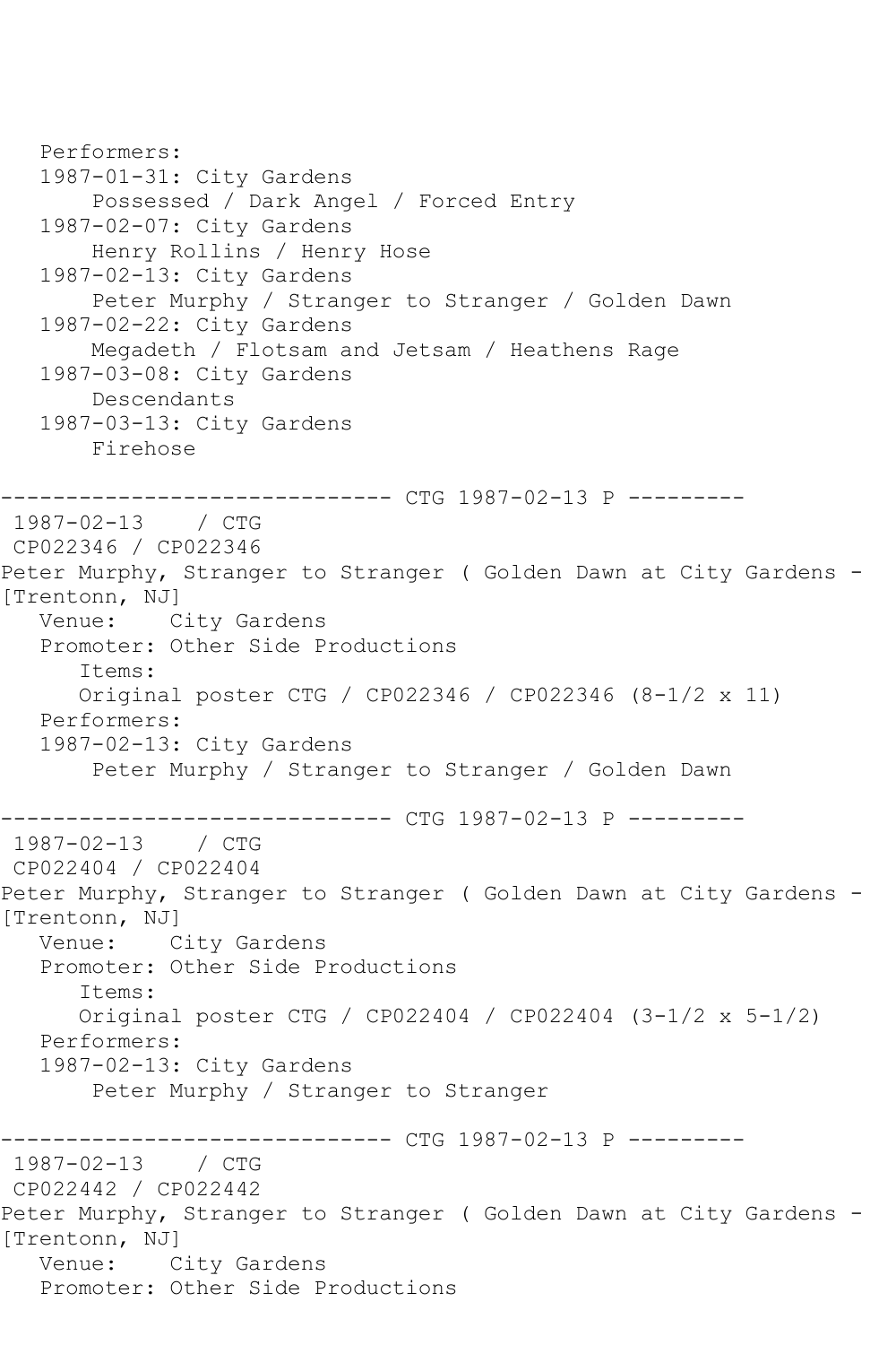```
   Performers:
   1987-01-31: City Gardens
       Possessed / Dark Angel / Forced Entry
   1987-02-07: City Gardens
       Henry Rollins / Henry Hose
   1987-02-13: City Gardens
       Peter Murphy / Stranger to Stranger / Golden Dawn
   1987-02-22: City Gardens
       Megadeth / Flotsam and Jetsam / Heathens Rage
   1987-03-08: City Gardens
       Descendants
   1987-03-13: City Gardens
       Firehose

------------------------------ CTG 1987-02-13 P ---------
 1987-02-13    / CTG
 CP022346 / CP022346
Peter Murphy, Stranger to Stranger ( Golden Dawn at City Gardens - [Trentonn, NJ]
   Venue:    City Gardens
   Promoter: Other Side Productions
      Items:
      Original poster CTG / CP022346 / CP022346 (8-1/2 x 11)
   Performers:
   1987-02-13: City Gardens
       Peter Murphy / Stranger to Stranger / Golden Dawn

------------------------------ CTG 1987-02-13 P ---------
 1987-02-13    / CTG
 CP022404 / CP022404
Peter Murphy, Stranger to Stranger ( Golden Dawn at City Gardens - [Trentonn, NJ]
   Venue:    City Gardens
   Promoter: Other Side Productions
      Items:
      Original poster CTG / CP022404 / CP022404 (3-1/2 x 5-1/2)
   Performers:
   1987-02-13: City Gardens
       Peter Murphy / Stranger to Stranger

------------------------------ CTG 1987-02-13 P ---------
 1987-02-13    / CTG
 CP022442 / CP022442
Peter Murphy, Stranger to Stranger ( Golden Dawn at City Gardens - [Trentonn, NJ]
   Venue:    City Gardens
   Promoter: Other Side Productions
```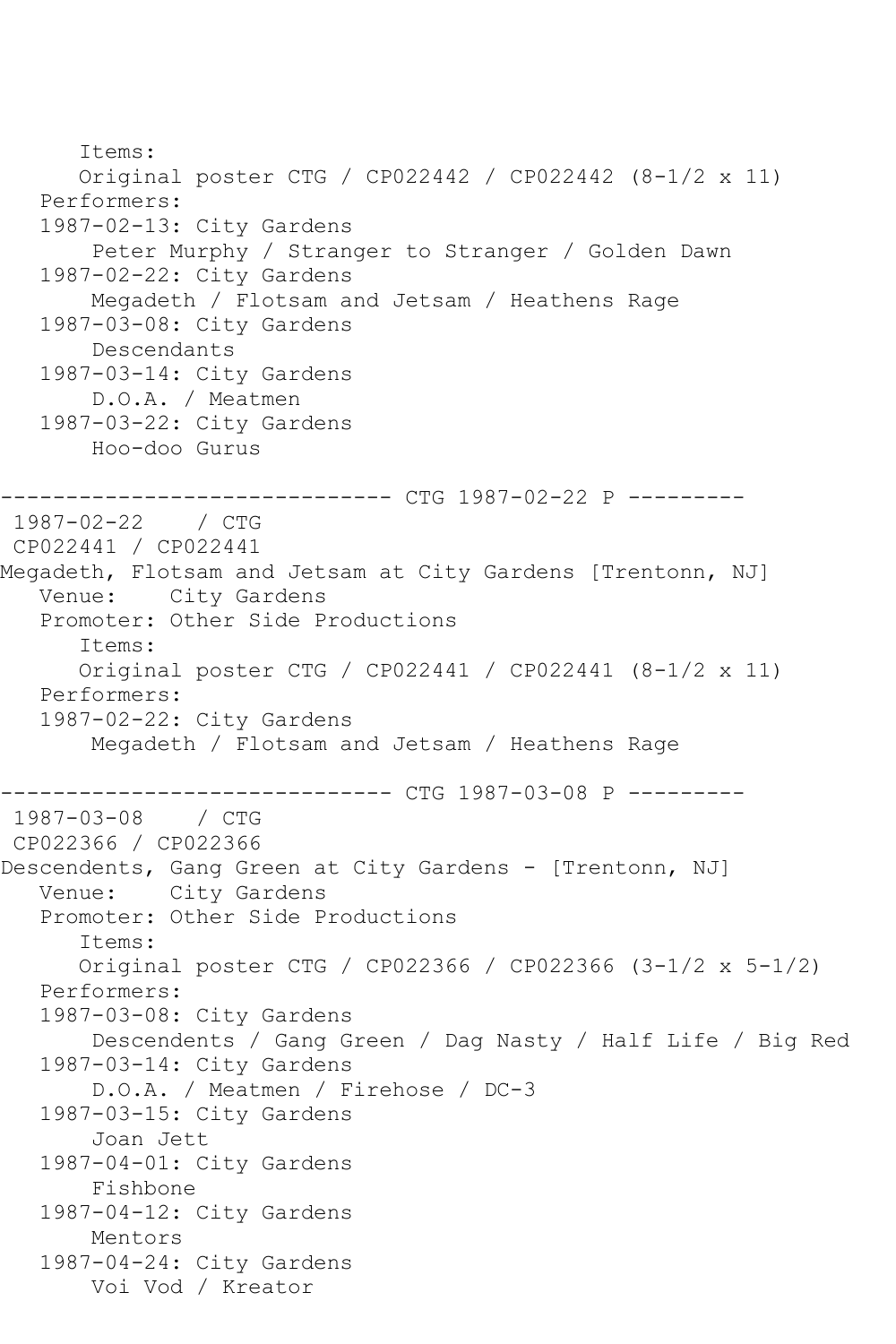```
      Items:
      Original poster CTG / CP022442 / CP022442 (8-1/2 x 11)
   Performers:
   1987-02-13: City Gardens
       Peter Murphy / Stranger to Stranger / Golden Dawn
   1987-02-22: City Gardens
       Megadeth / Flotsam and Jetsam / Heathens Rage
   1987-03-08: City Gardens
       Descendants
   1987-03-14: City Gardens
       D.O.A. / Meatmen
   1987-03-22: City Gardens
       Hoo-doo Gurus

------------------------------ CTG 1987-02-22 P ---------
 1987-02-22    / CTG
 CP022441 / CP022441
Megadeth, Flotsam and Jetsam at City Gardens [Trentonn, NJ]
   Venue:    City Gardens
   Promoter: Other Side Productions
      Items:
      Original poster CTG / CP022441 / CP022441 (8-1/2 x 11)
   Performers:
   1987-02-22: City Gardens
       Megadeth / Flotsam and Jetsam / Heathens Rage

------------------------------ CTG 1987-03-08 P ---------
 1987-03-08    / CTG
 CP022366 / CP022366
Descendents, Gang Green at City Gardens - [Trentonn, NJ]
   Venue:    City Gardens
   Promoter: Other Side Productions
      Items:
      Original poster CTG / CP022366 / CP022366 (3-1/2 x 5-1/2)
   Performers:
   1987-03-08: City Gardens
       Descendents / Gang Green / Dag Nasty / Half Life / Big Red
   1987-03-14: City Gardens
       D.O.A. / Meatmen / Firehose / DC-3
   1987-03-15: City Gardens
       Joan Jett
   1987-04-01: City Gardens
       Fishbone
   1987-04-12: City Gardens
       Mentors
   1987-04-24: City Gardens
       Voi Vod / Kreator
```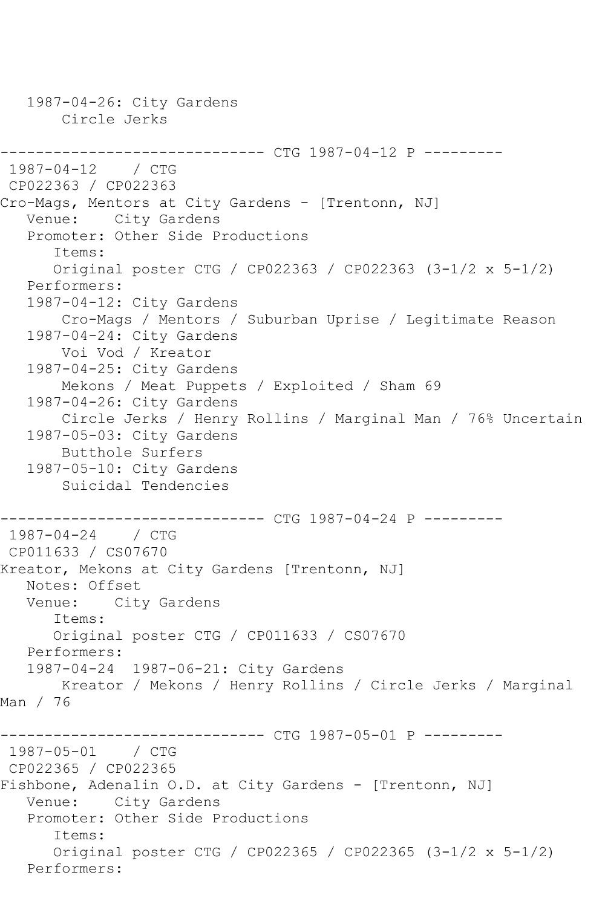1987-04-26: City Gardens
Circle Jerks

------------------------------ CTG 1987-04-12 P ---------

1987-04-12 / CTG
CP022363 / CP022363
Cro-Mags, Mentors at City Gardens - [Trentonn, NJ]
Venue: City Gardens
Promoter: Other Side Productions
Items:
Original poster CTG / CP022363 / CP022363 (3-1/2 x 5-1/2)
Performers:
1987-04-12: City Gardens
Cro-Mags / Mentors / Suburban Uprise / Legitimate Reason
1987-04-24: City Gardens
Voi Vod / Kreator
1987-04-25: City Gardens
Mekons / Meat Puppets / Exploited / Sham 69
1987-04-26: City Gardens
Circle Jerks / Henry Rollins / Marginal Man / 76% Uncertain
1987-05-03: City Gardens
Butthole Surfers
1987-05-10: City Gardens
Suicidal Tendencies

------------------------------ CTG 1987-04-24 P ---------

1987-04-24 / CTG
CP011633 / CS07670
Kreator, Mekons at City Gardens [Trentonn, NJ]
Notes: Offset
Venue: City Gardens
Items:
Original poster CTG / CP011633 / CS07670
Performers:
1987-04-24 1987-06-21: City Gardens
Kreator / Mekons / Henry Rollins / Circle Jerks / Marginal Man / 76

------------------------------ CTG 1987-05-01 P ---------

1987-05-01 / CTG
CP022365 / CP022365
Fishbone, Adenalin O.D. at City Gardens - [Trentonn, NJ]
Venue: City Gardens
Promoter: Other Side Productions
Items:
Original poster CTG / CP022365 / CP022365 (3-1/2 x 5-1/2)
Performers: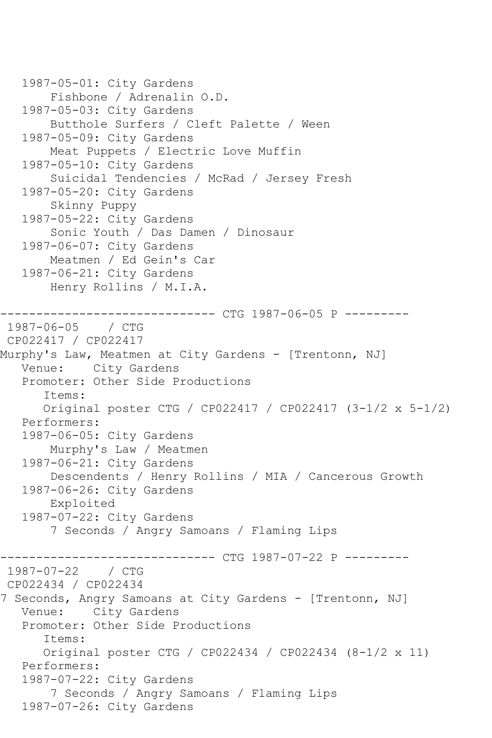```
   1987-05-01: City Gardens
       Fishbone / Adrenalin O.D.
   1987-05-03: City Gardens
       Butthole Surfers / Cleft Palette / Ween
   1987-05-09: City Gardens
       Meat Puppets / Electric Love Muffin
   1987-05-10: City Gardens
       Suicidal Tendencies / McRad / Jersey Fresh
   1987-05-20: City Gardens
       Skinny Puppy
   1987-05-22: City Gardens
       Sonic Youth / Das Damen / Dinosaur
   1987-06-07: City Gardens
       Meatmen / Ed Gein's Car
   1987-06-21: City Gardens
       Henry Rollins / M.I.A.

------------------------------ CTG 1987-06-05 P ---------
 1987-06-05    / CTG
 CP022417 / CP022417
Murphy's Law, Meatmen at City Gardens - [Trentonn, NJ]
   Venue:    City Gardens
   Promoter: Other Side Productions
      Items:
      Original poster CTG / CP022417 / CP022417 (3-1/2 x 5-1/2)
   Performers:
   1987-06-05: City Gardens
       Murphy's Law / Meatmen
   1987-06-21: City Gardens
       Descendents / Henry Rollins / MIA / Cancerous Growth
   1987-06-26: City Gardens
       Exploited
   1987-07-22: City Gardens
       7 Seconds / Angry Samoans / Flaming Lips

------------------------------ CTG 1987-07-22 P ---------
 1987-07-22    / CTG
 CP022434 / CP022434
7 Seconds, Angry Samoans at City Gardens - [Trentonn, NJ]
   Venue:    City Gardens
   Promoter: Other Side Productions
      Items:
      Original poster CTG / CP022434 / CP022434 (8-1/2 x 11)
   Performers:
   1987-07-22: City Gardens
       7 Seconds / Angry Samoans / Flaming Lips
   1987-07-26: City Gardens
```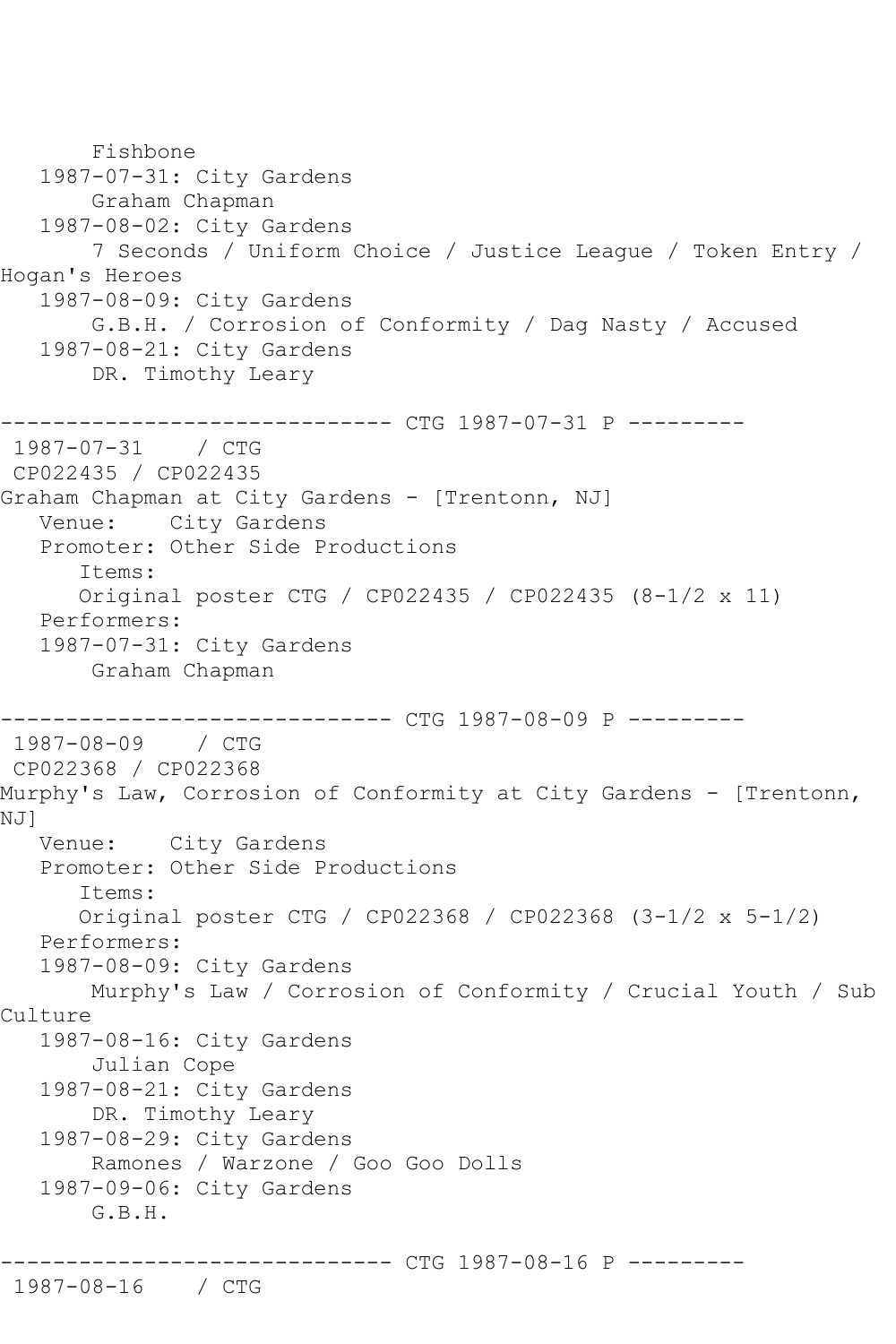```
       Fishbone
   1987-07-31: City Gardens
       Graham Chapman
   1987-08-02: City Gardens
       7 Seconds / Uniform Choice / Justice League / Token Entry / 
Hogan's Heroes
   1987-08-09: City Gardens
       G.B.H. / Corrosion of Conformity / Dag Nasty / Accused
   1987-08-21: City Gardens
       DR. Timothy Leary

------------------------------ CTG 1987-07-31 P ---------
 1987-07-31    / CTG 
 CP022435 / CP022435
Graham Chapman at City Gardens - [Trentonn, NJ]
   Venue:    City Gardens
   Promoter: Other Side Productions
      Items:
      Original poster CTG / CP022435 / CP022435 (8-1/2 x 11)
   Performers:
   1987-07-31: City Gardens
       Graham Chapman

------------------------------ CTG 1987-08-09 P ---------
 1987-08-09    / CTG 
 CP022368 / CP022368
Murphy's Law, Corrosion of Conformity at City Gardens - [Trentonn, 
NJ]
   Venue:    City Gardens
   Promoter: Other Side Productions
      Items:
      Original poster CTG / CP022368 / CP022368 (3-1/2 x 5-1/2)
   Performers:
   1987-08-09: City Gardens
       Murphy's Law / Corrosion of Conformity / Crucial Youth / Sub 
Culture
   1987-08-16: City Gardens
       Julian Cope
   1987-08-21: City Gardens
       DR. Timothy Leary
   1987-08-29: City Gardens
       Ramones / Warzone / Goo Goo Dolls
   1987-09-06: City Gardens
       G.B.H.

------------------------------ CTG 1987-08-16 P ---------
 1987-08-16    / CTG
```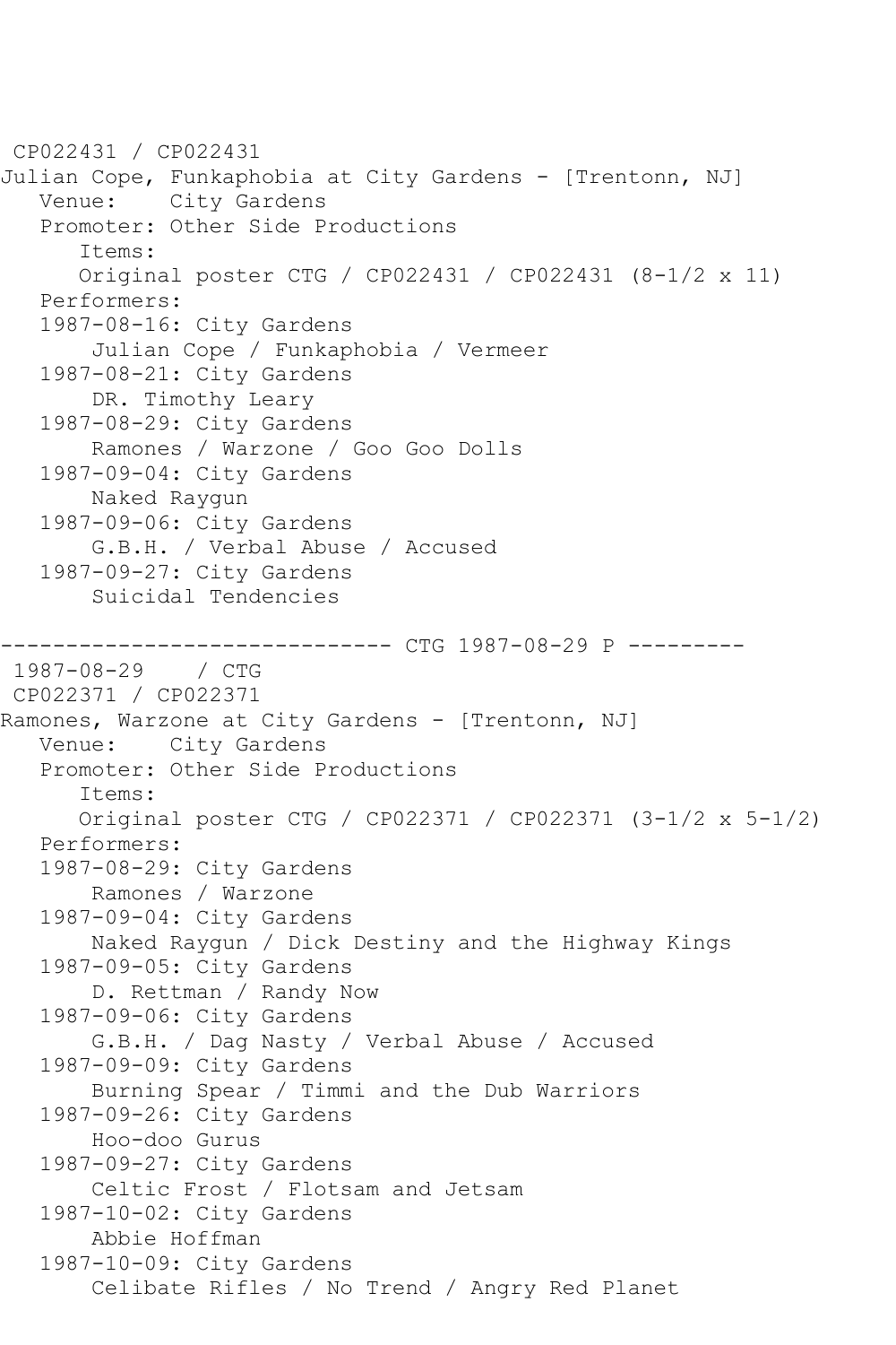CP022431 / CP022431
Julian Cope, Funkaphobia at City Gardens - [Trentonn, NJ]
   Venue:    City Gardens
   Promoter: Other Side Productions
      Items:
      Original poster CTG / CP022431 / CP022431 (8-1/2 x 11)
   Performers:
   1987-08-16: City Gardens
       Julian Cope / Funkaphobia / Vermeer
   1987-08-21: City Gardens
       DR. Timothy Leary
   1987-08-29: City Gardens
       Ramones / Warzone / Goo Goo Dolls
   1987-09-04: City Gardens
       Naked Raygun
   1987-09-06: City Gardens
       G.B.H. / Verbal Abuse / Accused
   1987-09-27: City Gardens
       Suicidal Tendencies

------------------------------ CTG 1987-08-29 P ---------
 1987-08-29    / CTG
 CP022371 / CP022371
Ramones, Warzone at City Gardens - [Trentonn, NJ]
   Venue:    City Gardens
   Promoter: Other Side Productions
      Items:
      Original poster CTG / CP022371 / CP022371 (3-1/2 x 5-1/2)
   Performers:
   1987-08-29: City Gardens
       Ramones / Warzone
   1987-09-04: City Gardens
       Naked Raygun / Dick Destiny and the Highway Kings
   1987-09-05: City Gardens
       D. Rettman / Randy Now
   1987-09-06: City Gardens
       G.B.H. / Dag Nasty / Verbal Abuse / Accused
   1987-09-09: City Gardens
       Burning Spear / Timmi and the Dub Warriors
   1987-09-26: City Gardens
       Hoo-doo Gurus
   1987-09-27: City Gardens
       Celtic Frost / Flotsam and Jetsam
   1987-10-02: City Gardens
       Abbie Hoffman
   1987-10-09: City Gardens
       Celibate Rifles / No Trend / Angry Red Planet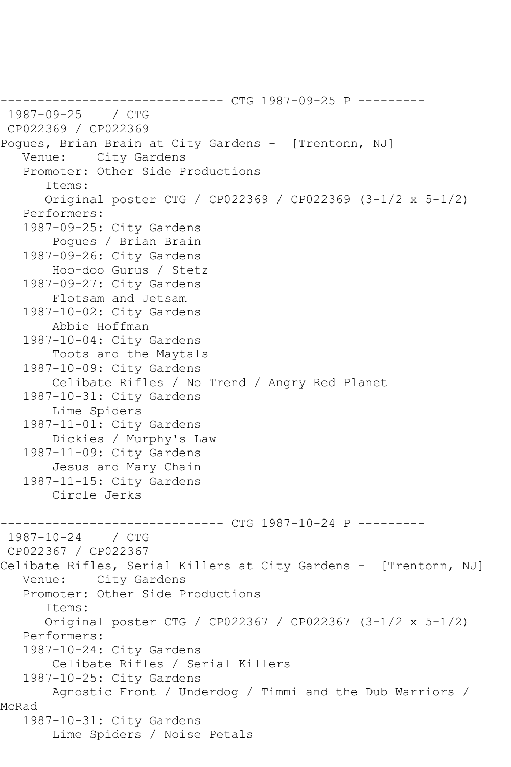------------------------------ CTG 1987-09-25 P ---------
1987-09-25 / CTG
CP022369 / CP022369
Pogues, Brian Brain at City Gardens - [Trentonn, NJ]
Venue: City Gardens
Promoter: Other Side Productions
Items:
Original poster CTG / CP022369 / CP022369 (3-1/2 x 5-1/2)
Performers:
1987-09-25: City Gardens
Pogues / Brian Brain
1987-09-26: City Gardens
Hoo-doo Gurus / Stetz
1987-09-27: City Gardens
Flotsam and Jetsam
1987-10-02: City Gardens
Abbie Hoffman
1987-10-04: City Gardens
Toots and the Maytals
1987-10-09: City Gardens
Celibate Rifles / No Trend / Angry Red Planet
1987-10-31: City Gardens
Lime Spiders
1987-11-01: City Gardens
Dickies / Murphy's Law
1987-11-09: City Gardens
Jesus and Mary Chain
1987-11-15: City Gardens
Circle Jerks

------------------------------ CTG 1987-10-24 P ---------
1987-10-24 / CTG
CP022367 / CP022367
Celibate Rifles, Serial Killers at City Gardens - [Trentonn, NJ]
Venue: City Gardens
Promoter: Other Side Productions
Items:
Original poster CTG / CP022367 / CP022367 (3-1/2 x 5-1/2)
Performers:
1987-10-24: City Gardens
Celibate Rifles / Serial Killers
1987-10-25: City Gardens
Agnostic Front / Underdog / Timmi and the Dub Warriors / McRad
1987-10-31: City Gardens
Lime Spiders / Noise Petals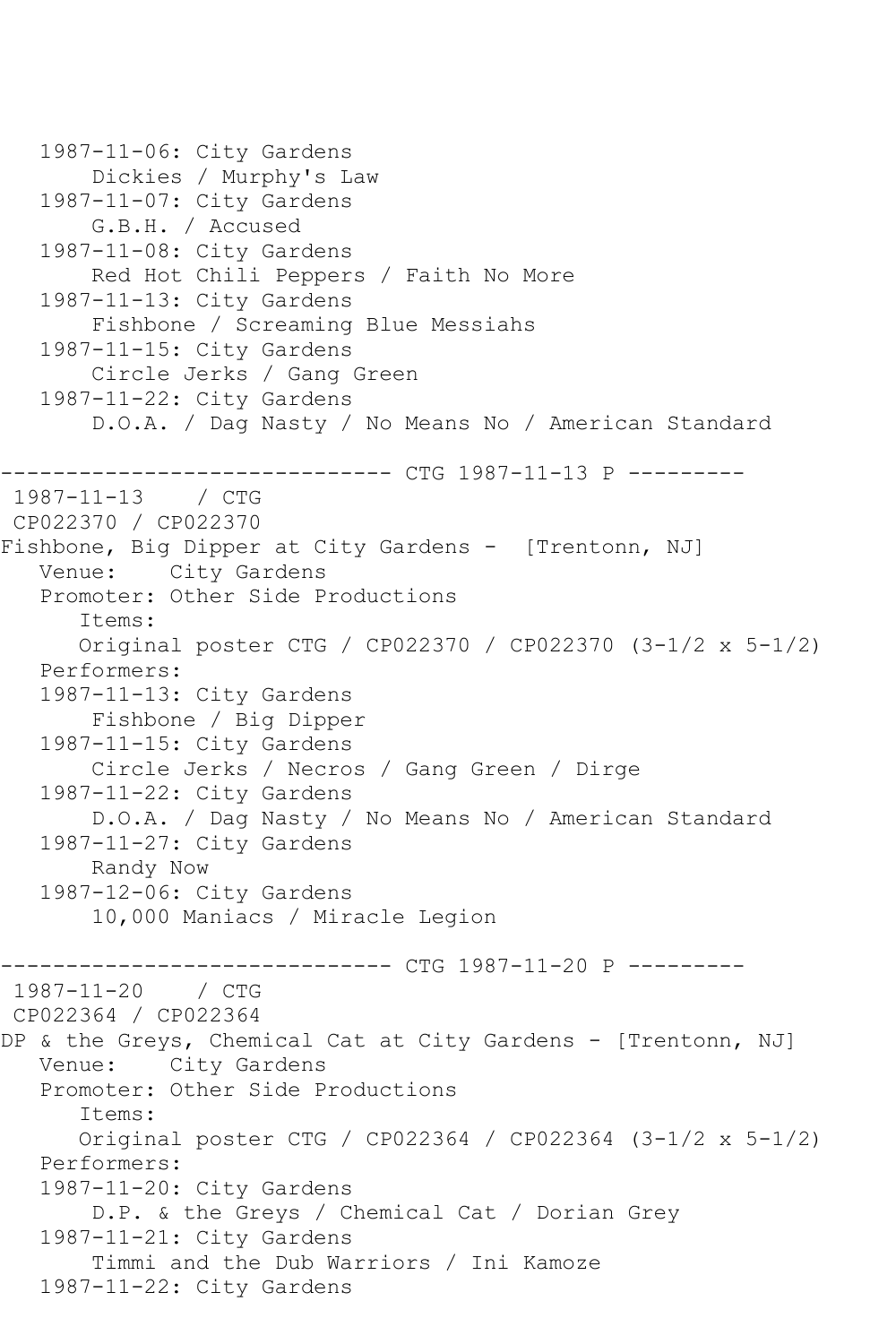```
   1987-11-06: City Gardens
       Dickies / Murphy's Law
   1987-11-07: City Gardens
       G.B.H. / Accused
   1987-11-08: City Gardens
       Red Hot Chili Peppers / Faith No More
   1987-11-13: City Gardens
       Fishbone / Screaming Blue Messiahs
   1987-11-15: City Gardens
       Circle Jerks / Gang Green
   1987-11-22: City Gardens
       D.O.A. / Dag Nasty / No Means No / American Standard

------------------------------ CTG 1987-11-13 P ---------
 1987-11-13    / CTG
 CP022370 / CP022370
Fishbone, Big Dipper at City Gardens -  [Trentonn, NJ]
   Venue:    City Gardens
   Promoter: Other Side Productions
      Items:
      Original poster CTG / CP022370 / CP022370 (3-1/2 x 5-1/2)
   Performers:
   1987-11-13: City Gardens
       Fishbone / Big Dipper
   1987-11-15: City Gardens
       Circle Jerks / Necros / Gang Green / Dirge
   1987-11-22: City Gardens
       D.O.A. / Dag Nasty / No Means No / American Standard
   1987-11-27: City Gardens
       Randy Now
   1987-12-06: City Gardens
       10,000 Maniacs / Miracle Legion

------------------------------ CTG 1987-11-20 P ---------
 1987-11-20    / CTG
 CP022364 / CP022364
DP & the Greys, Chemical Cat at City Gardens - [Trentonn, NJ]
   Venue:    City Gardens
   Promoter: Other Side Productions
      Items:
      Original poster CTG / CP022364 / CP022364 (3-1/2 x 5-1/2)
   Performers:
   1987-11-20: City Gardens
       D.P. & the Greys / Chemical Cat / Dorian Grey
   1987-11-21: City Gardens
       Timmi and the Dub Warriors / Ini Kamoze
   1987-11-22: City Gardens
```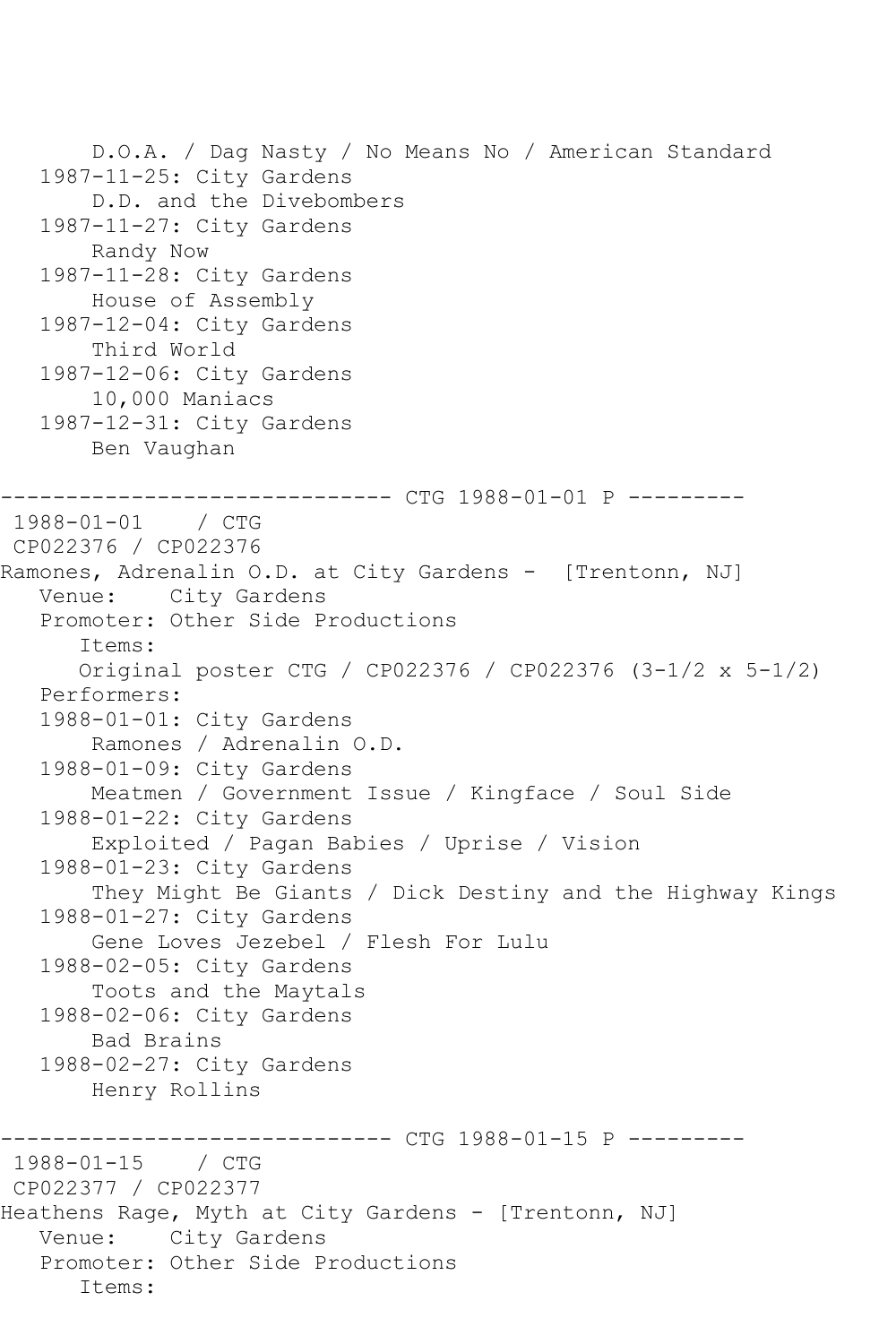```
      D.O.A. / Dag Nasty / No Means No / American Standard
   1987-11-25: City Gardens
       D.D. and the Divebombers
   1987-11-27: City Gardens
       Randy Now
   1987-11-28: City Gardens
       House of Assembly
   1987-12-04: City Gardens
       Third World
   1987-12-06: City Gardens
       10,000 Maniacs
   1987-12-31: City Gardens
       Ben Vaughan

------------------------------ CTG 1988-01-01 P ---------
 1988-01-01    / CTG
 CP022376 / CP022376
Ramones, Adrenalin O.D. at City Gardens -  [Trentonn, NJ]
   Venue:    City Gardens
   Promoter: Other Side Productions
      Items:
      Original poster CTG / CP022376 / CP022376 (3-1/2 x 5-1/2)
   Performers:
   1988-01-01: City Gardens
       Ramones / Adrenalin O.D.
   1988-01-09: City Gardens
       Meatmen / Government Issue / Kingface / Soul Side
   1988-01-22: City Gardens
       Exploited / Pagan Babies / Uprise / Vision
   1988-01-23: City Gardens
       They Might Be Giants / Dick Destiny and the Highway Kings
   1988-01-27: City Gardens
       Gene Loves Jezebel / Flesh For Lulu
   1988-02-05: City Gardens
       Toots and the Maytals
   1988-02-06: City Gardens
       Bad Brains
   1988-02-27: City Gardens
       Henry Rollins

------------------------------ CTG 1988-01-15 P ---------
 1988-01-15    / CTG
 CP022377 / CP022377
Heathens Rage, Myth at City Gardens - [Trentonn, NJ]
   Venue:    City Gardens
   Promoter: Other Side Productions
      Items:
```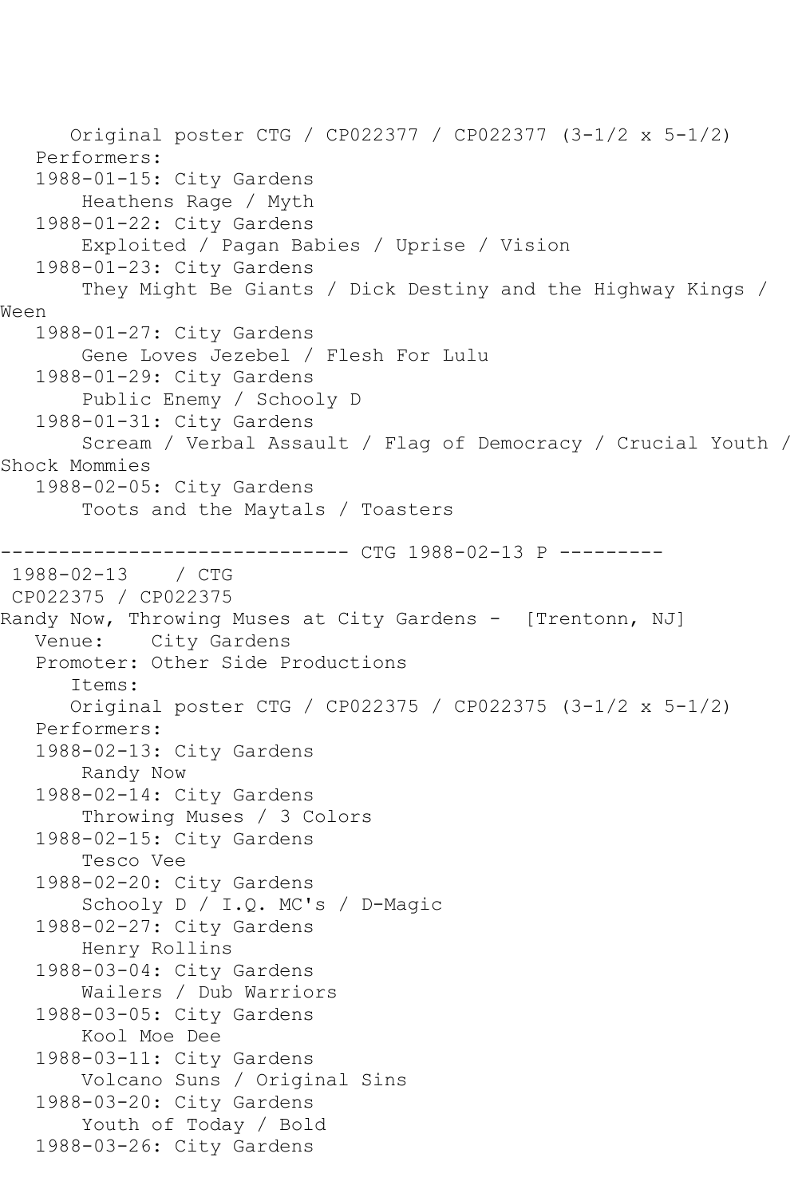Original poster CTG / CP022377 / CP022377 (3-1/2 x 5-1/2)

Performers:

1988-01-15: City Gardens
    Heathens Rage / Myth

1988-01-22: City Gardens
    Exploited / Pagan Babies / Uprise / Vision

1988-01-23: City Gardens
    They Might Be Giants / Dick Destiny and the Highway Kings / Ween

1988-01-27: City Gardens
    Gene Loves Jezebel / Flesh For Lulu

1988-01-29: City Gardens
    Public Enemy / Schooly D

1988-01-31: City Gardens
    Scream / Verbal Assault / Flag of Democracy / Crucial Youth / Shock Mommies

1988-02-05: City Gardens
    Toots and the Maytals / Toasters

------------------------------ CTG 1988-02-13 P ---------

1988-02-13 / CTG

CP022375 / CP022375

Randy Now, Throwing Muses at City Gardens - [Trentonn, NJ]

Venue: City Gardens

Promoter: Other Side Productions

Items:

Original poster CTG / CP022375 / CP022375 (3-1/2 x 5-1/2)

Performers:

1988-02-13: City Gardens
    Randy Now

1988-02-14: City Gardens
    Throwing Muses / 3 Colors

1988-02-15: City Gardens
    Tesco Vee

1988-02-20: City Gardens
    Schooly D / I.Q. MC's / D-Magic

1988-02-27: City Gardens
    Henry Rollins

1988-03-04: City Gardens
    Wailers / Dub Warriors

1988-03-05: City Gardens
    Kool Moe Dee

1988-03-11: City Gardens
    Volcano Suns / Original Sins

1988-03-20: City Gardens
    Youth of Today / Bold

1988-03-26: City Gardens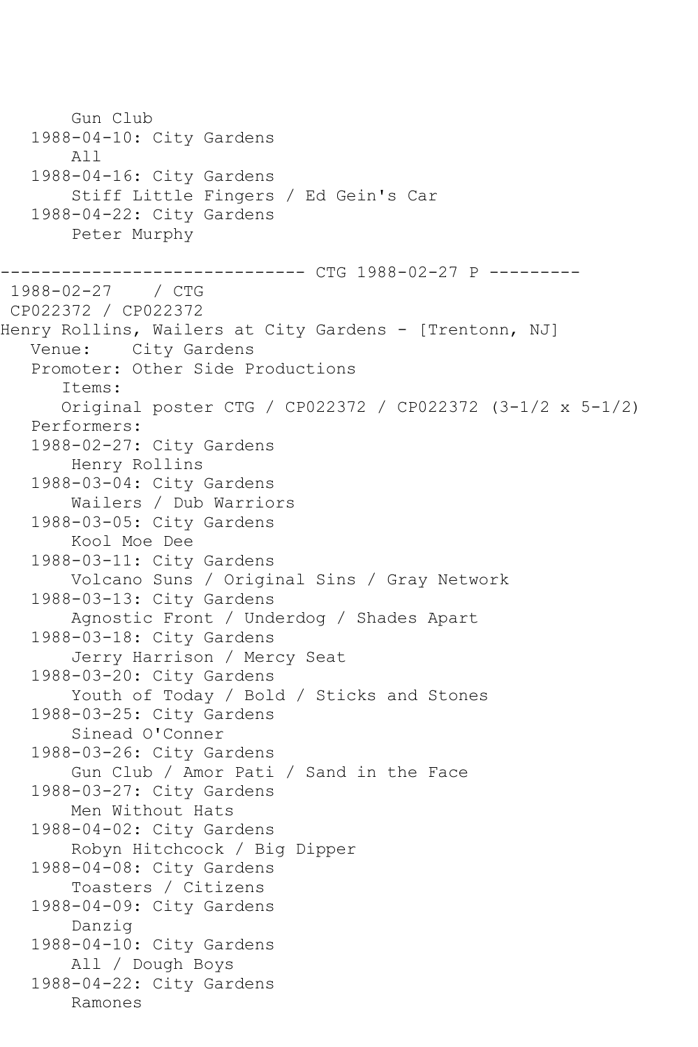```
       Gun Club
   1988-04-10: City Gardens
       All
   1988-04-16: City Gardens
       Stiff Little Fingers / Ed Gein's Car
   1988-04-22: City Gardens
       Peter Murphy

------------------------------ CTG 1988-02-27 P ---------
 1988-02-27    / CTG
 CP022372 / CP022372
Henry Rollins, Wailers at City Gardens - [Trentonn, NJ]
   Venue:    City Gardens
   Promoter: Other Side Productions
      Items:
      Original poster CTG / CP022372 / CP022372 (3-1/2 x 5-1/2)
   Performers:
   1988-02-27: City Gardens
       Henry Rollins
   1988-03-04: City Gardens
       Wailers / Dub Warriors
   1988-03-05: City Gardens
       Kool Moe Dee
   1988-03-11: City Gardens
       Volcano Suns / Original Sins / Gray Network
   1988-03-13: City Gardens
       Agnostic Front / Underdog / Shades Apart
   1988-03-18: City Gardens
       Jerry Harrison / Mercy Seat
   1988-03-20: City Gardens
       Youth of Today / Bold / Sticks and Stones
   1988-03-25: City Gardens
       Sinead O'Conner
   1988-03-26: City Gardens
       Gun Club / Amor Pati / Sand in the Face
   1988-03-27: City Gardens
       Men Without Hats
   1988-04-02: City Gardens
       Robyn Hitchcock / Big Dipper
   1988-04-08: City Gardens
       Toasters / Citizens
   1988-04-09: City Gardens
       Danzig
   1988-04-10: City Gardens
       All / Dough Boys
   1988-04-22: City Gardens
       Ramones
```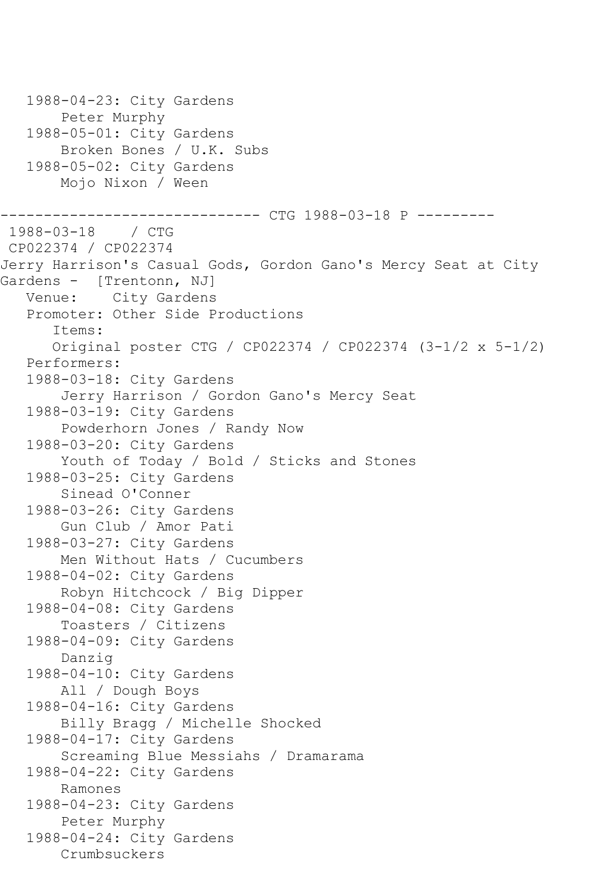```
   1988-04-23: City Gardens
       Peter Murphy
   1988-05-01: City Gardens
       Broken Bones / U.K. Subs
   1988-05-02: City Gardens
       Mojo Nixon / Ween

------------------------------ CTG 1988-03-18 P ---------
 1988-03-18    / CTG
 CP022374 / CP022374
Jerry Harrison's Casual Gods, Gordon Gano's Mercy Seat at City
Gardens -  [Trentonn, NJ]
   Venue:    City Gardens
   Promoter: Other Side Productions
      Items:
      Original poster CTG / CP022374 / CP022374 (3-1/2 x 5-1/2)
   Performers:
   1988-03-18: City Gardens
       Jerry Harrison / Gordon Gano's Mercy Seat
   1988-03-19: City Gardens
       Powderhorn Jones / Randy Now
   1988-03-20: City Gardens
       Youth of Today / Bold / Sticks and Stones
   1988-03-25: City Gardens
       Sinead O'Conner
   1988-03-26: City Gardens
       Gun Club / Amor Pati
   1988-03-27: City Gardens
       Men Without Hats / Cucumbers
   1988-04-02: City Gardens
       Robyn Hitchcock / Big Dipper
   1988-04-08: City Gardens
       Toasters / Citizens
   1988-04-09: City Gardens
       Danzig
   1988-04-10: City Gardens
       All / Dough Boys
   1988-04-16: City Gardens
       Billy Bragg / Michelle Shocked
   1988-04-17: City Gardens
       Screaming Blue Messiahs / Dramarama
   1988-04-22: City Gardens
       Ramones
   1988-04-23: City Gardens
       Peter Murphy
   1988-04-24: City Gardens
       Crumbsuckers
```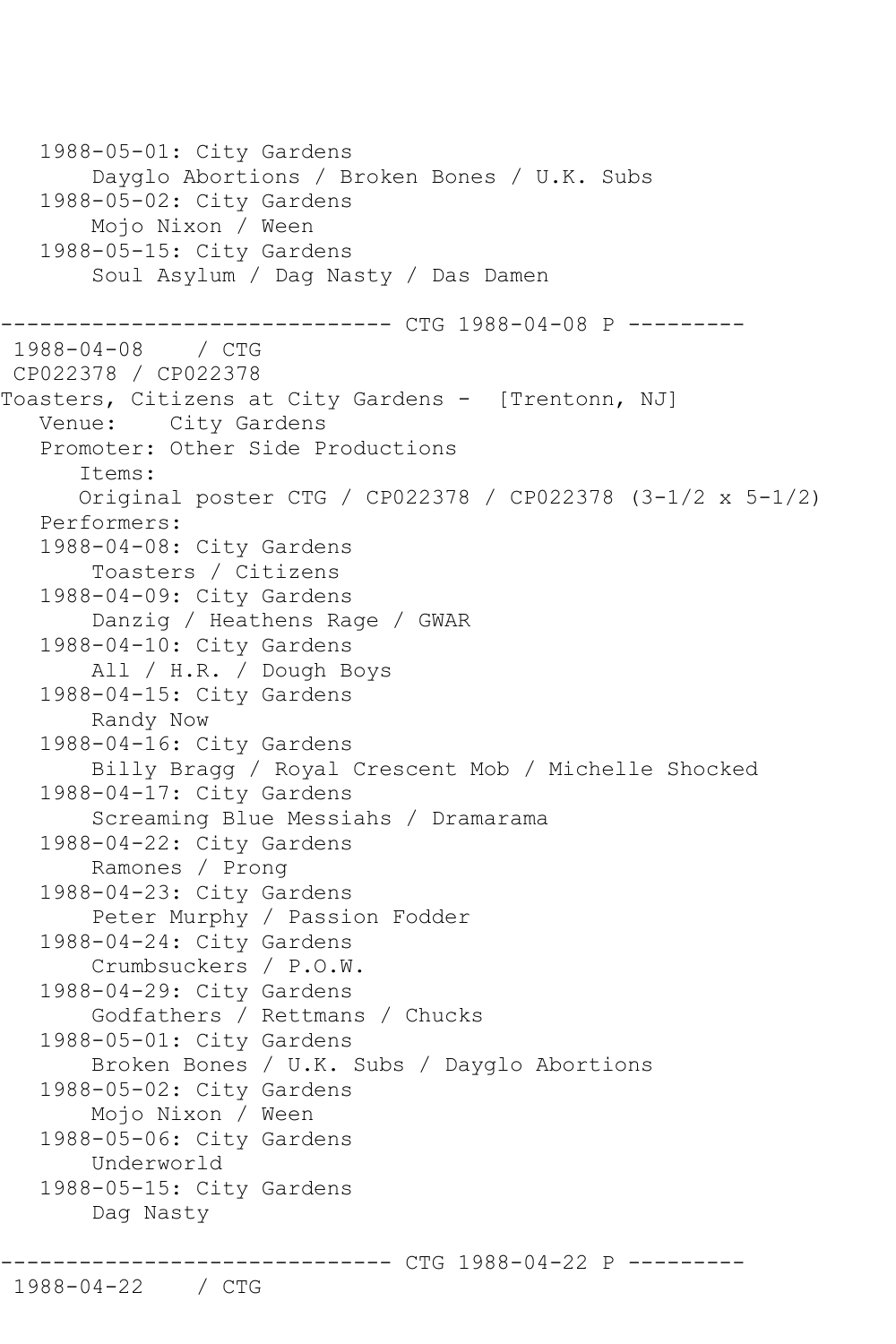```
   1988-05-01: City Gardens
       Dayglo Abortions / Broken Bones / U.K. Subs
   1988-05-02: City Gardens
       Mojo Nixon / Ween
   1988-05-15: City Gardens
       Soul Asylum / Dag Nasty / Das Damen

------------------------------ CTG 1988-04-08 P ---------
 1988-04-08    / CTG
 CP022378 / CP022378
Toasters, Citizens at City Gardens -  [Trentonn, NJ]
   Venue:    City Gardens
   Promoter: Other Side Productions
      Items:
      Original poster CTG / CP022378 / CP022378 (3-1/2 x 5-1/2)
   Performers:
   1988-04-08: City Gardens
       Toasters / Citizens
   1988-04-09: City Gardens
       Danzig / Heathens Rage / GWAR
   1988-04-10: City Gardens
       All / H.R. / Dough Boys
   1988-04-15: City Gardens
       Randy Now
   1988-04-16: City Gardens
       Billy Bragg / Royal Crescent Mob / Michelle Shocked
   1988-04-17: City Gardens
       Screaming Blue Messiahs / Dramarama
   1988-04-22: City Gardens
       Ramones / Prong
   1988-04-23: City Gardens
       Peter Murphy / Passion Fodder
   1988-04-24: City Gardens
       Crumbsuckers / P.O.W.
   1988-04-29: City Gardens
       Godfathers / Rettmans / Chucks
   1988-05-01: City Gardens
       Broken Bones / U.K. Subs / Dayglo Abortions
   1988-05-02: City Gardens
       Mojo Nixon / Ween
   1988-05-06: City Gardens
       Underworld
   1988-05-15: City Gardens
       Dag Nasty

------------------------------ CTG 1988-04-22 P ---------
 1988-04-22    / CTG
```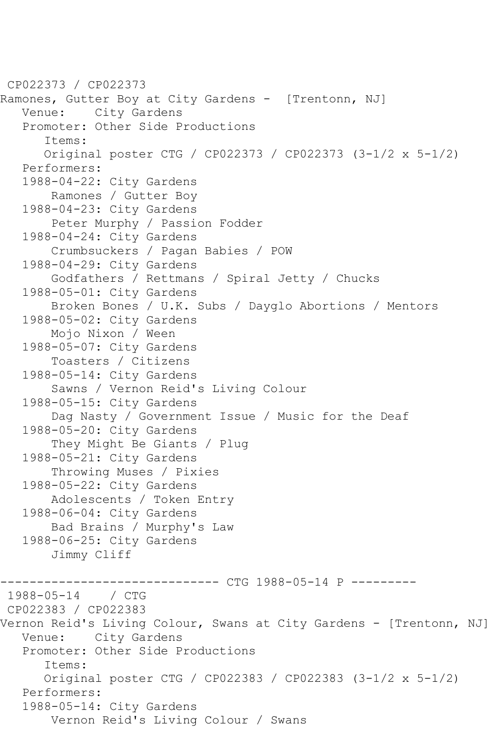CP022373 / CP022373
Ramones, Gutter Boy at City Gardens - [Trentonn, NJ]
   Venue:    City Gardens
   Promoter: Other Side Productions
      Items:
      Original poster CTG / CP022373 / CP022373 (3-1/2 x 5-1/2)
   Performers:
   1988-04-22: City Gardens
       Ramones / Gutter Boy
   1988-04-23: City Gardens
       Peter Murphy / Passion Fodder
   1988-04-24: City Gardens
       Crumbsuckers / Pagan Babies / POW
   1988-04-29: City Gardens
       Godfathers / Rettmans / Spiral Jetty / Chucks
   1988-05-01: City Gardens
       Broken Bones / U.K. Subs / Dayglo Abortions / Mentors
   1988-05-02: City Gardens
       Mojo Nixon / Ween
   1988-05-07: City Gardens
       Toasters / Citizens
   1988-05-14: City Gardens
       Sawns / Vernon Reid's Living Colour
   1988-05-15: City Gardens
       Dag Nasty / Government Issue / Music for the Deaf
   1988-05-20: City Gardens
       They Might Be Giants / Plug
   1988-05-21: City Gardens
       Throwing Muses / Pixies
   1988-05-22: City Gardens
       Adolescents / Token Entry
   1988-06-04: City Gardens
       Bad Brains / Murphy's Law
   1988-06-25: City Gardens
       Jimmy Cliff

------------------------------ CTG 1988-05-14 P ---------
1988-05-14    / CTG
CP022383 / CP022383
Vernon Reid's Living Colour, Swans at City Gardens - [Trentonn, NJ]
   Venue:    City Gardens
   Promoter: Other Side Productions
      Items:
      Original poster CTG / CP022383 / CP022383 (3-1/2 x 5-1/2)
   Performers:
   1988-05-14: City Gardens
       Vernon Reid's Living Colour / Swans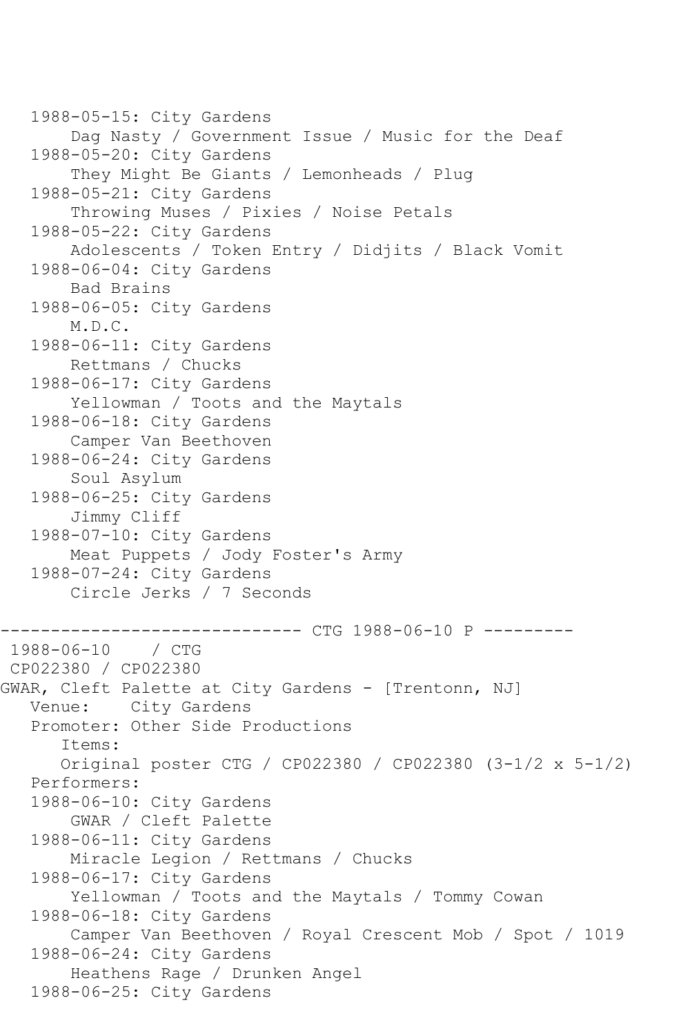```
   1988-05-15: City Gardens
       Dag Nasty / Government Issue / Music for the Deaf
   1988-05-20: City Gardens
       They Might Be Giants / Lemonheads / Plug
   1988-05-21: City Gardens
       Throwing Muses / Pixies / Noise Petals
   1988-05-22: City Gardens
       Adolescents / Token Entry / Didjits / Black Vomit
   1988-06-04: City Gardens
       Bad Brains
   1988-06-05: City Gardens
       M.D.C.
   1988-06-11: City Gardens
       Rettmans / Chucks
   1988-06-17: City Gardens
       Yellowman / Toots and the Maytals
   1988-06-18: City Gardens
       Camper Van Beethoven
   1988-06-24: City Gardens
       Soul Asylum
   1988-06-25: City Gardens
       Jimmy Cliff
   1988-07-10: City Gardens
       Meat Puppets / Jody Foster's Army
   1988-07-24: City Gardens
       Circle Jerks / 7 Seconds

------------------------------ CTG 1988-06-10 P ---------
 1988-06-10    / CTG
 CP022380 / CP022380
GWAR, Cleft Palette at City Gardens - [Trentonn, NJ]
   Venue:    City Gardens
   Promoter: Other Side Productions
      Items:
      Original poster CTG / CP022380 / CP022380 (3-1/2 x 5-1/2)
   Performers:
   1988-06-10: City Gardens
       GWAR / Cleft Palette
   1988-06-11: City Gardens
       Miracle Legion / Rettmans / Chucks
   1988-06-17: City Gardens
       Yellowman / Toots and the Maytals / Tommy Cowan
   1988-06-18: City Gardens
       Camper Van Beethoven / Royal Crescent Mob / Spot / 1019
   1988-06-24: City Gardens
       Heathens Rage / Drunken Angel
   1988-06-25: City Gardens
```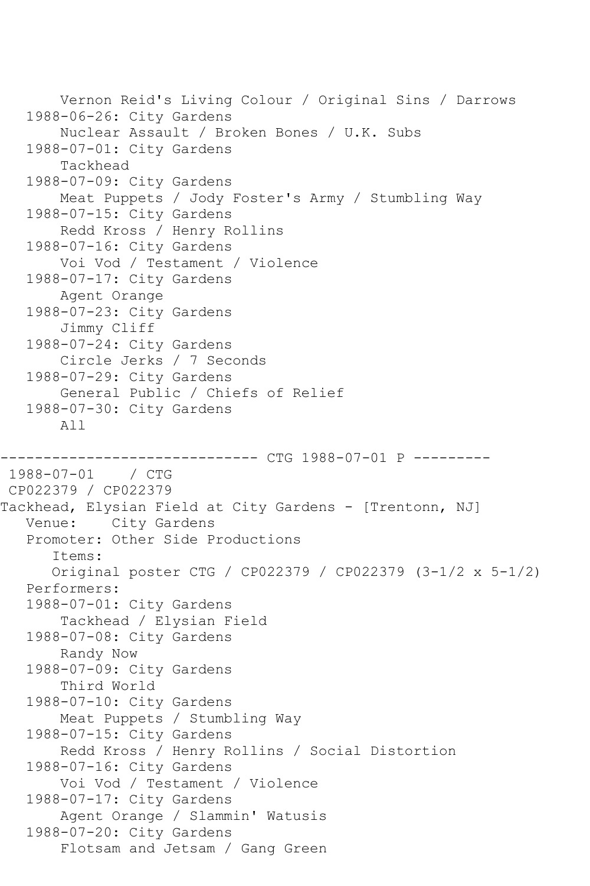```
       Vernon Reid's Living Colour / Original Sins / Darrows
   1988-06-26: City Gardens
       Nuclear Assault / Broken Bones / U.K. Subs
   1988-07-01: City Gardens
       Tackhead
   1988-07-09: City Gardens
       Meat Puppets / Jody Foster's Army / Stumbling Way
   1988-07-15: City Gardens
       Redd Kross / Henry Rollins
   1988-07-16: City Gardens
       Voi Vod / Testament / Violence
   1988-07-17: City Gardens
       Agent Orange
   1988-07-23: City Gardens
       Jimmy Cliff
   1988-07-24: City Gardens
       Circle Jerks / 7 Seconds
   1988-07-29: City Gardens
       General Public / Chiefs of Relief
   1988-07-30: City Gardens
       All

------------------------------ CTG 1988-07-01 P ---------
 1988-07-01    / CTG
 CP022379 / CP022379
Tackhead, Elysian Field at City Gardens - [Trentonn, NJ]
   Venue:    City Gardens
   Promoter: Other Side Productions
      Items:
      Original poster CTG / CP022379 / CP022379 (3-1/2 x 5-1/2)
   Performers:
   1988-07-01: City Gardens
       Tackhead / Elysian Field
   1988-07-08: City Gardens
       Randy Now
   1988-07-09: City Gardens
       Third World
   1988-07-10: City Gardens
       Meat Puppets / Stumbling Way
   1988-07-15: City Gardens
       Redd Kross / Henry Rollins / Social Distortion
   1988-07-16: City Gardens
       Voi Vod / Testament / Violence
   1988-07-17: City Gardens
       Agent Orange / Slammin' Watusis
   1988-07-20: City Gardens
       Flotsam and Jetsam / Gang Green
```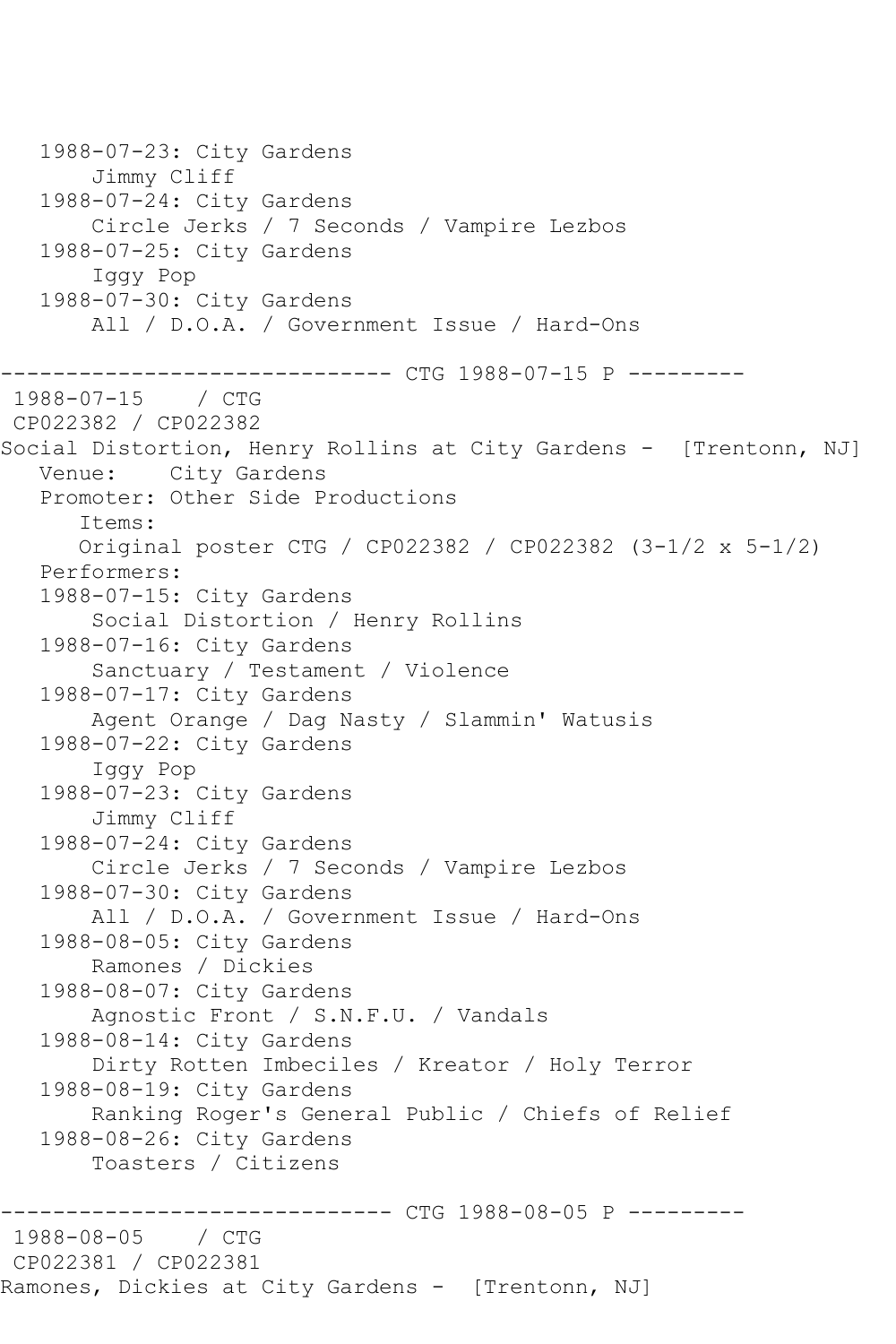```
   1988-07-23: City Gardens
       Jimmy Cliff
   1988-07-24: City Gardens
       Circle Jerks / 7 Seconds / Vampire Lezbos
   1988-07-25: City Gardens
       Iggy Pop
   1988-07-30: City Gardens
       All / D.O.A. / Government Issue / Hard-Ons

------------------------------ CTG 1988-07-15 P ---------
 1988-07-15    / CTG
 CP022382 / CP022382
Social Distortion, Henry Rollins at City Gardens -  [Trentonn, NJ]
   Venue:    City Gardens
   Promoter: Other Side Productions
      Items:
      Original poster CTG / CP022382 / CP022382 (3-1/2 x 5-1/2)
   Performers:
   1988-07-15: City Gardens
       Social Distortion / Henry Rollins
   1988-07-16: City Gardens
       Sanctuary / Testament / Violence
   1988-07-17: City Gardens
       Agent Orange / Dag Nasty / Slammin' Watusis
   1988-07-22: City Gardens
       Iggy Pop
   1988-07-23: City Gardens
       Jimmy Cliff
   1988-07-24: City Gardens
       Circle Jerks / 7 Seconds / Vampire Lezbos
   1988-07-30: City Gardens
       All / D.O.A. / Government Issue / Hard-Ons
   1988-08-05: City Gardens
       Ramones / Dickies
   1988-08-07: City Gardens
       Agnostic Front / S.N.F.U. / Vandals
   1988-08-14: City Gardens
       Dirty Rotten Imbeciles / Kreator / Holy Terror
   1988-08-19: City Gardens
       Ranking Roger's General Public / Chiefs of Relief
   1988-08-26: City Gardens
       Toasters / Citizens

------------------------------ CTG 1988-08-05 P ---------
 1988-08-05    / CTG
 CP022381 / CP022381
Ramones, Dickies at City Gardens -  [Trentonn, NJ]
```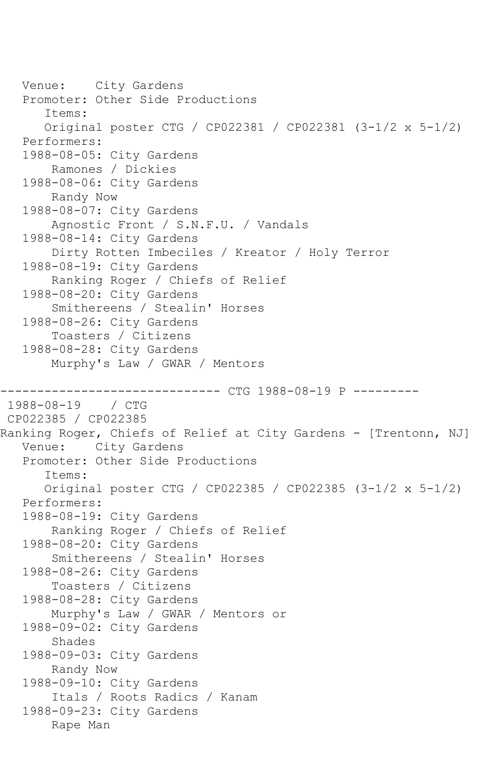```
   Venue:    City Gardens
   Promoter: Other Side Productions
      Items:
      Original poster CTG / CP022381 / CP022381 (3-1/2 x 5-1/2)
   Performers:
   1988-08-05: City Gardens
       Ramones / Dickies
   1988-08-06: City Gardens
       Randy Now
   1988-08-07: City Gardens
       Agnostic Front / S.N.F.U. / Vandals
   1988-08-14: City Gardens
       Dirty Rotten Imbeciles / Kreator / Holy Terror
   1988-08-19: City Gardens
       Ranking Roger / Chiefs of Relief
   1988-08-20: City Gardens
       Smithereens / Stealin' Horses
   1988-08-26: City Gardens
       Toasters / Citizens
   1988-08-28: City Gardens
       Murphy's Law / GWAR / Mentors

------------------------------ CTG 1988-08-19 P ---------
 1988-08-19    / CTG
 CP022385 / CP022385
Ranking Roger, Chiefs of Relief at City Gardens - [Trentonn, NJ]
   Venue:    City Gardens
   Promoter: Other Side Productions
      Items:
      Original poster CTG / CP022385 / CP022385 (3-1/2 x 5-1/2)
   Performers:
   1988-08-19: City Gardens
       Ranking Roger / Chiefs of Relief
   1988-08-20: City Gardens
       Smithereens / Stealin' Horses
   1988-08-26: City Gardens
       Toasters / Citizens
   1988-08-28: City Gardens
       Murphy's Law / GWAR / Mentors or
   1988-09-02: City Gardens
       Shades
   1988-09-03: City Gardens
       Randy Now
   1988-09-10: City Gardens
       Itals / Roots Radics / Kanam
   1988-09-23: City Gardens
       Rape Man
```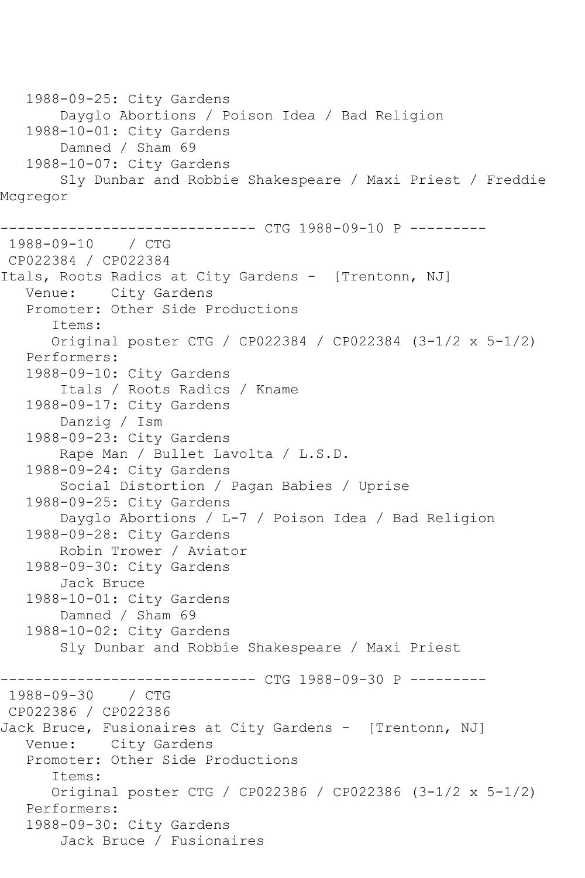```
   1988-09-25: City Gardens
       Dayglo Abortions / Poison Idea / Bad Religion
   1988-10-01: City Gardens
       Damned / Sham 69
   1988-10-07: City Gardens
       Sly Dunbar and Robbie Shakespeare / Maxi Priest / Freddie
Mcgregor

------------------------------ CTG 1988-09-10 P ---------
 1988-09-10    / CTG
 CP022384 / CP022384
Itals, Roots Radics at City Gardens -  [Trentonn, NJ]
   Venue:    City Gardens
   Promoter: Other Side Productions
      Items:
      Original poster CTG / CP022384 / CP022384 (3-1/2 x 5-1/2)
   Performers:
   1988-09-10: City Gardens
       Itals / Roots Radics / Kname
   1988-09-17: City Gardens
       Danzig / Ism
   1988-09-23: City Gardens
       Rape Man / Bullet Lavolta / L.S.D.
   1988-09-24: City Gardens
       Social Distortion / Pagan Babies / Uprise
   1988-09-25: City Gardens
       Dayglo Abortions / L-7 / Poison Idea / Bad Religion
   1988-09-28: City Gardens
       Robin Trower / Aviator
   1988-09-30: City Gardens
       Jack Bruce
   1988-10-01: City Gardens
       Damned / Sham 69
   1988-10-02: City Gardens
       Sly Dunbar and Robbie Shakespeare / Maxi Priest

------------------------------ CTG 1988-09-30 P ---------
 1988-09-30    / CTG
 CP022386 / CP022386
Jack Bruce, Fusionaires at City Gardens -  [Trentonn, NJ]
   Venue:    City Gardens
   Promoter: Other Side Productions
      Items:
      Original poster CTG / CP022386 / CP022386 (3-1/2 x 5-1/2)
   Performers:
   1988-09-30: City Gardens
       Jack Bruce / Fusionaires
```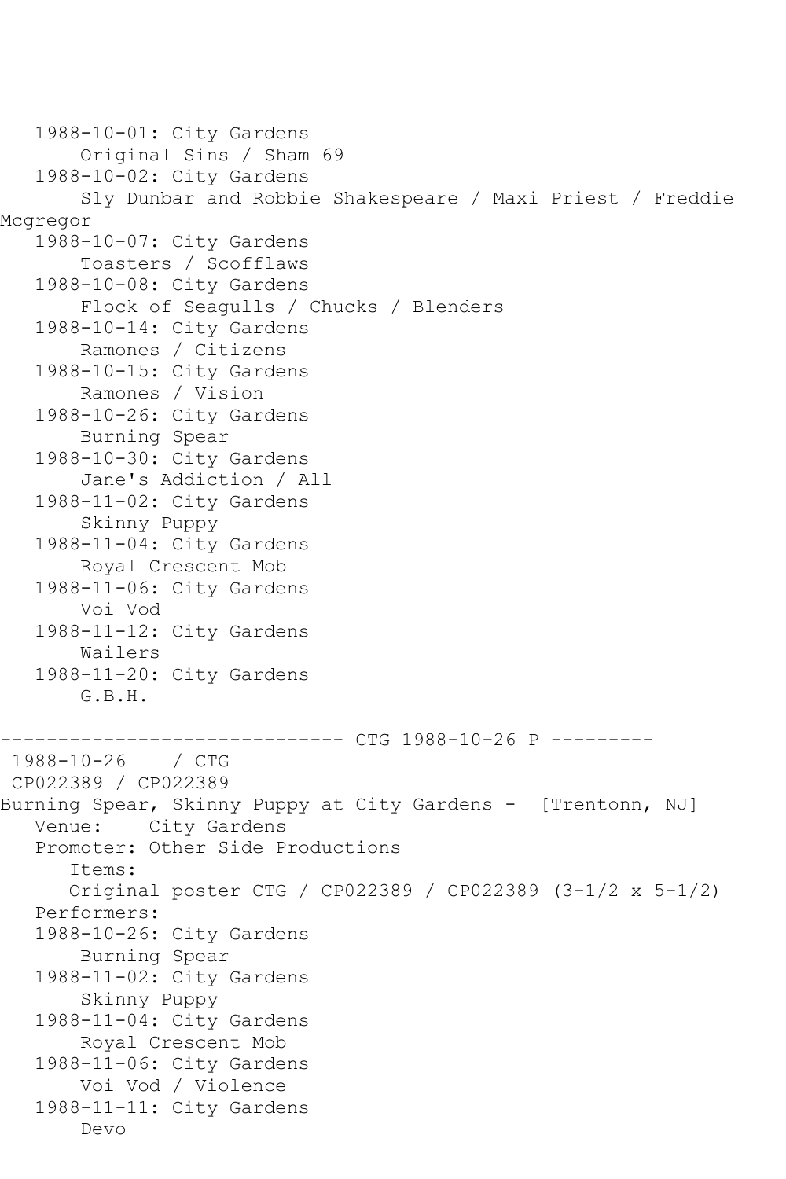```
   1988-10-01: City Gardens
       Original Sins / Sham 69
   1988-10-02: City Gardens
       Sly Dunbar and Robbie Shakespeare / Maxi Priest / Freddie
Mcgregor
   1988-10-07: City Gardens
       Toasters / Scofflaws
   1988-10-08: City Gardens
       Flock of Seagulls / Chucks / Blenders
   1988-10-14: City Gardens
       Ramones / Citizens
   1988-10-15: City Gardens
       Ramones / Vision
   1988-10-26: City Gardens
       Burning Spear
   1988-10-30: City Gardens
       Jane's Addiction / All
   1988-11-02: City Gardens
       Skinny Puppy
   1988-11-04: City Gardens
       Royal Crescent Mob
   1988-11-06: City Gardens
       Voi Vod
   1988-11-12: City Gardens
       Wailers
   1988-11-20: City Gardens
       G.B.H.

------------------------------ CTG 1988-10-26 P ---------
 1988-10-26    / CTG
 CP022389 / CP022389
Burning Spear, Skinny Puppy at City Gardens -  [Trentonn, NJ]
   Venue:    City Gardens
   Promoter: Other Side Productions
      Items:
      Original poster CTG / CP022389 / CP022389 (3-1/2 x 5-1/2)
   Performers:
   1988-10-26: City Gardens
       Burning Spear
   1988-11-02: City Gardens
       Skinny Puppy
   1988-11-04: City Gardens
       Royal Crescent Mob
   1988-11-06: City Gardens
       Voi Vod / Violence
   1988-11-11: City Gardens
       Devo
```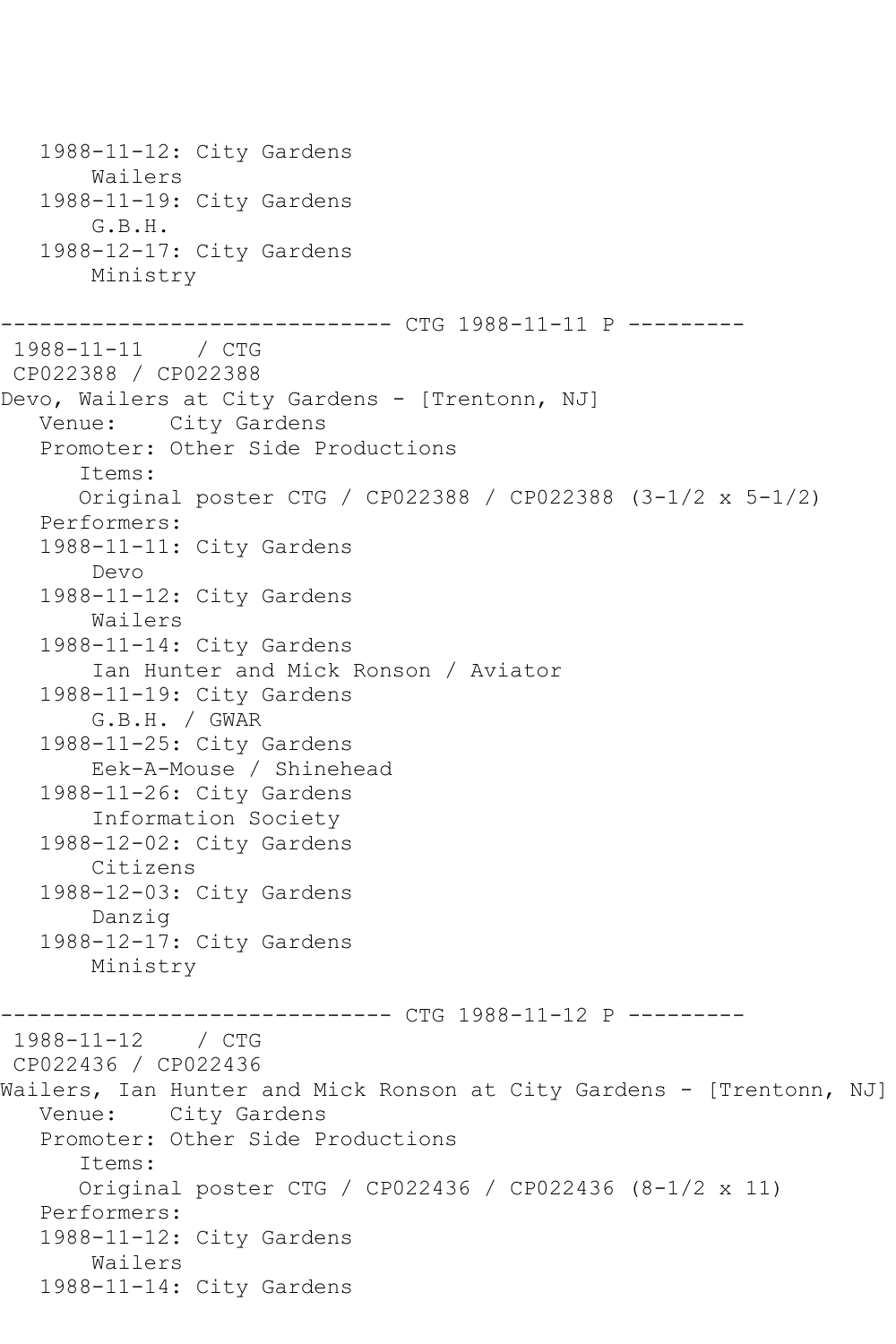```
   1988-11-12: City Gardens
       Wailers
   1988-11-19: City Gardens
       G.B.H.
   1988-12-17: City Gardens
       Ministry

------------------------------ CTG 1988-11-11 P ---------
 1988-11-11    / CTG
 CP022388 / CP022388
Devo, Wailers at City Gardens - [Trentonn, NJ]
   Venue:    City Gardens
   Promoter: Other Side Productions
      Items:
      Original poster CTG / CP022388 / CP022388 (3-1/2 x 5-1/2)
   Performers:
   1988-11-11: City Gardens
       Devo
   1988-11-12: City Gardens
       Wailers
   1988-11-14: City Gardens
       Ian Hunter and Mick Ronson / Aviator
   1988-11-19: City Gardens
       G.B.H. / GWAR
   1988-11-25: City Gardens
       Eek-A-Mouse / Shinehead
   1988-11-26: City Gardens
       Information Society
   1988-12-02: City Gardens
       Citizens
   1988-12-03: City Gardens
       Danzig
   1988-12-17: City Gardens
       Ministry

------------------------------ CTG 1988-11-12 P ---------
 1988-11-12    / CTG
 CP022436 / CP022436
Wailers, Ian Hunter and Mick Ronson at City Gardens - [Trentonn, NJ]
   Venue:    City Gardens
   Promoter: Other Side Productions
      Items:
      Original poster CTG / CP022436 / CP022436 (8-1/2 x 11)
   Performers:
   1988-11-12: City Gardens
       Wailers
   1988-11-14: City Gardens
```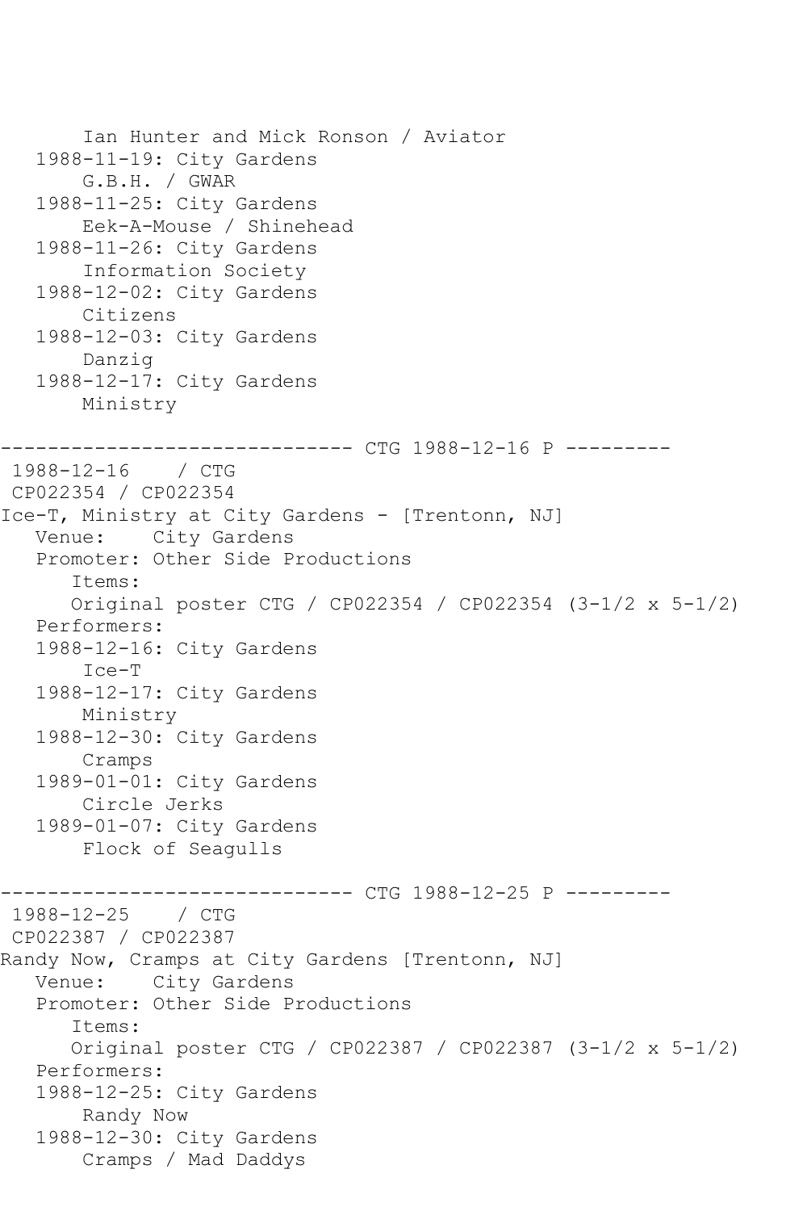Ian Hunter and Mick Ronson / Aviator
   1988-11-19: City Gardens
       G.B.H. / GWAR
   1988-11-25: City Gardens
       Eek-A-Mouse / Shinehead
   1988-11-26: City Gardens
       Information Society
   1988-12-02: City Gardens
       Citizens
   1988-12-03: City Gardens
       Danzig
   1988-12-17: City Gardens
       Ministry

------------------------------ CTG 1988-12-16 P ---------
1988-12-16    / CTG
CP022354 / CP022354
Ice-T, Ministry at City Gardens - [Trentonn, NJ]
   Venue:    City Gardens
   Promoter: Other Side Productions
      Items:
      Original poster CTG / CP022354 / CP022354 (3-1/2 x 5-1/2)
   Performers:
   1988-12-16: City Gardens
       Ice-T
   1988-12-17: City Gardens
       Ministry
   1988-12-30: City Gardens
       Cramps
   1989-01-01: City Gardens
       Circle Jerks
   1989-01-07: City Gardens
       Flock of Seagulls

------------------------------ CTG 1988-12-25 P ---------
1988-12-25    / CTG
CP022387 / CP022387
Randy Now, Cramps at City Gardens [Trentonn, NJ]
   Venue:    City Gardens
   Promoter: Other Side Productions
      Items:
      Original poster CTG / CP022387 / CP022387 (3-1/2 x 5-1/2)
   Performers:
   1988-12-25: City Gardens
       Randy Now
   1988-12-30: City Gardens
       Cramps / Mad Daddys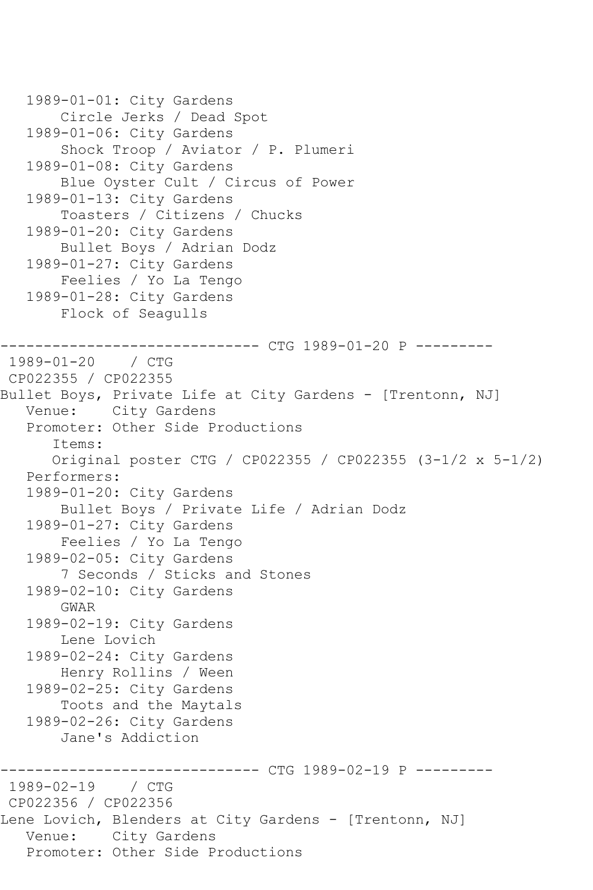```
   1989-01-01: City Gardens
       Circle Jerks / Dead Spot
   1989-01-06: City Gardens
       Shock Troop / Aviator / P. Plumeri
   1989-01-08: City Gardens
       Blue Oyster Cult / Circus of Power
   1989-01-13: City Gardens
       Toasters / Citizens / Chucks
   1989-01-20: City Gardens
       Bullet Boys / Adrian Dodz
   1989-01-27: City Gardens
       Feelies / Yo La Tengo
   1989-01-28: City Gardens
       Flock of Seagulls

------------------------------ CTG 1989-01-20 P ---------
 1989-01-20    / CTG
 CP022355 / CP022355
Bullet Boys, Private Life at City Gardens - [Trentonn, NJ]
   Venue:    City Gardens
   Promoter: Other Side Productions
      Items:
      Original poster CTG / CP022355 / CP022355 (3-1/2 x 5-1/2)
   Performers:
   1989-01-20: City Gardens
       Bullet Boys / Private Life / Adrian Dodz
   1989-01-27: City Gardens
       Feelies / Yo La Tengo
   1989-02-05: City Gardens
       7 Seconds / Sticks and Stones
   1989-02-10: City Gardens
       GWAR
   1989-02-19: City Gardens
       Lene Lovich
   1989-02-24: City Gardens
       Henry Rollins / Ween
   1989-02-25: City Gardens
       Toots and the Maytals
   1989-02-26: City Gardens
       Jane's Addiction

------------------------------ CTG 1989-02-19 P ---------
 1989-02-19    / CTG
 CP022356 / CP022356
Lene Lovich, Blenders at City Gardens - [Trentonn, NJ]
   Venue:    City Gardens
   Promoter: Other Side Productions
```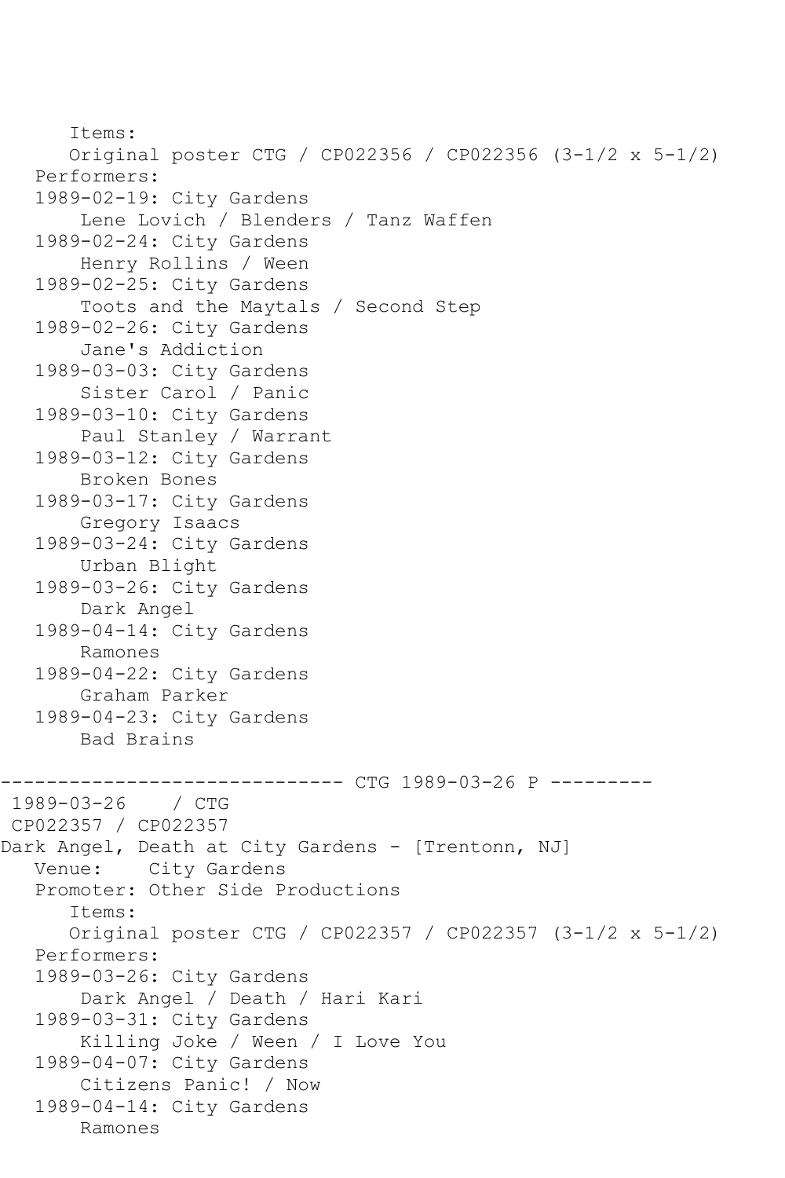Items:
Original poster CTG / CP022356 / CP022356 (3-1/2 x 5-1/2)
Performers:
1989-02-19: City Gardens
Lene Lovich / Blenders / Tanz Waffen
1989-02-24: City Gardens
Henry Rollins / Ween
1989-02-25: City Gardens
Toots and the Maytals / Second Step
1989-02-26: City Gardens
Jane's Addiction
1989-03-03: City Gardens
Sister Carol / Panic
1989-03-10: City Gardens
Paul Stanley / Warrant
1989-03-12: City Gardens
Broken Bones
1989-03-17: City Gardens
Gregory Isaacs
1989-03-24: City Gardens
Urban Blight
1989-03-26: City Gardens
Dark Angel
1989-04-14: City Gardens
Ramones
1989-04-22: City Gardens
Graham Parker
1989-04-23: City Gardens
Bad Brains

------------------------------ CTG 1989-03-26 P ---------

1989-03-26 / CTG
CP022357 / CP022357
Dark Angel, Death at City Gardens - [Trentonn, NJ]
Venue: City Gardens
Promoter: Other Side Productions
Items:
Original poster CTG / CP022357 / CP022357 (3-1/2 x 5-1/2)
Performers:
1989-03-26: City Gardens
Dark Angel / Death / Hari Kari
1989-03-31: City Gardens
Killing Joke / Ween / I Love You
1989-04-07: City Gardens
Citizens Panic! / Now
1989-04-14: City Gardens
Ramones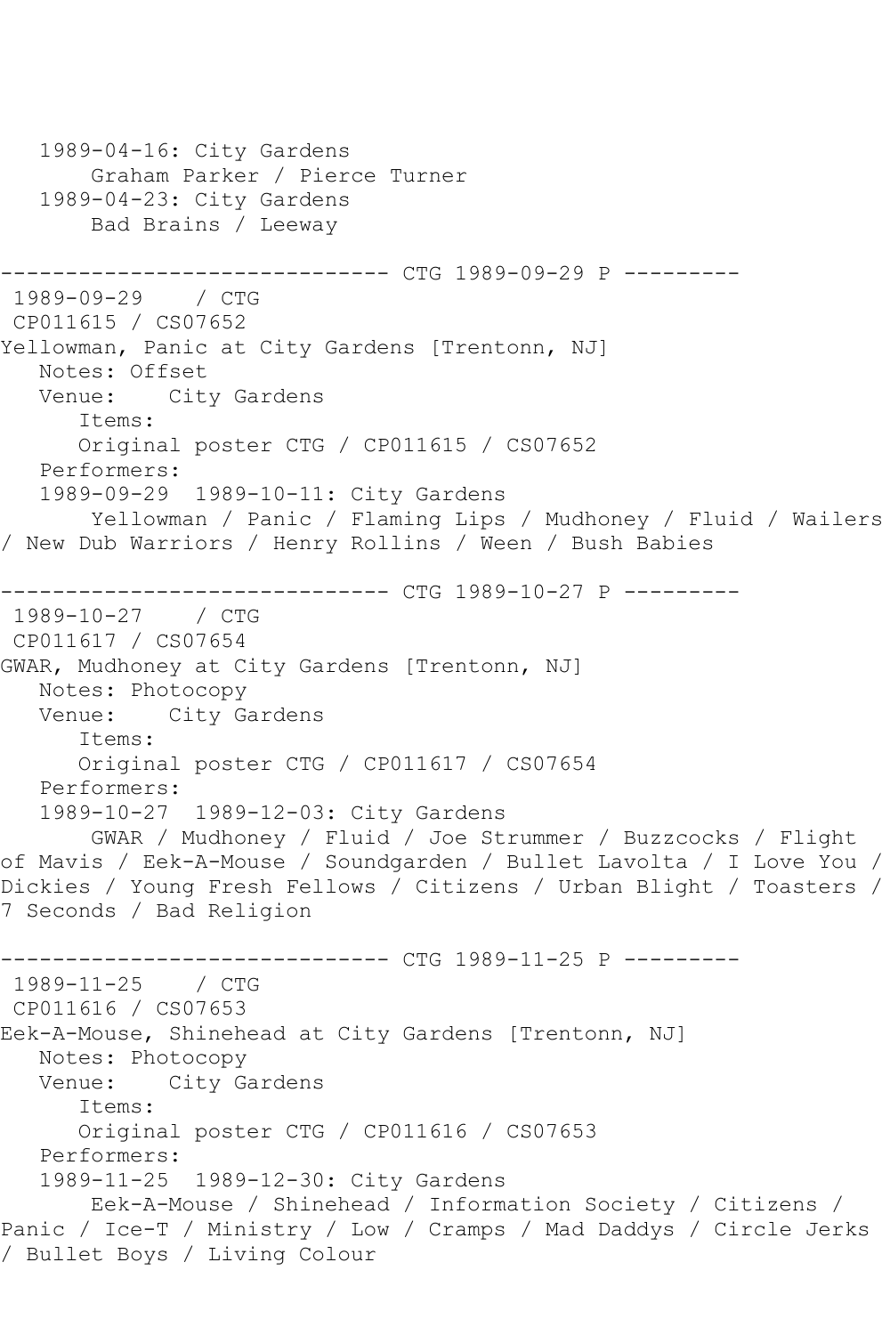```
   1989-04-16: City Gardens
       Graham Parker / Pierce Turner
   1989-04-23: City Gardens
       Bad Brains / Leeway

------------------------------ CTG 1989-09-29 P ---------
 1989-09-29    / CTG
 CP011615 / CS07652
Yellowman, Panic at City Gardens [Trentonn, NJ]
   Notes: Offset
   Venue:    City Gardens
      Items:
      Original poster CTG / CP011615 / CS07652
   Performers:
   1989-09-29  1989-10-11: City Gardens
       Yellowman / Panic / Flaming Lips / Mudhoney / Fluid / Wailers
/ New Dub Warriors / Henry Rollins / Ween / Bush Babies

------------------------------ CTG 1989-10-27 P ---------
 1989-10-27    / CTG
 CP011617 / CS07654
GWAR, Mudhoney at City Gardens [Trentonn, NJ]
   Notes: Photocopy
   Venue:    City Gardens
      Items:
      Original poster CTG / CP011617 / CS07654
   Performers:
   1989-10-27  1989-12-03: City Gardens
       GWAR / Mudhoney / Fluid / Joe Strummer / Buzzcocks / Flight
of Mavis / Eek-A-Mouse / Soundgarden / Bullet Lavolta / I Love You /
Dickies / Young Fresh Fellows / Citizens / Urban Blight / Toasters /
7 Seconds / Bad Religion

------------------------------ CTG 1989-11-25 P ---------
 1989-11-25    / CTG
 CP011616 / CS07653
Eek-A-Mouse, Shinehead at City Gardens [Trentonn, NJ]
   Notes: Photocopy
   Venue:    City Gardens
      Items:
      Original poster CTG / CP011616 / CS07653
   Performers:
   1989-11-25  1989-12-30: City Gardens
       Eek-A-Mouse / Shinehead / Information Society / Citizens /
Panic / Ice-T / Ministry / Low / Cramps / Mad Daddys / Circle Jerks
/ Bullet Boys / Living Colour
```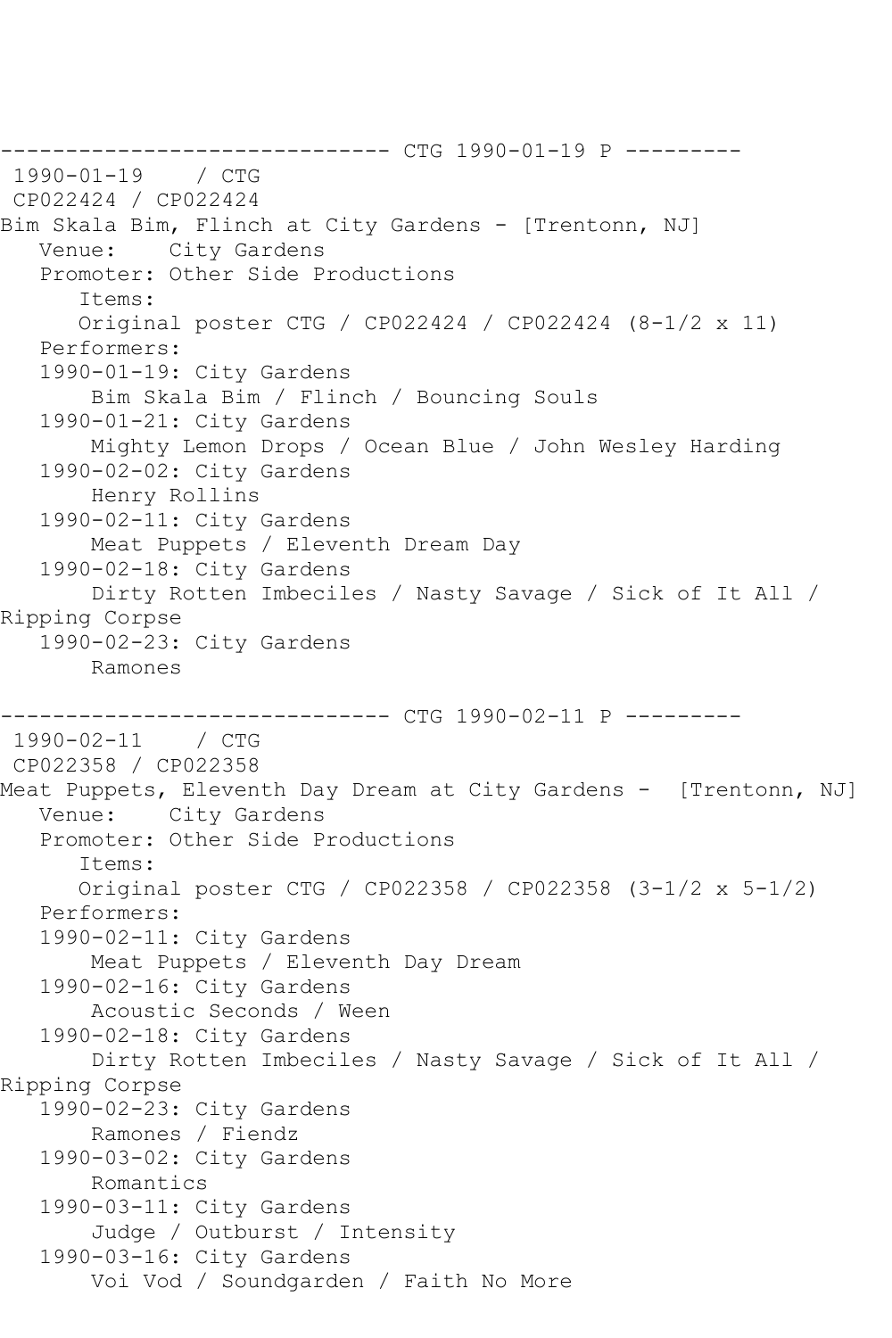------------------------------ CTG 1990-01-19 P ---------
1990-01-19 / CTG
CP022424 / CP022424
Bim Skala Bim, Flinch at City Gardens - [Trentonn, NJ]
Venue: City Gardens
Promoter: Other Side Productions
Items:
Original poster CTG / CP022424 / CP022424 (8-1/2 x 11)
Performers:
1990-01-19: City Gardens
Bim Skala Bim / Flinch / Bouncing Souls
1990-01-21: City Gardens
Mighty Lemon Drops / Ocean Blue / John Wesley Harding
1990-02-02: City Gardens
Henry Rollins
1990-02-11: City Gardens
Meat Puppets / Eleventh Dream Day
1990-02-18: City Gardens
Dirty Rotten Imbeciles / Nasty Savage / Sick of It All / Ripping Corpse
1990-02-23: City Gardens
Ramones

------------------------------ CTG 1990-02-11 P ---------
1990-02-11 / CTG
CP022358 / CP022358
Meat Puppets, Eleventh Day Dream at City Gardens - [Trentonn, NJ]
Venue: City Gardens
Promoter: Other Side Productions
Items:
Original poster CTG / CP022358 / CP022358 (3-1/2 x 5-1/2)
Performers:
1990-02-11: City Gardens
Meat Puppets / Eleventh Day Dream
1990-02-16: City Gardens
Acoustic Seconds / Ween
1990-02-18: City Gardens
Dirty Rotten Imbeciles / Nasty Savage / Sick of It All / Ripping Corpse
1990-02-23: City Gardens
Ramones / Fiendz
1990-03-02: City Gardens
Romantics
1990-03-11: City Gardens
Judge / Outburst / Intensity
1990-03-16: City Gardens
Voi Vod / Soundgarden / Faith No More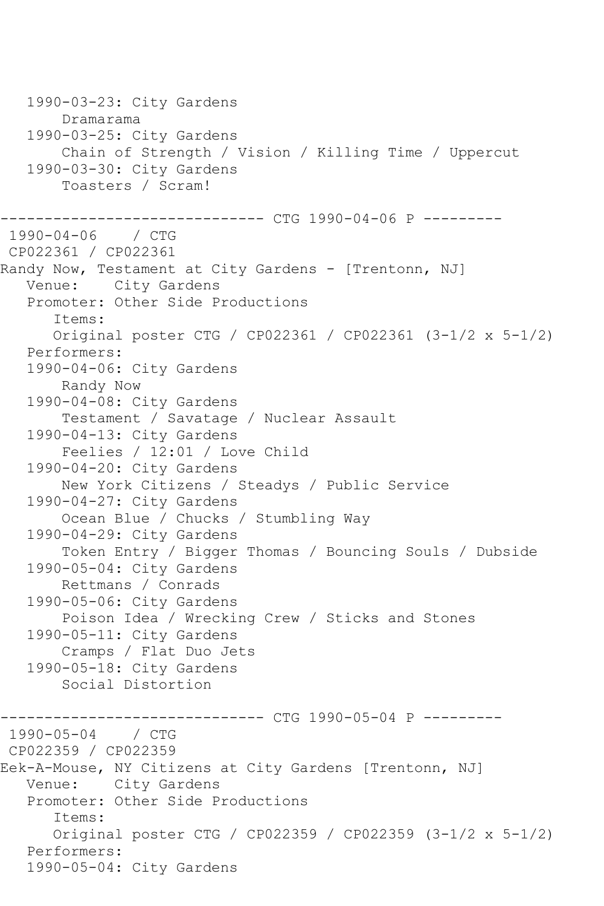```
   1990-03-23: City Gardens
       Dramarama
   1990-03-25: City Gardens
       Chain of Strength / Vision / Killing Time / Uppercut
   1990-03-30: City Gardens
       Toasters / Scram!

------------------------------ CTG 1990-04-06 P ---------
 1990-04-06    / CTG
 CP022361 / CP022361
Randy Now, Testament at City Gardens - [Trentonn, NJ]
   Venue:    City Gardens
   Promoter: Other Side Productions
      Items:
      Original poster CTG / CP022361 / CP022361 (3-1/2 x 5-1/2)
   Performers:
   1990-04-06: City Gardens
       Randy Now
   1990-04-08: City Gardens
       Testament / Savatage / Nuclear Assault
   1990-04-13: City Gardens
       Feelies / 12:01 / Love Child
   1990-04-20: City Gardens
       New York Citizens / Steadys / Public Service
   1990-04-27: City Gardens
       Ocean Blue / Chucks / Stumbling Way
   1990-04-29: City Gardens
       Token Entry / Bigger Thomas / Bouncing Souls / Dubside
   1990-05-04: City Gardens
       Rettmans / Conrads
   1990-05-06: City Gardens
       Poison Idea / Wrecking Crew / Sticks and Stones
   1990-05-11: City Gardens
       Cramps / Flat Duo Jets
   1990-05-18: City Gardens
       Social Distortion

------------------------------ CTG 1990-05-04 P ---------
 1990-05-04    / CTG
 CP022359 / CP022359
Eek-A-Mouse, NY Citizens at City Gardens [Trentonn, NJ]
   Venue:    City Gardens
   Promoter: Other Side Productions
      Items:
      Original poster CTG / CP022359 / CP022359 (3-1/2 x 5-1/2)
   Performers:
   1990-05-04: City Gardens
```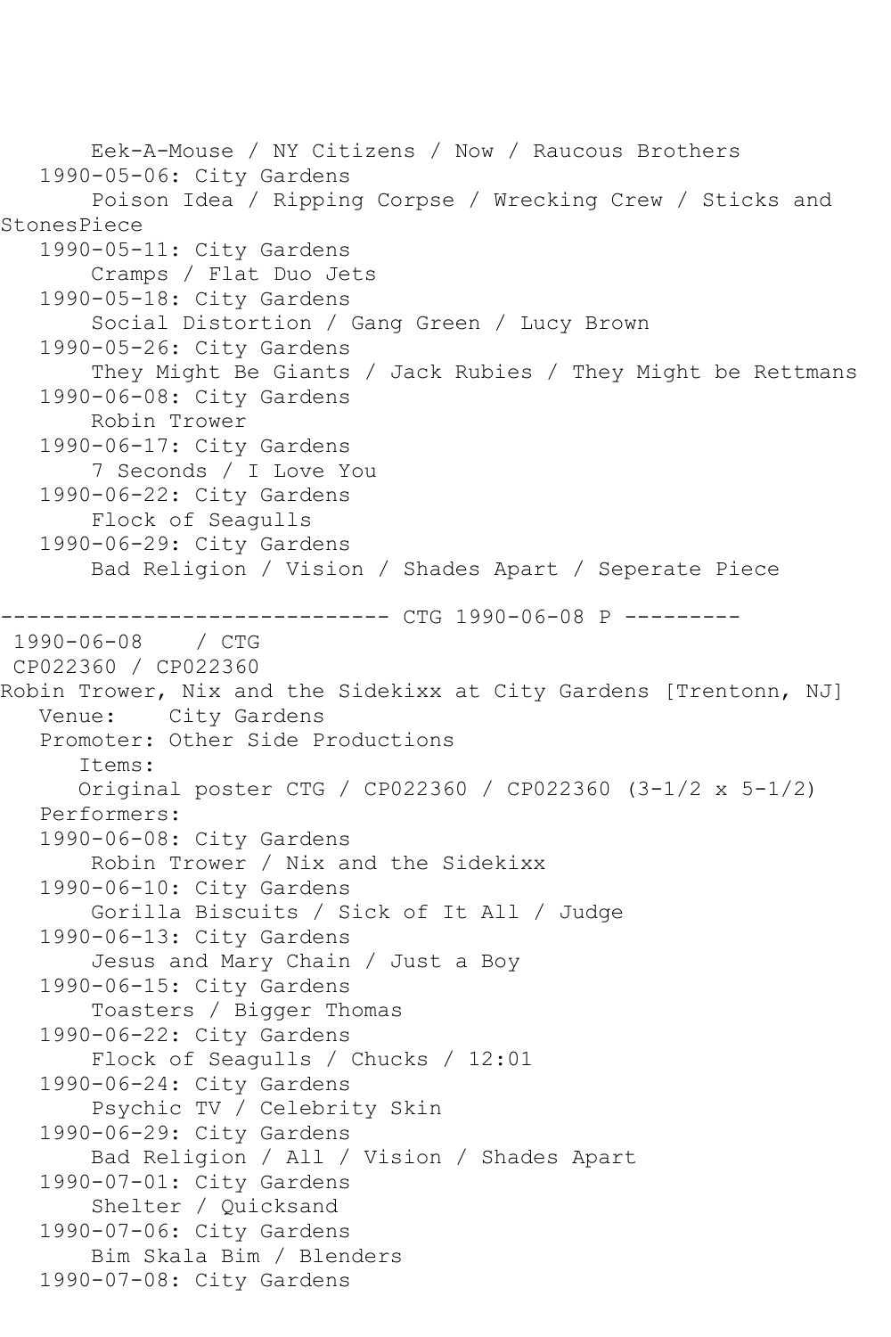Eek-A-Mouse / NY Citizens / Now / Raucous Brothers
   1990-05-06: City Gardens
       Poison Idea / Ripping Corpse / Wrecking Crew / Sticks and StonesPiece
   1990-05-11: City Gardens
       Cramps / Flat Duo Jets
   1990-05-18: City Gardens
       Social Distortion / Gang Green / Lucy Brown
   1990-05-26: City Gardens
       They Might Be Giants / Jack Rubies / They Might be Rettmans
   1990-06-08: City Gardens
       Robin Trower
   1990-06-17: City Gardens
       7 Seconds / I Love You
   1990-06-22: City Gardens
       Flock of Seagulls
   1990-06-29: City Gardens
       Bad Religion / Vision / Shades Apart / Seperate Piece

------------------------------ CTG 1990-06-08 P ---------

1990-06-08    / CTG
CP022360 / CP022360
Robin Trower, Nix and the Sidekixx at City Gardens [Trentonn, NJ]
   Venue:    City Gardens
   Promoter: Other Side Productions
      Items:
      Original poster CTG / CP022360 / CP022360 (3-1/2 x 5-1/2)
   Performers:
   1990-06-08: City Gardens
       Robin Trower / Nix and the Sidekixx
   1990-06-10: City Gardens
       Gorilla Biscuits / Sick of It All / Judge
   1990-06-13: City Gardens
       Jesus and Mary Chain / Just a Boy
   1990-06-15: City Gardens
       Toasters / Bigger Thomas
   1990-06-22: City Gardens
       Flock of Seagulls / Chucks / 12:01
   1990-06-24: City Gardens
       Psychic TV / Celebrity Skin
   1990-06-29: City Gardens
       Bad Religion / All / Vision / Shades Apart
   1990-07-01: City Gardens
       Shelter / Quicksand
   1990-07-06: City Gardens
       Bim Skala Bim / Blenders
   1990-07-08: City Gardens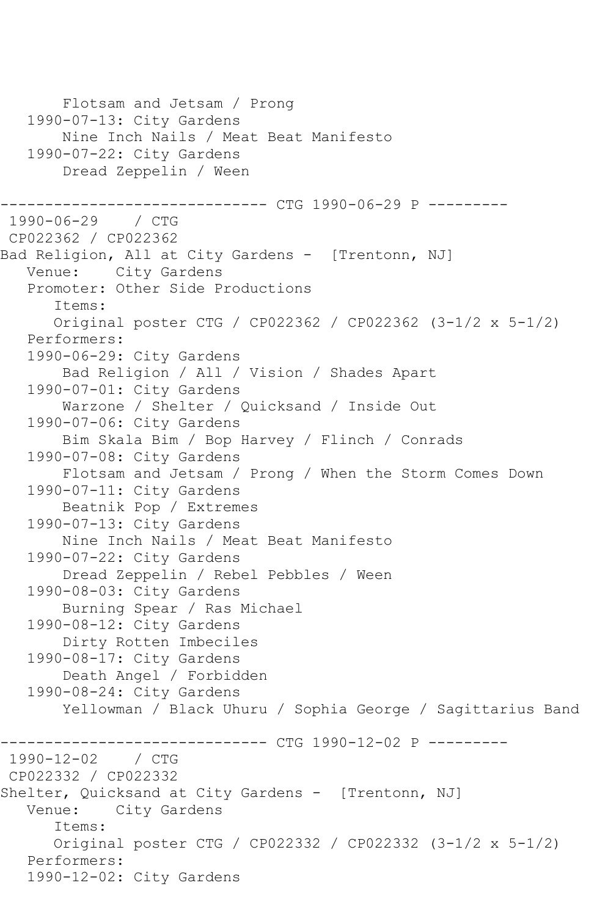```
       Flotsam and Jetsam / Prong
   1990-07-13: City Gardens
       Nine Inch Nails / Meat Beat Manifesto
   1990-07-22: City Gardens
       Dread Zeppelin / Ween

------------------------------ CTG 1990-06-29 P ---------
 1990-06-29    / CTG
 CP022362 / CP022362
Bad Religion, All at City Gardens -  [Trentonn, NJ]
   Venue:    City Gardens
   Promoter: Other Side Productions
      Items:
      Original poster CTG / CP022362 / CP022362 (3-1/2 x 5-1/2)
   Performers:
   1990-06-29: City Gardens
       Bad Religion / All / Vision / Shades Apart
   1990-07-01: City Gardens
       Warzone / Shelter / Quicksand / Inside Out
   1990-07-06: City Gardens
       Bim Skala Bim / Bop Harvey / Flinch / Conrads
   1990-07-08: City Gardens
       Flotsam and Jetsam / Prong / When the Storm Comes Down
   1990-07-11: City Gardens
       Beatnik Pop / Extremes
   1990-07-13: City Gardens
       Nine Inch Nails / Meat Beat Manifesto
   1990-07-22: City Gardens
       Dread Zeppelin / Rebel Pebbles / Ween
   1990-08-03: City Gardens
       Burning Spear / Ras Michael
   1990-08-12: City Gardens
       Dirty Rotten Imbeciles
   1990-08-17: City Gardens
       Death Angel / Forbidden
   1990-08-24: City Gardens
       Yellowman / Black Uhuru / Sophia George / Sagittarius Band

------------------------------ CTG 1990-12-02 P ---------
 1990-12-02    / CTG
 CP022332 / CP022332
Shelter, Quicksand at City Gardens -  [Trentonn, NJ]
   Venue:    City Gardens
      Items:
      Original poster CTG / CP022332 / CP022332 (3-1/2 x 5-1/2)
   Performers:
   1990-12-02: City Gardens
```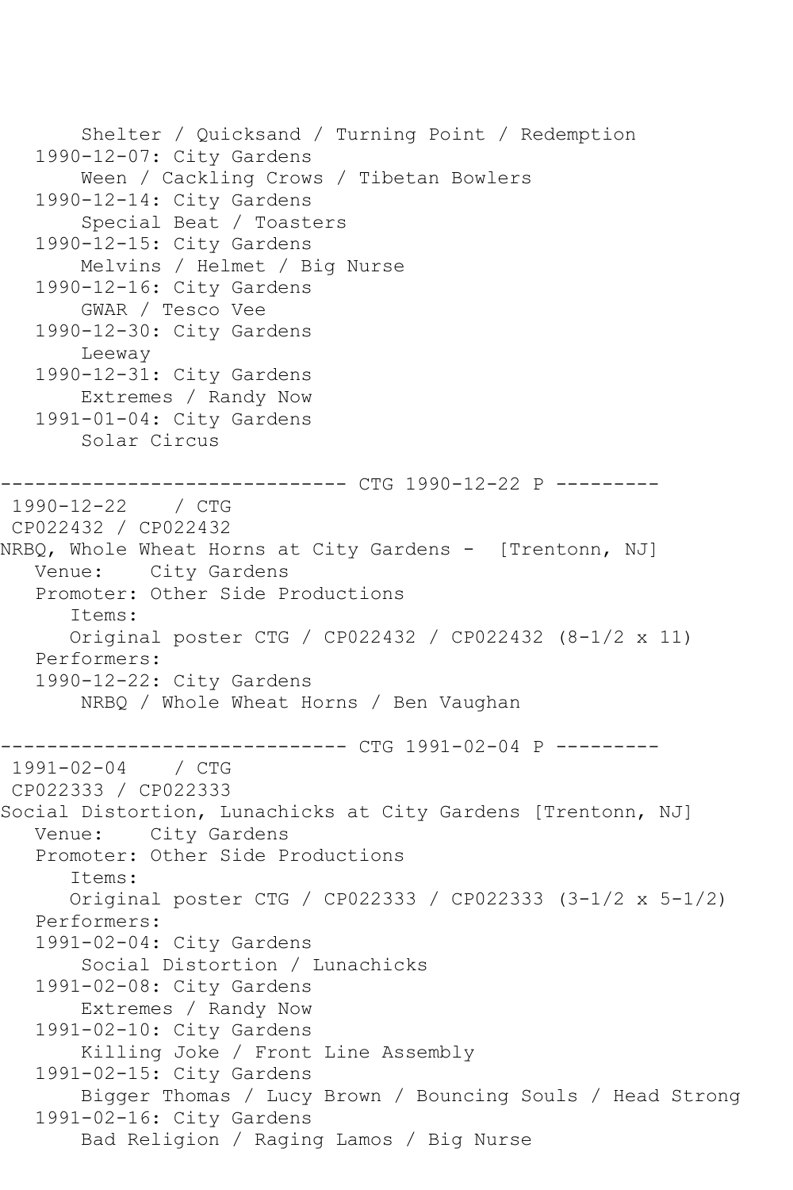```
      Shelter / Quicksand / Turning Point / Redemption
   1990-12-07: City Gardens
       Ween / Cackling Crows / Tibetan Bowlers
   1990-12-14: City Gardens
       Special Beat / Toasters
   1990-12-15: City Gardens
       Melvins / Helmet / Big Nurse
   1990-12-16: City Gardens
       GWAR / Tesco Vee
   1990-12-30: City Gardens
       Leeway
   1990-12-31: City Gardens
       Extremes / Randy Now
   1991-01-04: City Gardens
       Solar Circus

------------------------------ CTG 1990-12-22 P ---------
 1990-12-22    / CTG
 CP022432 / CP022432
NRBQ, Whole Wheat Horns at City Gardens -  [Trentonn, NJ]
   Venue:    City Gardens
   Promoter: Other Side Productions
      Items:
      Original poster CTG / CP022432 / CP022432 (8-1/2 x 11)
   Performers:
   1990-12-22: City Gardens
       NRBQ / Whole Wheat Horns / Ben Vaughan

------------------------------ CTG 1991-02-04 P ---------
 1991-02-04    / CTG
 CP022333 / CP022333
Social Distortion, Lunachicks at City Gardens [Trentonn, NJ]
   Venue:    City Gardens
   Promoter: Other Side Productions
      Items:
      Original poster CTG / CP022333 / CP022333 (3-1/2 x 5-1/2)
   Performers:
   1991-02-04: City Gardens
       Social Distortion / Lunachicks
   1991-02-08: City Gardens
       Extremes / Randy Now
   1991-02-10: City Gardens
       Killing Joke / Front Line Assembly
   1991-02-15: City Gardens
       Bigger Thomas / Lucy Brown / Bouncing Souls / Head Strong
   1991-02-16: City Gardens
       Bad Religion / Raging Lamos / Big Nurse
```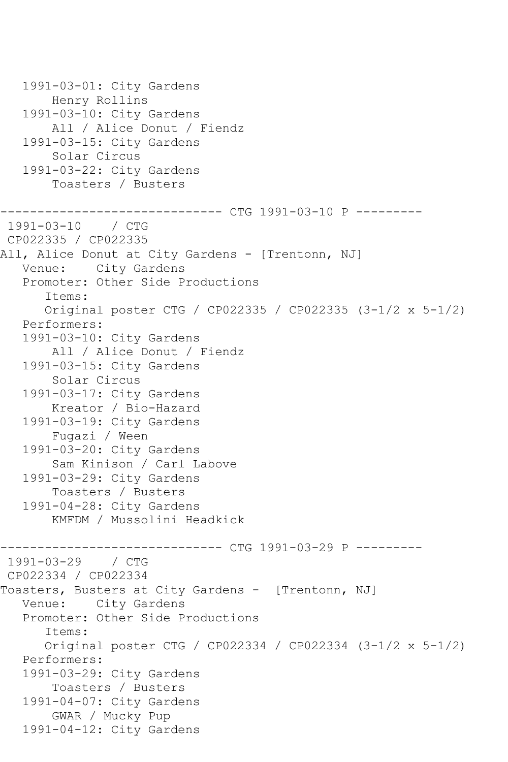```
   1991-03-01: City Gardens
       Henry Rollins
   1991-03-10: City Gardens
       All / Alice Donut / Fiendz
   1991-03-15: City Gardens
       Solar Circus
   1991-03-22: City Gardens
       Toasters / Busters

------------------------------ CTG 1991-03-10 P ---------
 1991-03-10    / CTG
 CP022335 / CP022335
All, Alice Donut at City Gardens - [Trentonn, NJ]
   Venue:    City Gardens
   Promoter: Other Side Productions
      Items:
      Original poster CTG / CP022335 / CP022335 (3-1/2 x 5-1/2)
   Performers:
   1991-03-10: City Gardens
       All / Alice Donut / Fiendz
   1991-03-15: City Gardens
       Solar Circus
   1991-03-17: City Gardens
       Kreator / Bio-Hazard
   1991-03-19: City Gardens
       Fugazi / Ween
   1991-03-20: City Gardens
       Sam Kinison / Carl Labove
   1991-03-29: City Gardens
       Toasters / Busters
   1991-04-28: City Gardens
       KMFDM / Mussolini Headkick

------------------------------ CTG 1991-03-29 P ---------
 1991-03-29    / CTG
 CP022334 / CP022334
Toasters, Busters at City Gardens -  [Trentonn, NJ]
   Venue:    City Gardens
   Promoter: Other Side Productions
      Items:
      Original poster CTG / CP022334 / CP022334 (3-1/2 x 5-1/2)
   Performers:
   1991-03-29: City Gardens
       Toasters / Busters
   1991-04-07: City Gardens
       GWAR / Mucky Pup
   1991-04-12: City Gardens
```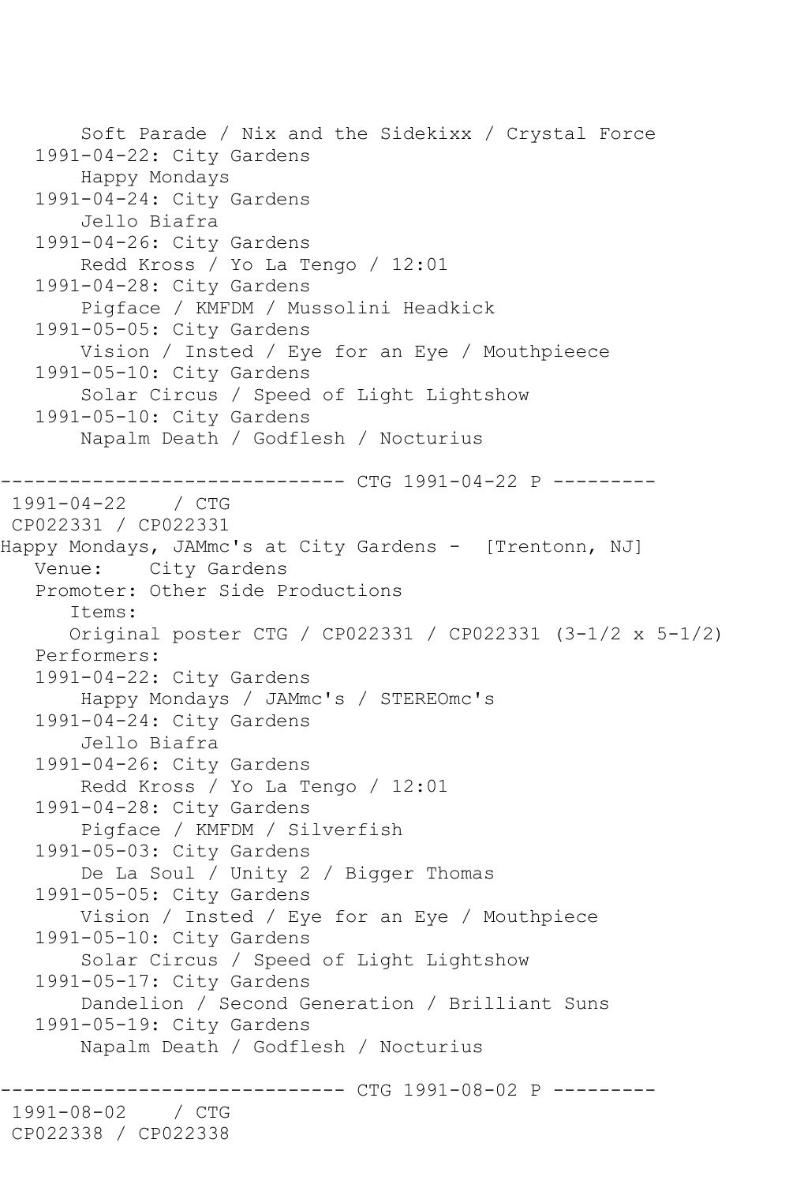```
      Soft Parade / Nix and the Sidekixx / Crystal Force
   1991-04-22: City Gardens
       Happy Mondays
   1991-04-24: City Gardens
       Jello Biafra
   1991-04-26: City Gardens
       Redd Kross / Yo La Tengo / 12:01
   1991-04-28: City Gardens
       Pigface / KMFDM / Mussolini Headkick
   1991-05-05: City Gardens
       Vision / Insted / Eye for an Eye / Mouthpieece
   1991-05-10: City Gardens
       Solar Circus / Speed of Light Lightshow
   1991-05-10: City Gardens
       Napalm Death / Godflesh / Nocturius

------------------------------ CTG 1991-04-22 P ---------
 1991-04-22    / CTG
 CP022331 / CP022331
Happy Mondays, JAMmc's at City Gardens -  [Trentonn, NJ]
   Venue:    City Gardens
   Promoter: Other Side Productions
      Items:
      Original poster CTG / CP022331 / CP022331 (3-1/2 x 5-1/2)
   Performers:
   1991-04-22: City Gardens
       Happy Mondays / JAMmc's / STEREOmc's
   1991-04-24: City Gardens
       Jello Biafra
   1991-04-26: City Gardens
       Redd Kross / Yo La Tengo / 12:01
   1991-04-28: City Gardens
       Pigface / KMFDM / Silverfish
   1991-05-03: City Gardens
       De La Soul / Unity 2 / Bigger Thomas
   1991-05-05: City Gardens
       Vision / Insted / Eye for an Eye / Mouthpiece
   1991-05-10: City Gardens
       Solar Circus / Speed of Light Lightshow
   1991-05-17: City Gardens
       Dandelion / Second Generation / Brilliant Suns
   1991-05-19: City Gardens
       Napalm Death / Godflesh / Nocturius

------------------------------ CTG 1991-08-02 P ---------
 1991-08-02    / CTG
 CP022338 / CP022338
```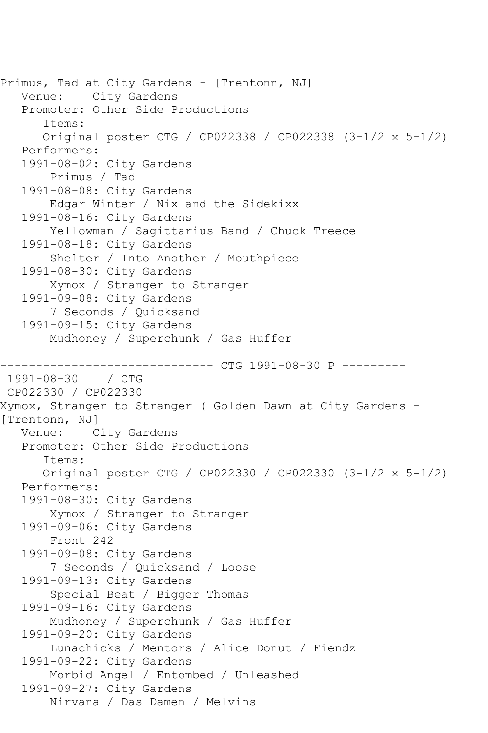Primus, Tad at City Gardens - [Trentonn, NJ]
   Venue:    City Gardens
   Promoter: Other Side Productions
      Items:
      Original poster CTG / CP022338 / CP022338 (3-1/2 x 5-1/2)
   Performers:
   1991-08-02: City Gardens
       Primus / Tad
   1991-08-08: City Gardens
       Edgar Winter / Nix and the Sidekixx
   1991-08-16: City Gardens
       Yellowman / Sagittarius Band / Chuck Treece
   1991-08-18: City Gardens
       Shelter / Into Another / Mouthpiece
   1991-08-30: City Gardens
       Xymox / Stranger to Stranger
   1991-09-08: City Gardens
       7 Seconds / Quicksand
   1991-09-15: City Gardens
       Mudhoney / Superchunk / Gas Huffer

------------------------------ CTG 1991-08-30 P ---------
 1991-08-30    / CTG
 CP022330 / CP022330
Xymox, Stranger to Stranger ( Golden Dawn at City Gardens - [Trentonn, NJ]
   Venue:    City Gardens
   Promoter: Other Side Productions
      Items:
      Original poster CTG / CP022330 / CP022330 (3-1/2 x 5-1/2)
   Performers:
   1991-08-30: City Gardens
       Xymox / Stranger to Stranger
   1991-09-06: City Gardens
       Front 242
   1991-09-08: City Gardens
       7 Seconds / Quicksand / Loose
   1991-09-13: City Gardens
       Special Beat / Bigger Thomas
   1991-09-16: City Gardens
       Mudhoney / Superchunk / Gas Huffer
   1991-09-20: City Gardens
       Lunachicks / Mentors / Alice Donut / Fiendz
   1991-09-22: City Gardens
       Morbid Angel / Entombed / Unleashed
   1991-09-27: City Gardens
       Nirvana / Das Damen / Melvins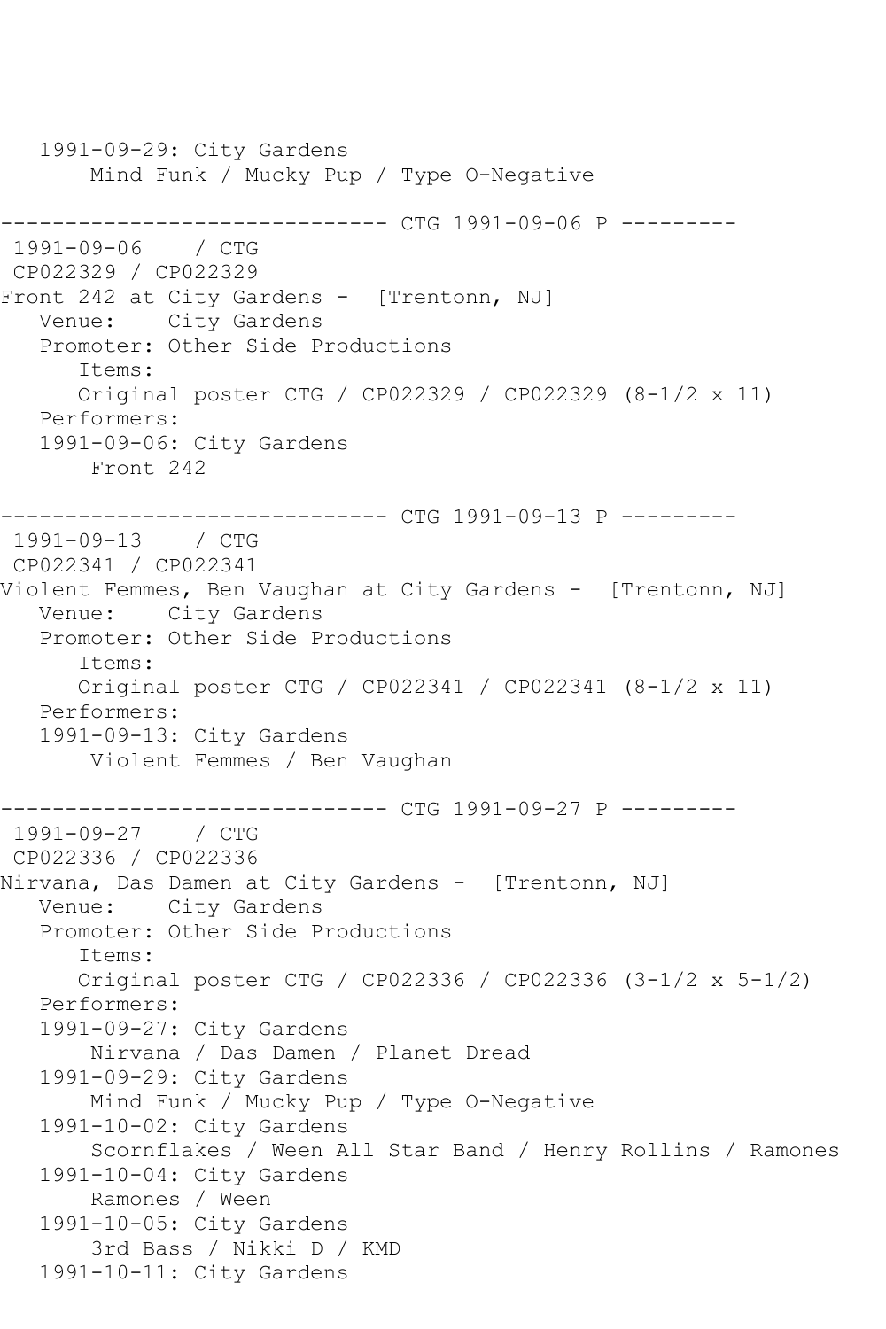```
   1991-09-29: City Gardens
       Mind Funk / Mucky Pup / Type O-Negative

------------------------------ CTG 1991-09-06 P ---------
 1991-09-06    / CTG
 CP022329 / CP022329
Front 242 at City Gardens -  [Trentonn, NJ]
   Venue:    City Gardens
   Promoter: Other Side Productions
      Items:
      Original poster CTG / CP022329 / CP022329 (8-1/2 x 11)
   Performers:
   1991-09-06: City Gardens
       Front 242

------------------------------ CTG 1991-09-13 P ---------
 1991-09-13    / CTG
 CP022341 / CP022341
Violent Femmes, Ben Vaughan at City Gardens -  [Trentonn, NJ]
   Venue:    City Gardens
   Promoter: Other Side Productions
      Items:
      Original poster CTG / CP022341 / CP022341 (8-1/2 x 11)
   Performers:
   1991-09-13: City Gardens
       Violent Femmes / Ben Vaughan

------------------------------ CTG 1991-09-27 P ---------
 1991-09-27    / CTG
 CP022336 / CP022336
Nirvana, Das Damen at City Gardens -  [Trentonn, NJ]
   Venue:    City Gardens
   Promoter: Other Side Productions
      Items:
      Original poster CTG / CP022336 / CP022336 (3-1/2 x 5-1/2)
   Performers:
   1991-09-27: City Gardens
       Nirvana / Das Damen / Planet Dread
   1991-09-29: City Gardens
       Mind Funk / Mucky Pup / Type O-Negative
   1991-10-02: City Gardens
       Scornflakes / Ween All Star Band / Henry Rollins / Ramones
   1991-10-04: City Gardens
       Ramones / Ween
   1991-10-05: City Gardens
       3rd Bass / Nikki D / KMD
   1991-10-11: City Gardens
```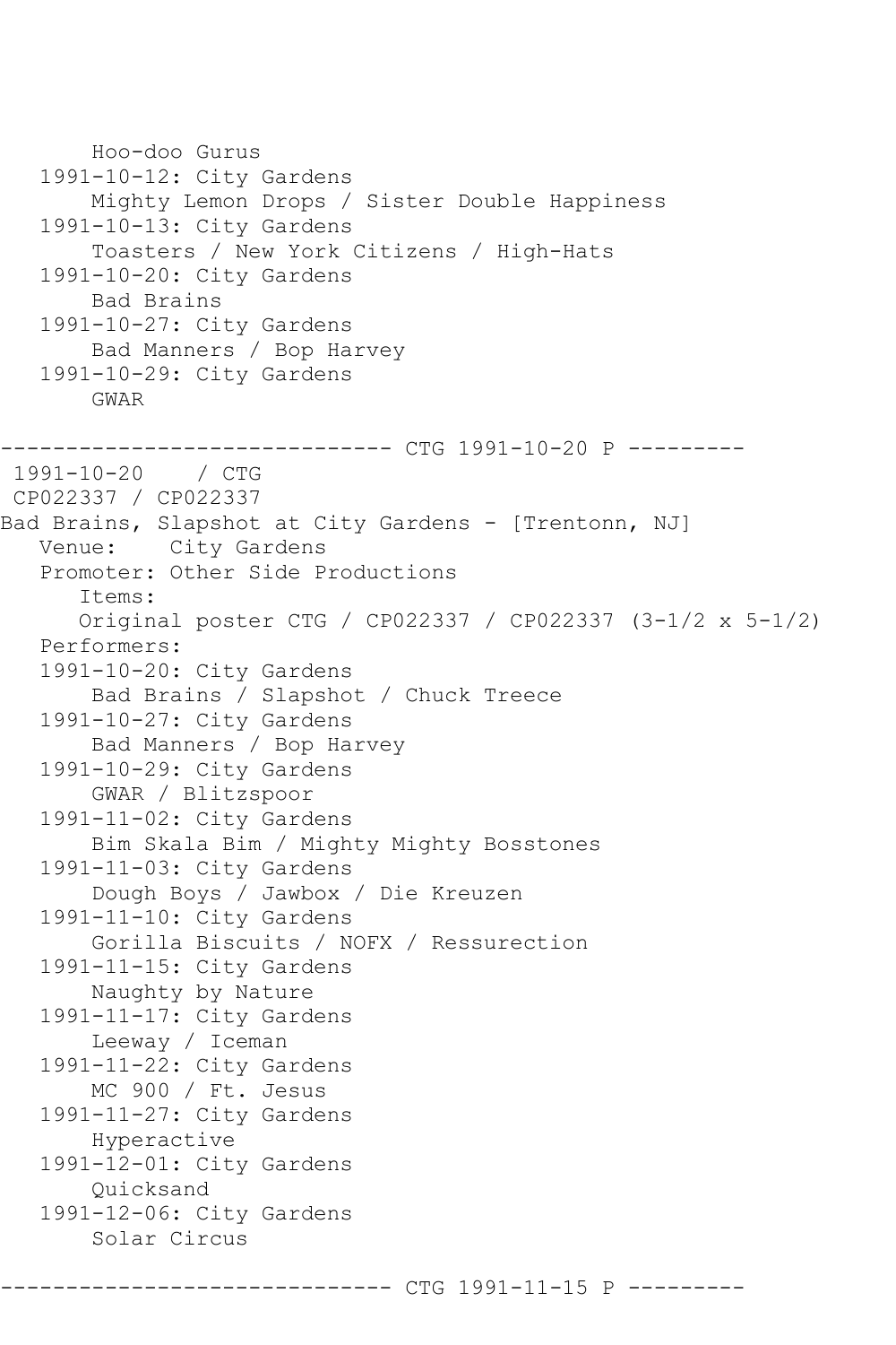Hoo-doo Gurus
   1991-10-12: City Gardens
       Mighty Lemon Drops / Sister Double Happiness
   1991-10-13: City Gardens
       Toasters / New York Citizens / High-Hats
   1991-10-20: City Gardens
       Bad Brains
   1991-10-27: City Gardens
       Bad Manners / Bop Harvey
   1991-10-29: City Gardens
       GWAR

------------------------------ CTG 1991-10-20 P ---------

1991-10-20 / CTG
CP022337 / CP022337

Bad Brains, Slapshot at City Gardens - [Trentonn, NJ]

Venue: City Gardens

Promoter: Other Side Productions

Items:

Original poster CTG / CP022337 / CP022337 (3-1/2 x 5-1/2)

Performers:

1991-10-20: City Gardens
       Bad Brains / Slapshot / Chuck Treece
   1991-10-27: City Gardens
       Bad Manners / Bop Harvey
   1991-10-29: City Gardens
       GWAR / Blitzspoor
   1991-11-02: City Gardens
       Bim Skala Bim / Mighty Mighty Bosstones
   1991-11-03: City Gardens
       Dough Boys / Jawbox / Die Kreuzen
   1991-11-10: City Gardens
       Gorilla Biscuits / NOFX / Ressurection
   1991-11-15: City Gardens
       Naughty by Nature
   1991-11-17: City Gardens
       Leeway / Iceman
   1991-11-22: City Gardens
       MC 900 / Ft. Jesus
   1991-11-27: City Gardens
       Hyperactive
   1991-12-01: City Gardens
       Quicksand
   1991-12-06: City Gardens
       Solar Circus

------------------------------ CTG 1991-11-15 P ---------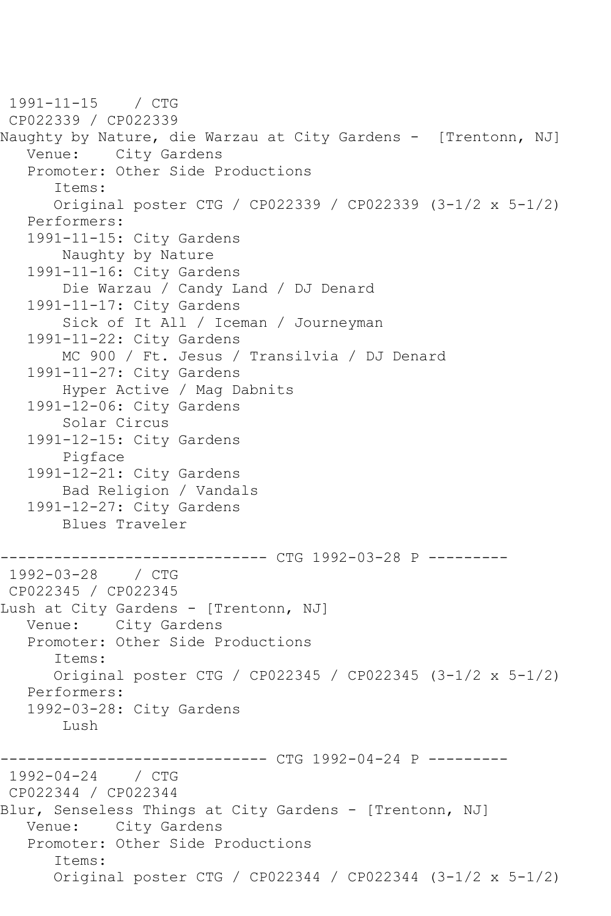```
 1991-11-15    / CTG
 CP022339 / CP022339
Naughty by Nature, die Warzau at City Gardens -  [Trentonn, NJ]
   Venue:    City Gardens
   Promoter: Other Side Productions
      Items:
      Original poster CTG / CP022339 / CP022339 (3-1/2 x 5-1/2)
   Performers:
   1991-11-15: City Gardens
       Naughty by Nature
   1991-11-16: City Gardens
       Die Warzau / Candy Land / DJ Denard
   1991-11-17: City Gardens
       Sick of It All / Iceman / Journeyman
   1991-11-22: City Gardens
       MC 900 / Ft. Jesus / Transilvia / DJ Denard
   1991-11-27: City Gardens
       Hyper Active / Mag Dabnits
   1991-12-06: City Gardens
       Solar Circus
   1991-12-15: City Gardens
       Pigface
   1991-12-21: City Gardens
       Bad Religion / Vandals
   1991-12-27: City Gardens
       Blues Traveler

------------------------------ CTG 1992-03-28 P ---------
 1992-03-28    / CTG
 CP022345 / CP022345
Lush at City Gardens - [Trentonn, NJ]
   Venue:    City Gardens
   Promoter: Other Side Productions
      Items:
      Original poster CTG / CP022345 / CP022345 (3-1/2 x 5-1/2)
   Performers:
   1992-03-28: City Gardens
       Lush

------------------------------ CTG 1992-04-24 P ---------
 1992-04-24    / CTG
 CP022344 / CP022344
Blur, Senseless Things at City Gardens - [Trentonn, NJ]
   Venue:    City Gardens
   Promoter: Other Side Productions
      Items:
      Original poster CTG / CP022344 / CP022344 (3-1/2 x 5-1/2)
```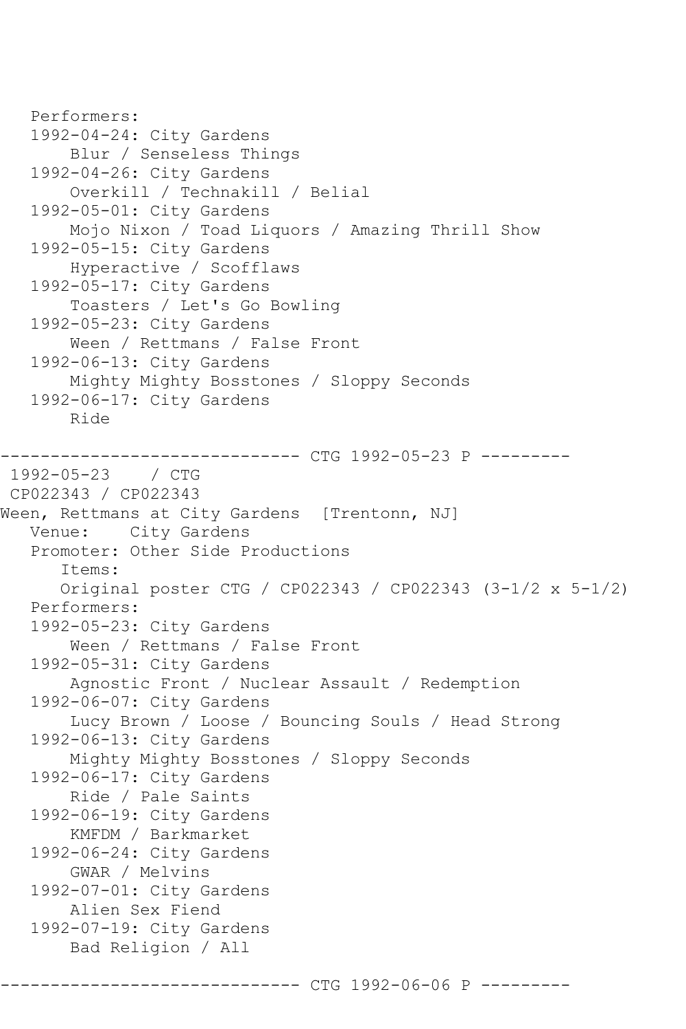```
   Performers:
   1992-04-24: City Gardens
       Blur / Senseless Things
   1992-04-26: City Gardens
       Overkill / Technakill / Belial
   1992-05-01: City Gardens
       Mojo Nixon / Toad Liquors / Amazing Thrill Show
   1992-05-15: City Gardens
       Hyperactive / Scofflaws
   1992-05-17: City Gardens
       Toasters / Let's Go Bowling
   1992-05-23: City Gardens
       Ween / Rettmans / False Front
   1992-06-13: City Gardens
       Mighty Mighty Bosstones / Sloppy Seconds
   1992-06-17: City Gardens
       Ride

------------------------------ CTG 1992-05-23 P ---------
 1992-05-23    / CTG
 CP022343 / CP022343
Ween, Rettmans at City Gardens  [Trentonn, NJ]
   Venue:    City Gardens
   Promoter: Other Side Productions
      Items:
      Original poster CTG / CP022343 / CP022343 (3-1/2 x 5-1/2)
   Performers:
   1992-05-23: City Gardens
       Ween / Rettmans / False Front
   1992-05-31: City Gardens
       Agnostic Front / Nuclear Assault / Redemption
   1992-06-07: City Gardens
       Lucy Brown / Loose / Bouncing Souls / Head Strong
   1992-06-13: City Gardens
       Mighty Mighty Bosstones / Sloppy Seconds
   1992-06-17: City Gardens
       Ride / Pale Saints
   1992-06-19: City Gardens
       KMFDM / Barkmarket
   1992-06-24: City Gardens
       GWAR / Melvins
   1992-07-01: City Gardens
       Alien Sex Fiend
   1992-07-19: City Gardens
       Bad Religion / All

------------------------------ CTG 1992-06-06 P ---------
```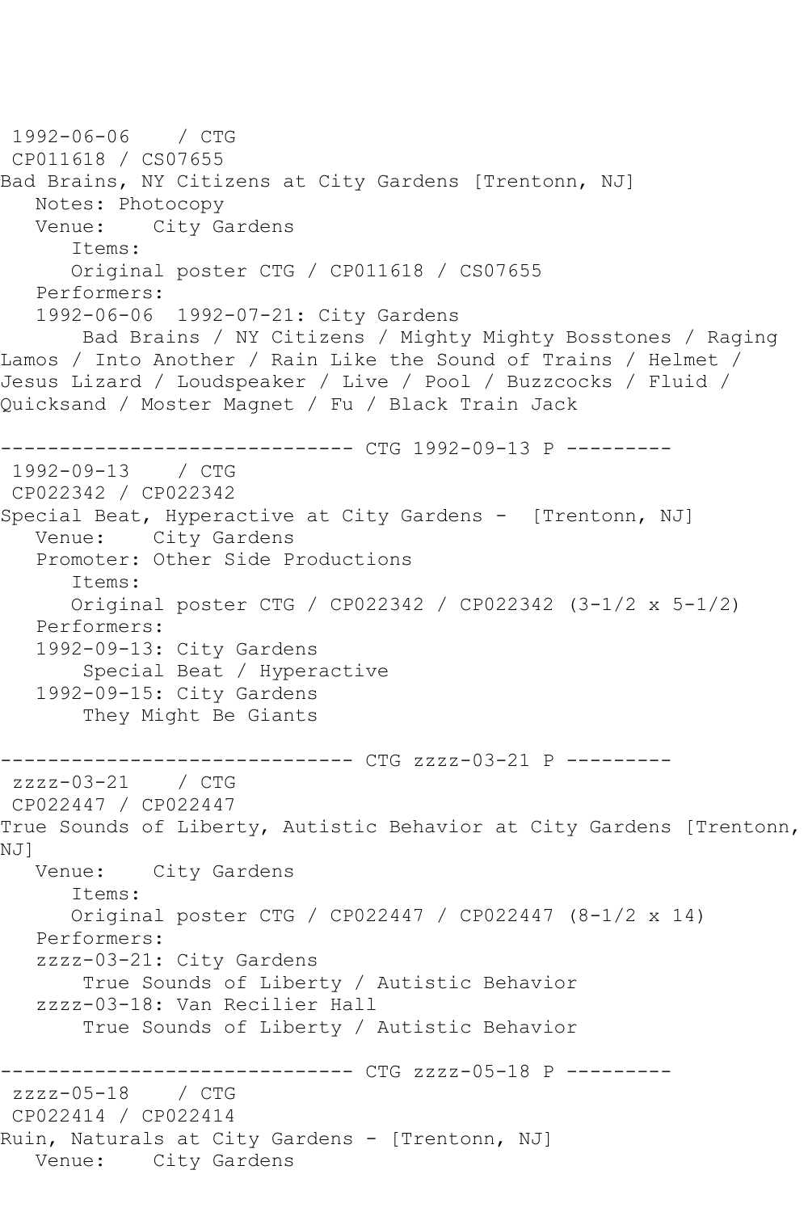1992-06-06 / CTG
CP011618 / CS07655
Bad Brains, NY Citizens at City Gardens [Trentonn, NJ]
Notes: Photocopy
Venue: City Gardens
Items:
Original poster CTG / CP011618 / CS07655
Performers:
1992-06-06 1992-07-21: City Gardens
Bad Brains / NY Citizens / Mighty Mighty Bosstones / Raging Lamos / Into Another / Rain Like the Sound of Trains / Helmet / Jesus Lizard / Loudspeaker / Live / Pool / Buzzcocks / Fluid / Quicksand / Moster Magnet / Fu / Black Train Jack

------------------------------ CTG 1992-09-13 P ---------

1992-09-13 / CTG
CP022342 / CP022342
Special Beat, Hyperactive at City Gardens - [Trentonn, NJ]
Venue: City Gardens
Promoter: Other Side Productions
Items:
Original poster CTG / CP022342 / CP022342 (3-1/2 x 5-1/2)
Performers:
1992-09-13: City Gardens
Special Beat / Hyperactive
1992-09-15: City Gardens
They Might Be Giants

------------------------------ CTG zzzz-03-21 P ---------

zzzz-03-21 / CTG
CP022447 / CP022447
True Sounds of Liberty, Autistic Behavior at City Gardens [Trentonn, NJ]
Venue: City Gardens
Items:
Original poster CTG / CP022447 / CP022447 (8-1/2 x 14)
Performers:
zzzz-03-21: City Gardens
True Sounds of Liberty / Autistic Behavior
zzzz-03-18: Van Recilier Hall
True Sounds of Liberty / Autistic Behavior

------------------------------ CTG zzzz-05-18 P ---------

zzzz-05-18 / CTG
CP022414 / CP022414
Ruin, Naturals at City Gardens - [Trentonn, NJ]
Venue: City Gardens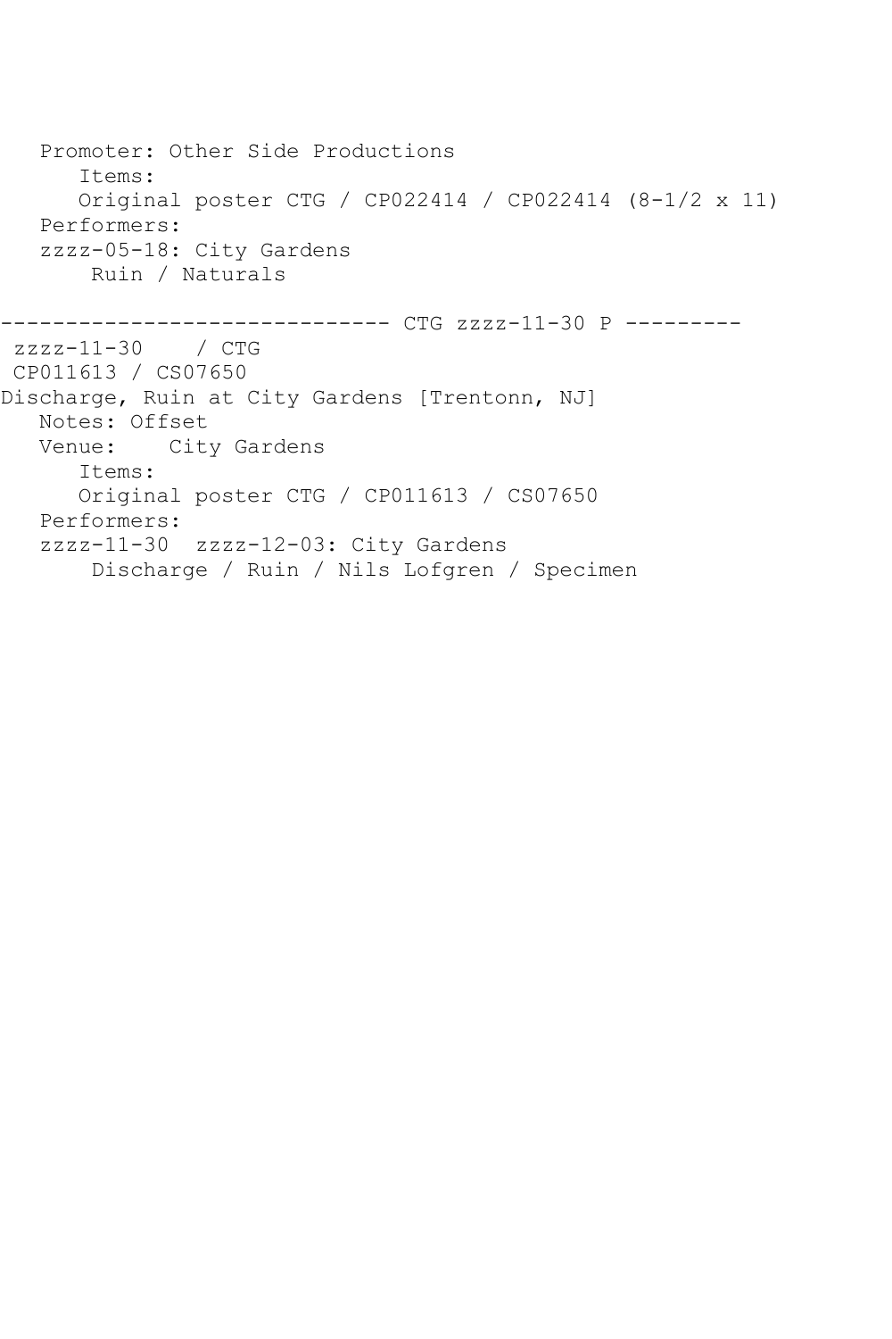```
   Promoter: Other Side Productions
      Items:
      Original poster CTG / CP022414 / CP022414 (8-1/2 x 11)
   Performers:
   zzzz-05-18: City Gardens
       Ruin / Naturals

------------------------------ CTG zzzz-11-30 P ---------
 zzzz-11-30    / CTG
 CP011613 / CS07650
Discharge, Ruin at City Gardens [Trentonn, NJ]
   Notes: Offset
   Venue:    City Gardens
      Items:
      Original poster CTG / CP011613 / CS07650
   Performers:
   zzzz-11-30  zzzz-12-03: City Gardens
       Discharge / Ruin / Nils Lofgren / Specimen
```